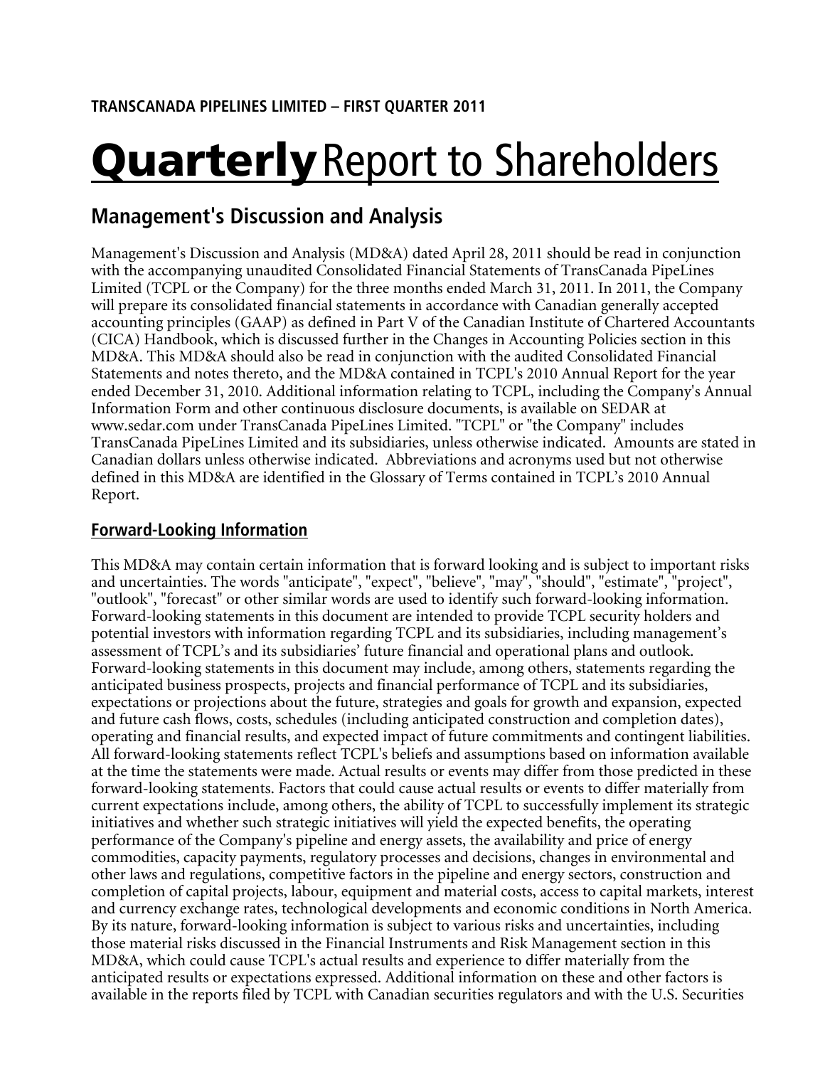**TRANSCANADA PIPELINES LIMITED – FIRST QUARTER 2011**

# Quarterly Report to Shareholders

## Management's Discussion and Analysis

Management's Discussion and Analysis (MD&A) dated April 28, 2011 should be read in conjunction with the accompanying unaudited Consolidated Financial Statements of TransCanada PipeLines Limited (TCPL or the Company) for the three months ended March 31, 2011. In 2011, the Company will prepare its consolidated financial statements in accordance with Canadian generally accepted accounting principles (GAAP) as defined in Part V of the Canadian Institute of Chartered Accountants (CICA) Handbook, which is discussed further in the Changes in Accounting Policies section in this MD&A. This MD&A should also be read in conjunction with the audited Consolidated Financial Statements and notes thereto, and the MD&A contained in TCPL's 2010 Annual Report for the year ended December 31, 2010. Additional information relating to TCPL, including the Company's Annual Information Form and other continuous disclosure documents, is available on SEDAR at www.sedar.com under TransCanada PipeLines Limited. "TCPL" or "the Company" includes TransCanada PipeLines Limited and its subsidiaries, unless otherwise indicated. Amounts are stated in Canadian dollars unless otherwise indicated. Abbreviations and acronyms used but not otherwise defined in this MD&A are identified in the Glossary of Terms contained in TCPL's 2010 Annual Report.

### Forward-Looking Information

This MD&A may contain certain information that is forward looking and is subject to important risks and uncertainties. The words "anticipate", "expect", "believe", "may", "should", "estimate", "project", "outlook", "forecast" or other similar words are used to identify such forward-looking information. Forward-looking statements in this document are intended to provide TCPL security holders and potential investors with information regarding TCPL and its subsidiaries, including management's assessment of TCPL's and its subsidiaries' future financial and operational plans and outlook. Forward-looking statements in this document may include, among others, statements regarding the anticipated business prospects, projects and financial performance of TCPL and its subsidiaries, expectations or projections about the future, strategies and goals for growth and expansion, expected and future cash flows, costs, schedules (including anticipated construction and completion dates), operating and financial results, and expected impact of future commitments and contingent liabilities. All forward-looking statements reflect TCPL's beliefs and assumptions based on information available at the time the statements were made. Actual results or events may differ from those predicted in these forward-looking statements. Factors that could cause actual results or events to differ materially from current expectations include, among others, the ability of TCPL to successfully implement its strategic initiatives and whether such strategic initiatives will yield the expected benefits, the operating performance of the Company's pipeline and energy assets, the availability and price of energy commodities, capacity payments, regulatory processes and decisions, changes in environmental and other laws and regulations, competitive factors in the pipeline and energy sectors, construction and completion of capital projects, labour, equipment and material costs, access to capital markets, interest and currency exchange rates, technological developments and economic conditions in North America. By its nature, forward-looking information is subject to various risks and uncertainties, including those material risks discussed in the Financial Instruments and Risk Management section in this MD&A, which could cause TCPL's actual results and experience to differ materially from the anticipated results or expectations expressed. Additional information on these and other factors is available in the reports filed by TCPL with Canadian securities regulators and with the U.S. Securities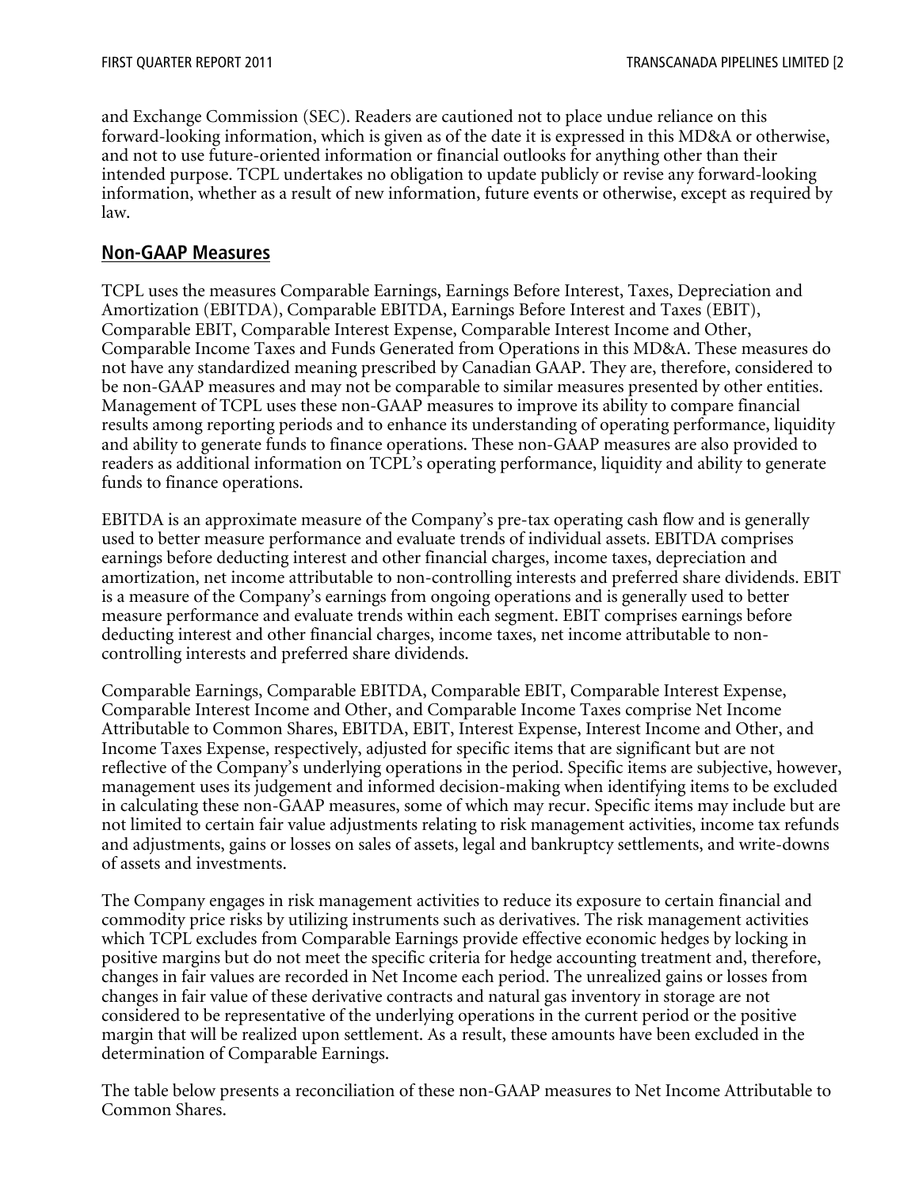and Exchange Commission (SEC). Readers are cautioned not to place undue reliance on this forward-looking information, which is given as of the date it is expressed in this MD&A or otherwise, and not to use future-oriented information or financial outlooks for anything other than their intended purpose. TCPL undertakes no obligation to update publicly or revise any forward-looking information, whether as a result of new information, future events or otherwise, except as required by law.

## Non-GAAP Measures

TCPL uses the measures Comparable Earnings, Earnings Before Interest, Taxes, Depreciation and Amortization (EBITDA), Comparable EBITDA, Earnings Before Interest and Taxes (EBIT), Comparable EBIT, Comparable Interest Expense, Comparable Interest Income and Other, Comparable Income Taxes and Funds Generated from Operations in this MD&A. These measures do not have any standardized meaning prescribed by Canadian GAAP. They are, therefore, considered to be non-GAAP measures and may not be comparable to similar measures presented by other entities. Management of TCPL uses these non-GAAP measures to improve its ability to compare financial results among reporting periods and to enhance its understanding of operating performance, liquidity and ability to generate funds to finance operations. These non-GAAP measures are also provided to readers as additional information on TCPL's operating performance, liquidity and ability to generate funds to finance operations.

EBITDA is an approximate measure of the Company's pre-tax operating cash flow and is generally used to better measure performance and evaluate trends of individual assets. EBITDA comprises earnings before deducting interest and other financial charges, income taxes, depreciation and amortization, net income attributable to non-controlling interests and preferred share dividends. EBIT is a measure of the Company's earnings from ongoing operations and is generally used to better measure performance and evaluate trends within each segment. EBIT comprises earnings before deducting interest and other financial charges, income taxes, net income attributable to non-controlling interests and preferred share dividends.

Comparable Earnings, Comparable EBITDA, Comparable EBIT, Comparable Interest Expense, Comparable Interest Income and Other, and Comparable Income Taxes comprise Net Income Attributable to Common Shares, EBITDA, EBIT, Interest Expense, Interest Income and Other, and Income Taxes Expense, respectively, adjusted for specific items that are significant but are not reflective of the Company's underlying operations in the period. Specific items are subjective, however, management uses its judgement and informed decision-making when identifying items to be excluded in calculating these non-GAAP measures, some of which may recur. Specific items may include but are not limited to certain fair value adjustments relating to risk management activities, income tax refunds and adjustments, gains or losses on sales of assets, legal and bankruptcy settlements, and write-downs of assets and investments.

The Company engages in risk management activities to reduce its exposure to certain financial and commodity price risks by utilizing instruments such as derivatives. The risk management activities which TCPL excludes from Comparable Earnings provide effective economic hedges by locking in positive margins but do not meet the specific criteria for hedge accounting treatment and, therefore, changes in fair values are recorded in Net Income each period. The unrealized gains or losses from changes in fair value of these derivative contracts and natural gas inventory in storage are not considered to be representative of the underlying operations in the current period or the positive margin that will be realized upon settlement. As a result, these amounts have been excluded in the determination of Comparable Earnings.

The table below presents a reconciliation of these non-GAAP measures to Net Income Attributable to Common Shares.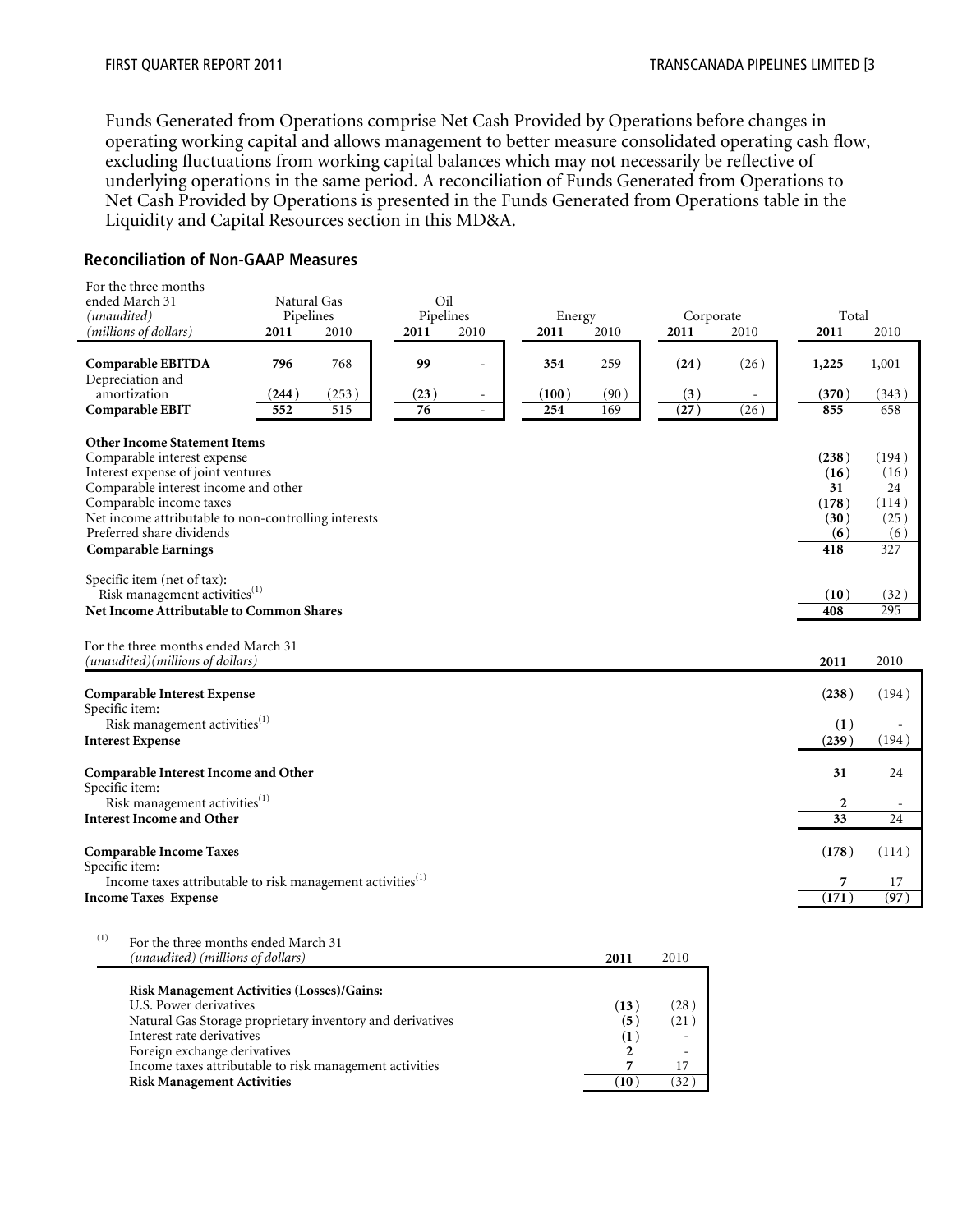Funds Generated from Operations comprise Net Cash Provided by Operations before changes in operating working capital and allows management to better measure consolidated operating cash flow, excluding fluctuations from working capital balances which may not necessarily be reflective of underlying operations in the same period. A reconciliation of Funds Generated from Operations to Net Cash Provided by Operations is presented in the Funds Generated from Operations table in the Liquidity and Capital Resources section in this MD&A.

## Reconciliation of Non-GAAP Measures

| For the three months ended March 31 *(unaudited)* *(millions of dollars)* | Natural Gas Pipelines | | Oil Pipelines | | Energy | | Corporate | | Total | |
|---|---|---|---|---|---|---|---|---|---|---|
| | **2011** | 2010 | **2011** | 2010 | **2011** | 2010 | **2011** | 2010 | **2011** | 2010 |
| **Comparable EBITDA** | **796** | 768 | **99** | - | **354** | 259 | **(24)** | (26) | **1,225** | 1,001 |
| Depreciation and amortization | **(244)** | (253) | **(23)** | - | **(100)** | (90) | **(3)** | - | **(370)** | (343) |
| **Comparable EBIT** | **552** | 515 | **76** | - | **254** | 169 | **(27)** | (26) | **855** | 658 |
| | | | | | | | | | | |
| **Other Income Statement Items** | | | | | | | | | | |
| Comparable interest expense | | | | | | | | | **(238)** | (194) |
| Interest expense of joint ventures | | | | | | | | | **(16)** | (16) |
| Comparable interest income and other | | | | | | | | | **31** | 24 |
| Comparable income taxes | | | | | | | | | **(178)** | (114) |
| Net income attributable to non-controlling interests | | | | | | | | | **(30)** | (25) |
| Preferred share dividends | | | | | | | | | **(6)** | (6) |
| **Comparable Earnings** | | | | | | | | | **418** | 327 |
| | | | | | | | | | | |
| Specific item (net of tax): | | | | | | | | | | |
| Risk management activities[(1)] | | | | | | | | | **(10)** | (32) |
| **Net Income Attributable to Common Shares** | | | | | | | | | **408** | 295 |

| For the three months ended March 31 *(unaudited)(millions of dollars)* | **2011** | 2010 |
|---|---|---|
| **Comparable Interest Expense** | **(238)** | (194) |
| Specific item: | | |
| Risk management activities[(1)] | **(1)** | - |
| **Interest Expense** | **(239)** | (194) |
| | | |
| **Comparable Interest Income and Other** | **31** | 24 |
| Specific item: | | |
| Risk management activities[(1)] | **2** | - |
| **Interest Income and Other** | **33** | 24 |
| | | |
| **Comparable Income Taxes** | **(178)** | (114) |
| Specific item: | | |
| Income taxes attributable to risk management activities[(1)] | **7** | 17 |
| **Income Taxes Expense** | **(171)** | (97) |

(1)

| For the three months ended March 31 *(unaudited) (millions of dollars)* | **2011** | 2010 |
|---|---|---|
| **Risk Management Activities (Losses)/Gains:** | | |
| U.S. Power derivatives | **(13)** | (28) |
| Natural Gas Storage proprietary inventory and derivatives | **(5)** | (21) |
| Interest rate derivatives | **(1)** | - |
| Foreign exchange derivatives | **2** | - |
| Income taxes attributable to risk management activities | **7** | 17 |
| **Risk Management Activities** | **(10)** | (32) |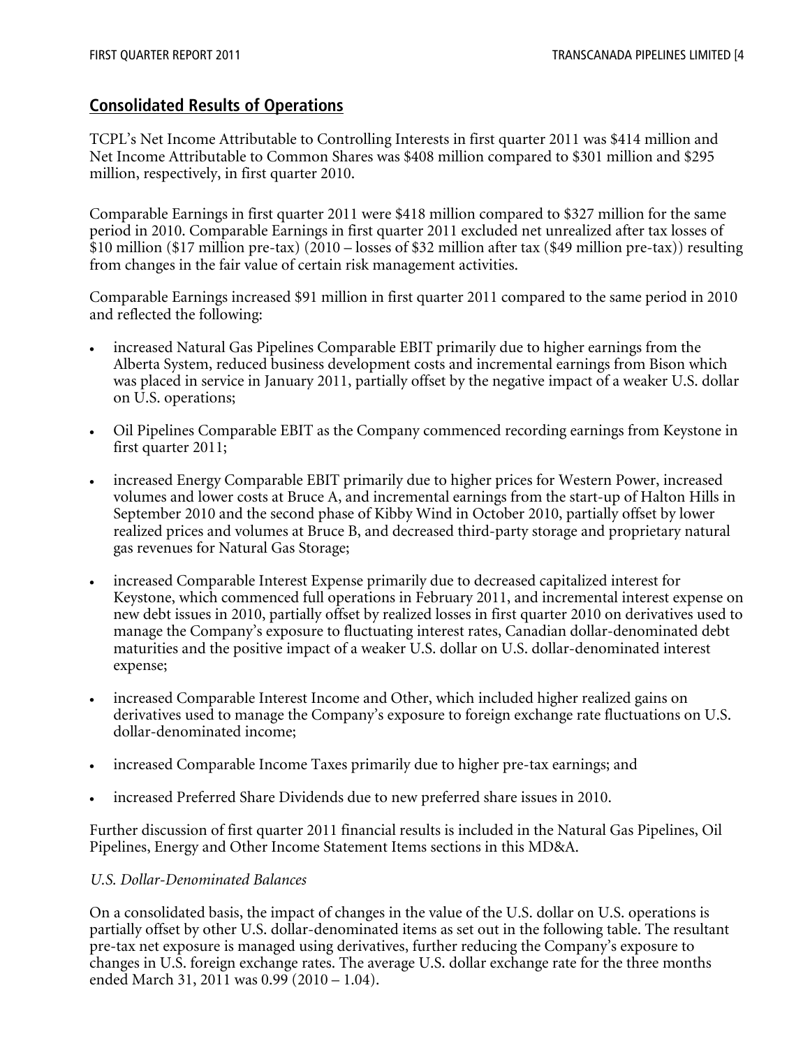## Consolidated Results of Operations

TCPL's Net Income Attributable to Controlling Interests in first quarter 2011 was $414 million and Net Income Attributable to Common Shares was $408 million compared to $301 million and $295 million, respectively, in first quarter 2010.

Comparable Earnings in first quarter 2011 were $418 million compared to $327 million for the same period in 2010. Comparable Earnings in first quarter 2011 excluded net unrealized after tax losses of $10 million ($17 million pre-tax) (2010 – losses of $32 million after tax ($49 million pre-tax)) resulting from changes in the fair value of certain risk management activities.

Comparable Earnings increased $91 million in first quarter 2011 compared to the same period in 2010 and reflected the following:

- increased Natural Gas Pipelines Comparable EBIT primarily due to higher earnings from the Alberta System, reduced business development costs and incremental earnings from Bison which was placed in service in January 2011, partially offset by the negative impact of a weaker U.S. dollar on U.S. operations;
- Oil Pipelines Comparable EBIT as the Company commenced recording earnings from Keystone in first quarter 2011;
- increased Energy Comparable EBIT primarily due to higher prices for Western Power, increased volumes and lower costs at Bruce A, and incremental earnings from the start-up of Halton Hills in September 2010 and the second phase of Kibby Wind in October 2010, partially offset by lower realized prices and volumes at Bruce B, and decreased third-party storage and proprietary natural gas revenues for Natural Gas Storage;
- increased Comparable Interest Expense primarily due to decreased capitalized interest for Keystone, which commenced full operations in February 2011, and incremental interest expense on new debt issues in 2010, partially offset by realized losses in first quarter 2010 on derivatives used to manage the Company's exposure to fluctuating interest rates, Canadian dollar-denominated debt maturities and the positive impact of a weaker U.S. dollar on U.S. dollar-denominated interest expense;
- increased Comparable Interest Income and Other, which included higher realized gains on derivatives used to manage the Company's exposure to foreign exchange rate fluctuations on U.S. dollar-denominated income;
- increased Comparable Income Taxes primarily due to higher pre-tax earnings; and
- increased Preferred Share Dividends due to new preferred share issues in 2010.

Further discussion of first quarter 2011 financial results is included in the Natural Gas Pipelines, Oil Pipelines, Energy and Other Income Statement Items sections in this MD&A.

*U.S. Dollar-Denominated Balances*

On a consolidated basis, the impact of changes in the value of the U.S. dollar on U.S. operations is partially offset by other U.S. dollar-denominated items as set out in the following table. The resultant pre-tax net exposure is managed using derivatives, further reducing the Company's exposure to changes in U.S. foreign exchange rates. The average U.S. dollar exchange rate for the three months ended March 31, 2011 was 0.99 (2010 – 1.04).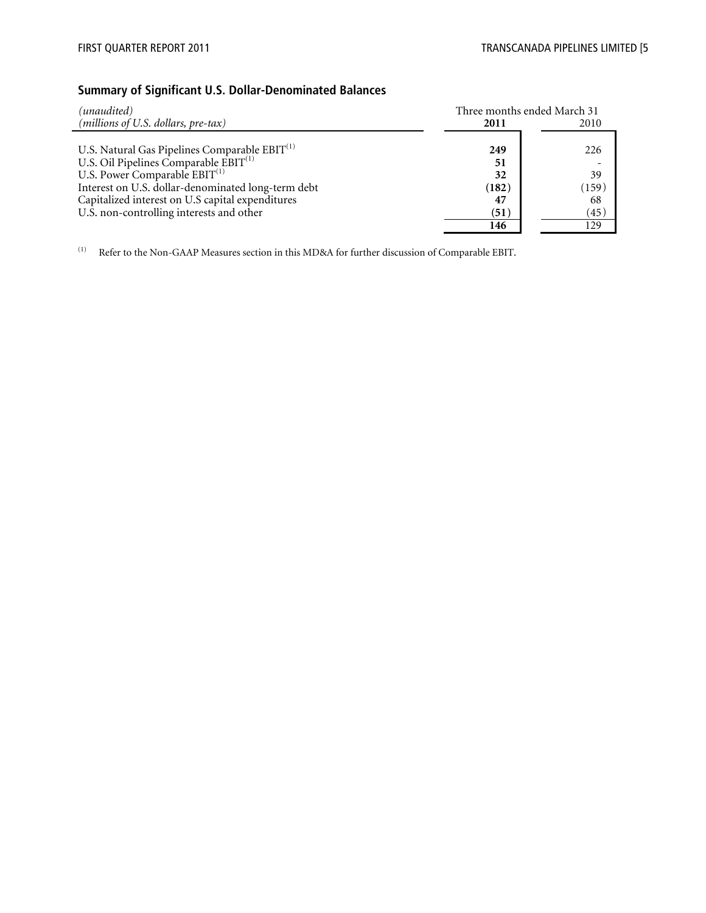## Summary of Significant U.S. Dollar-Denominated Balances

| *(unaudited)* *(millions of U.S. dollars, pre-tax)* | Three months ended March 31 | |
|---|---|---|
| | **2011** | 2010 |
| U.S. Natural Gas Pipelines Comparable EBIT[(1)] | **249** | 226 |
| U.S. Oil Pipelines Comparable EBIT[(1)] | **51** | - |
| U.S. Power Comparable EBIT[(1)] | **32** | 39 |
| Interest on U.S. dollar-denominated long-term debt | **(182)** | (159) |
| Capitalized interest on U.S capital expenditures | **47** | 68 |
| U.S. non-controlling interests and other | **(51)** | (45) |
| | **146** | 129 |

(1) Refer to the Non-GAAP Measures section in this MD&A for further discussion of Comparable EBIT.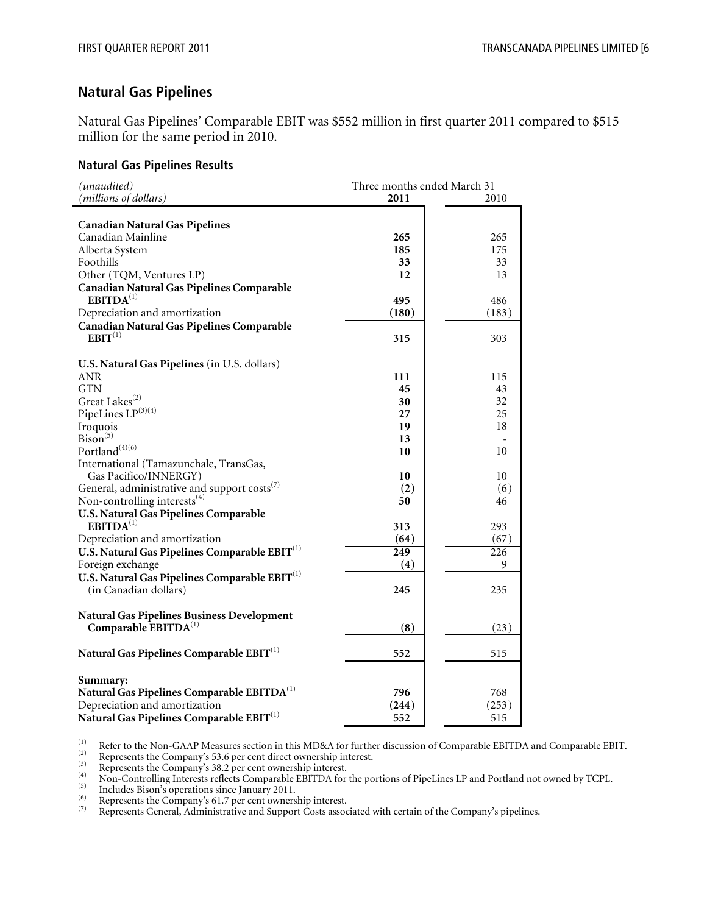## Natural Gas Pipelines

Natural Gas Pipelines' Comparable EBIT was $552 million in first quarter 2011 compared to $515 million for the same period in 2010.

### Natural Gas Pipelines Results

| *(unaudited)* *(millions of dollars)* | Three months ended March 31 2011 | 2010 |
|---|---|---|
| **Canadian Natural Gas Pipelines** | | |
| Canadian Mainline | **265** | 265 |
| Alberta System | **185** | 175 |
| Foothills | **33** | 33 |
| Other (TQM, Ventures LP) | **12** | 13 |
| **Canadian Natural Gas Pipelines Comparable EBITDA**[1] | **495** | 486 |
| Depreciation and amortization | **(180)** | (183) |
| **Canadian Natural Gas Pipelines Comparable EBIT**[1] | **315** | 303 |
| **U.S. Natural Gas Pipelines** (in U.S. dollars) | | |
| ANR | **111** | 115 |
| GTN | **45** | 43 |
| Great Lakes[2] | **30** | 32 |
| PipeLines LP[3][4] | **27** | 25 |
| Iroquois | **19** | 18 |
| Bison[5] | **13** | - |
| Portland[4][6] | **10** | 10 |
| International (Tamazunchale, TransGas, Gas Pacifico/INNERGY) | **10** | 10 |
| General, administrative and support costs[7] | **(2)** | (6) |
| Non-controlling interests[4] | **50** | 46 |
| **U.S. Natural Gas Pipelines Comparable EBITDA**[1] | **313** | 293 |
| Depreciation and amortization | **(64)** | (67) |
| **U.S. Natural Gas Pipelines Comparable EBIT**[1] | **249** | 226 |
| Foreign exchange | **(4)** | 9 |
| **U.S. Natural Gas Pipelines Comparable EBIT**[1] (in Canadian dollars) | **245** | 235 |
| **Natural Gas Pipelines Business Development Comparable EBITDA**[1] | **(8)** | (23) |
| **Natural Gas Pipelines Comparable EBIT**[1] | **552** | 515 |
| **Summary:** | | |
| **Natural Gas Pipelines Comparable EBITDA**[1] | **796** | 768 |
| Depreciation and amortization | **(244)** | (253) |
| **Natural Gas Pipelines Comparable EBIT**[1] | **552** | 515 |

(1) Refer to the Non-GAAP Measures section in this MD&A for further discussion of Comparable EBITDA and Comparable EBIT.
(2) Represents the Company's 53.6 per cent direct ownership interest.
(3) Represents the Company's 38.2 per cent ownership interest.
(4) Non-Controlling Interests reflects Comparable EBITDA for the portions of PipeLines LP and Portland not owned by TCPL.
(5) Includes Bison's operations since January 2011.
(6) Represents the Company's 61.7 per cent ownership interest.
(7) Represents General, Administrative and Support Costs associated with certain of the Company's pipelines.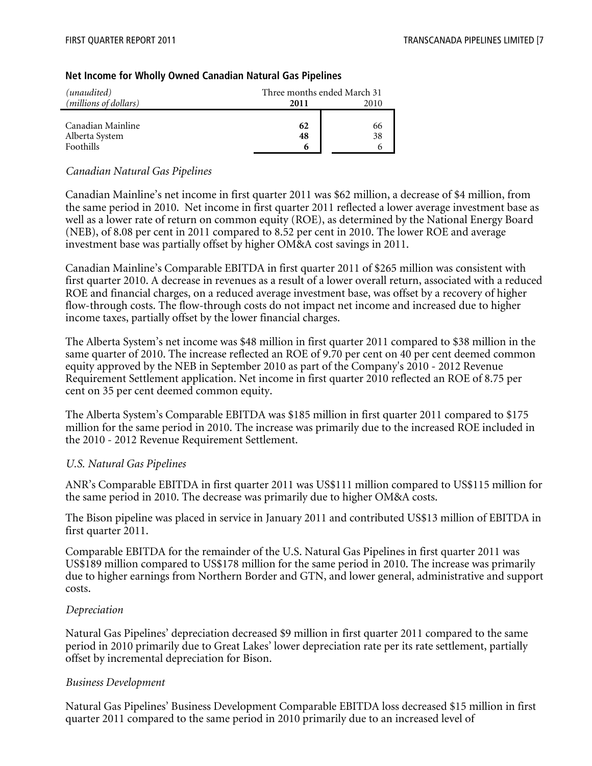**Net Income for Wholly Owned Canadian Natural Gas Pipelines**

| *(unaudited)* *(millions of dollars)* | Three months ended March 31 **2011** | 2010 |
|---|---|---|
| Canadian Mainline | **62** | 66 |
| Alberta System | **48** | 38 |
| Foothills | **6** | 6 |

*Canadian Natural Gas Pipelines*

Canadian Mainline's net income in first quarter 2011 was $62 million, a decrease of $4 million, from the same period in 2010. Net income in first quarter 2011 reflected a lower average investment base as well as a lower rate of return on common equity (ROE), as determined by the National Energy Board (NEB), of 8.08 per cent in 2011 compared to 8.52 per cent in 2010. The lower ROE and average investment base was partially offset by higher OM&A cost savings in 2011.

Canadian Mainline's Comparable EBITDA in first quarter 2011 of $265 million was consistent with first quarter 2010. A decrease in revenues as a result of a lower overall return, associated with a reduced ROE and financial charges, on a reduced average investment base, was offset by a recovery of higher flow-through costs. The flow-through costs do not impact net income and increased due to higher income taxes, partially offset by the lower financial charges.

The Alberta System's net income was $48 million in first quarter 2011 compared to $38 million in the same quarter of 2010. The increase reflected an ROE of 9.70 per cent on 40 per cent deemed common equity approved by the NEB in September 2010 as part of the Company's 2010 - 2012 Revenue Requirement Settlement application. Net income in first quarter 2010 reflected an ROE of 8.75 per cent on 35 per cent deemed common equity.

The Alberta System's Comparable EBITDA was $185 million in first quarter 2011 compared to $175 million for the same period in 2010. The increase was primarily due to the increased ROE included in the 2010 - 2012 Revenue Requirement Settlement.

*U.S. Natural Gas Pipelines*

ANR's Comparable EBITDA in first quarter 2011 was US$111 million compared to US$115 million for the same period in 2010. The decrease was primarily due to higher OM&A costs.

The Bison pipeline was placed in service in January 2011 and contributed US$13 million of EBITDA in first quarter 2011.

Comparable EBITDA for the remainder of the U.S. Natural Gas Pipelines in first quarter 2011 was US$189 million compared to US$178 million for the same period in 2010. The increase was primarily due to higher earnings from Northern Border and GTN, and lower general, administrative and support costs.

*Depreciation*

Natural Gas Pipelines' depreciation decreased $9 million in first quarter 2011 compared to the same period in 2010 primarily due to Great Lakes' lower depreciation rate per its rate settlement, partially offset by incremental depreciation for Bison.

*Business Development*

Natural Gas Pipelines' Business Development Comparable EBITDA loss decreased $15 million in first quarter 2011 compared to the same period in 2010 primarily due to an increased level of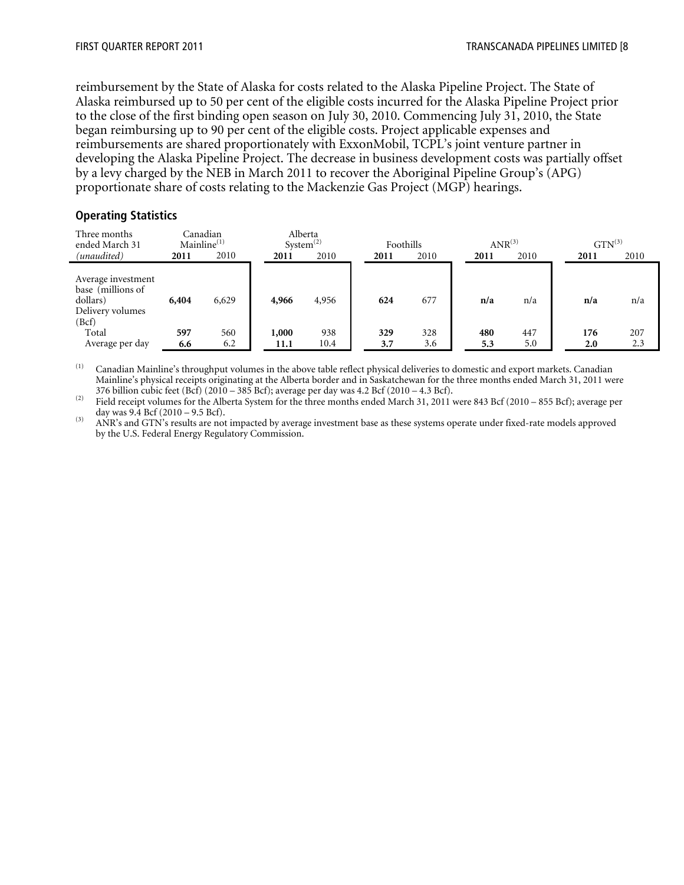reimbursement by the State of Alaska for costs related to the Alaska Pipeline Project. The State of Alaska reimbursed up to 50 per cent of the eligible costs incurred for the Alaska Pipeline Project prior to the close of the first binding open season on July 30, 2010. Commencing July 31, 2010, the State began reimbursing up to 90 per cent of the eligible costs. Project applicable expenses and reimbursements are shared proportionately with ExxonMobil, TCPL's joint venture partner in developing the Alaska Pipeline Project. The decrease in business development costs was partially offset by a levy charged by the NEB in March 2011 to recover the Aboriginal Pipeline Group's (APG) proportionate share of costs relating to the Mackenzie Gas Project (MGP) hearings.

### Operating Statistics

| Three months ended March 31 | Canadian Mainline[(1)] | | Alberta System[(2)] | | Foothills | | ANR[(3)] | | GTN[(3)] | |
|---|---|---|---|---|---|---|---|---|---|---|
| *(unaudited)* | **2011** | 2010 | **2011** | 2010 | **2011** | 2010 | **2011** | 2010 | **2011** | 2010 |
| Average investment base (millions of dollars) | **6,404** | 6,629 | **4,966** | 4,956 | **624** | 677 | **n/a** | n/a | **n/a** | n/a |
| Delivery volumes (Bcf) | | | | | | | | | | |
| Total | **597** | 560 | **1,000** | 938 | **329** | 328 | **480** | 447 | **176** | 207 |
| Average per day | **6.6** | 6.2 | **11.1** | 10.4 | **3.7** | 3.6 | **5.3** | 5.0 | **2.0** | 2.3 |

(1) Canadian Mainline's throughput volumes in the above table reflect physical deliveries to domestic and export markets. Canadian Mainline's physical receipts originating at the Alberta border and in Saskatchewan for the three months ended March 31, 2011 were 376 billion cubic feet (Bcf) (2010 – 385 Bcf); average per day was 4.2 Bcf (2010 – 4.3 Bcf).

(2) Field receipt volumes for the Alberta System for the three months ended March 31, 2011 were 843 Bcf (2010 – 855 Bcf); average per day was 9.4 Bcf (2010 – 9.5 Bcf).

(3) ANR's and GTN's results are not impacted by average investment base as these systems operate under fixed-rate models approved by the U.S. Federal Energy Regulatory Commission.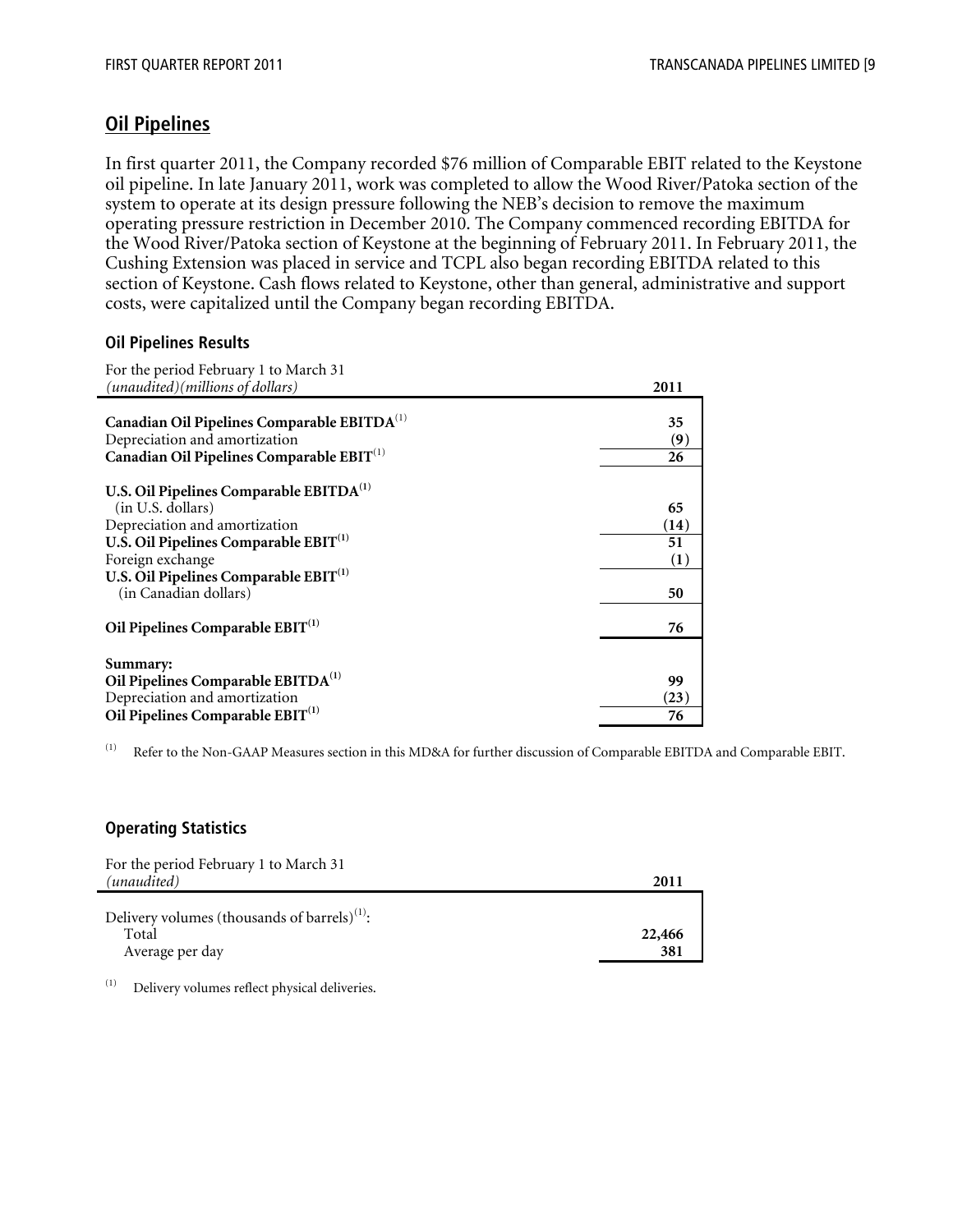## Oil Pipelines

In first quarter 2011, the Company recorded $76 million of Comparable EBIT related to the Keystone oil pipeline. In late January 2011, work was completed to allow the Wood River/Patoka section of the system to operate at its design pressure following the NEB's decision to remove the maximum operating pressure restriction in December 2010. The Company commenced recording EBITDA for the Wood River/Patoka section of Keystone at the beginning of February 2011. In February 2011, the Cushing Extension was placed in service and TCPL also began recording EBITDA related to this section of Keystone. Cash flows related to Keystone, other than general, administrative and support costs, were capitalized until the Company began recording EBITDA.

### Oil Pipelines Results

| For the period February 1 to March 31 *(unaudited)(millions of dollars)* | **2011** |
|---|---|
| **Canadian Oil Pipelines Comparable EBITDA**[1] | **35** |
| Depreciation and amortization | **(9)** |
| **Canadian Oil Pipelines Comparable EBIT**[1] | **26** |
| | |
| **U.S. Oil Pipelines Comparable EBITDA**[1] | |
| (in U.S. dollars) | **65** |
| Depreciation and amortization | **(14)** |
| **U.S. Oil Pipelines Comparable EBIT**[1] | **51** |
| Foreign exchange | **(1)** |
| **U.S. Oil Pipelines Comparable EBIT**[1] | |
| (in Canadian dollars) | **50** |
| | |
| **Oil Pipelines Comparable EBIT**[1] | **76** |
| | |
| **Summary:** | |
| **Oil Pipelines Comparable EBITDA**[1] | **99** |
| Depreciation and amortization | **(23)** |
| **Oil Pipelines Comparable EBIT**[1] | **76** |

(1) Refer to the Non-GAAP Measures section in this MD&A for further discussion of Comparable EBITDA and Comparable EBIT.

### Operating Statistics

| For the period February 1 to March 31 *(unaudited)* | **2011** |
|---|---|
| Delivery volumes (thousands of barrels)[1]: | |
| Total | **22,466** |
| Average per day | **381** |

(1) Delivery volumes reflect physical deliveries.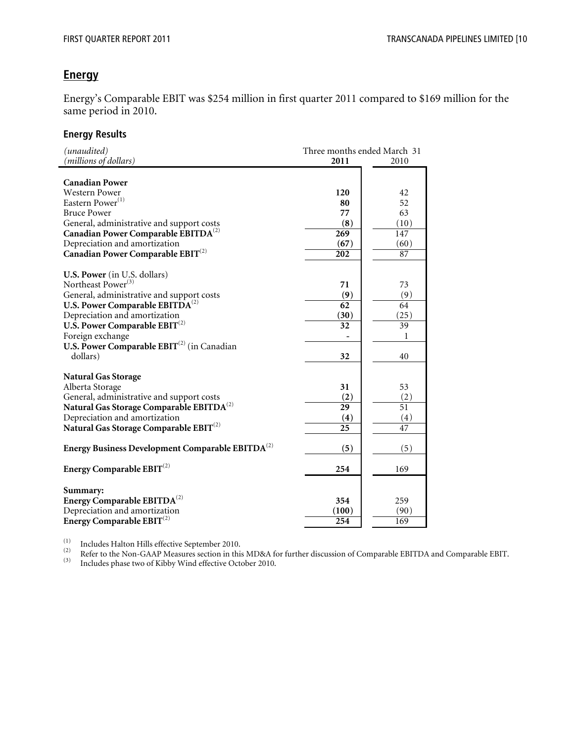## Energy

Energy's Comparable EBIT was $254 million in first quarter 2011 compared to $169 million for the same period in 2010.

### Energy Results

| *(unaudited)* *(millions of dollars)* | Three months ended March 31 **2011** | 2010 |
|---|---|---|
| **Canadian Power** | | |
| Western Power | **120** | 42 |
| Eastern Power[1] | **80** | 52 |
| Bruce Power | **77** | 63 |
| General, administrative and support costs | **(8)** | (10) |
| **Canadian Power Comparable EBITDA**[2] | **269** | 147 |
| Depreciation and amortization | **(67)** | (60) |
| **Canadian Power Comparable EBIT**[2] | **202** | 87 |
| **U.S. Power** (in U.S. dollars) | | |
| Northeast Power[3] | **71** | 73 |
| General, administrative and support costs | **(9)** | (9) |
| **U.S. Power Comparable EBITDA**[2] | **62** | 64 |
| Depreciation and amortization | **(30)** | (25) |
| **U.S. Power Comparable EBIT**[2] | **32** | 39 |
| Foreign exchange | **-** | 1 |
| **U.S. Power Comparable EBIT**[2] (in Canadian dollars) | **32** | 40 |
| **Natural Gas Storage** | | |
| Alberta Storage | **31** | 53 |
| General, administrative and support costs | **(2)** | (2) |
| **Natural Gas Storage Comparable EBITDA**[2] | **29** | 51 |
| Depreciation and amortization | **(4)** | (4) |
| **Natural Gas Storage Comparable EBIT**[2] | **25** | 47 |
| **Energy Business Development Comparable EBITDA**[2] | **(5)** | (5) |
| **Energy Comparable EBIT**[2] | **254** | 169 |
| **Summary:** | | |
| **Energy Comparable EBITDA**[2] | **354** | 259 |
| Depreciation and amortization | **(100)** | (90) |
| **Energy Comparable EBIT**[2] | **254** | 169 |

(1) Includes Halton Hills effective September 2010.

(2) Refer to the Non-GAAP Measures section in this MD&A for further discussion of Comparable EBITDA and Comparable EBIT.

(3) Includes phase two of Kibby Wind effective October 2010.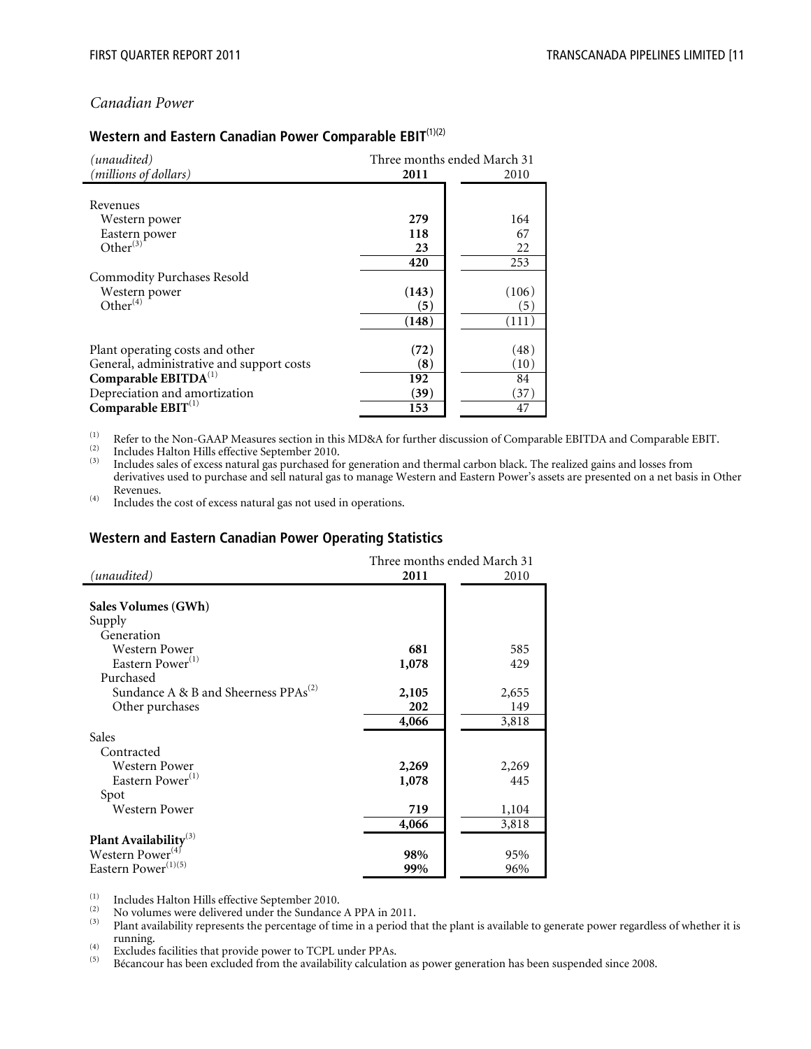*Canadian Power*

### Western and Eastern Canadian Power Comparable EBIT[(1)(2)]

| *(unaudited)* *(millions of dollars)* | Three months ended March 31 2011 | 2010 |
|---|---|---|
| Revenues | | |
| Western power | **279** | 164 |
| Eastern power | **118** | 67 |
| Other[(3)] | **23** | 22 |
| | **420** | 253 |
| Commodity Purchases Resold | | |
| Western power | **(143)** | (106) |
| Other[(4)] | **(5)** | (5) |
| | **(148)** | (111) |
| Plant operating costs and other | **(72)** | (48) |
| General, administrative and support costs | **(8)** | (10) |
| **Comparable EBITDA**[(1)] | **192** | 84 |
| Depreciation and amortization | **(39)** | (37) |
| **Comparable EBIT**[(1)] | **153** | 47 |

(1) Refer to the Non-GAAP Measures section in this MD&A for further discussion of Comparable EBITDA and Comparable EBIT.

(2) Includes Halton Hills effective September 2010.

(3) Includes sales of excess natural gas purchased for generation and thermal carbon black. The realized gains and losses from derivatives used to purchase and sell natural gas to manage Western and Eastern Power's assets are presented on a net basis in Other Revenues.

(4) Includes the cost of excess natural gas not used in operations.

### Western and Eastern Canadian Power Operating Statistics

| *(unaudited)* | Three months ended March 31 2011 | 2010 |
|---|---|---|
| **Sales Volumes (GWh)** | | |
| Supply | | |
| Generation | | |
| Western Power | **681** | 585 |
| Eastern Power[(1)] | **1,078** | 429 |
| Purchased | | |
| Sundance A & B and Sheerness PPAs[(2)] | **2,105** | 2,655 |
| Other purchases | **202** | 149 |
| | **4,066** | 3,818 |
| Sales | | |
| Contracted | | |
| Western Power | **2,269** | 2,269 |
| Eastern Power[(1)] | **1,078** | 445 |
| Spot | | |
| Western Power | **719** | 1,104 |
| | **4,066** | 3,818 |
| **Plant Availability**[(3)] | | |
| Western Power[(4)] | **98%** | 95% |
| Eastern Power[(1)(5)] | **99%** | 96% |

(1) Includes Halton Hills effective September 2010.

(2) No volumes were delivered under the Sundance A PPA in 2011.

(3) Plant availability represents the percentage of time in a period that the plant is available to generate power regardless of whether it is running.

(4) Excludes facilities that provide power to TCPL under PPAs.

(5) Bécancour has been excluded from the availability calculation as power generation has been suspended since 2008.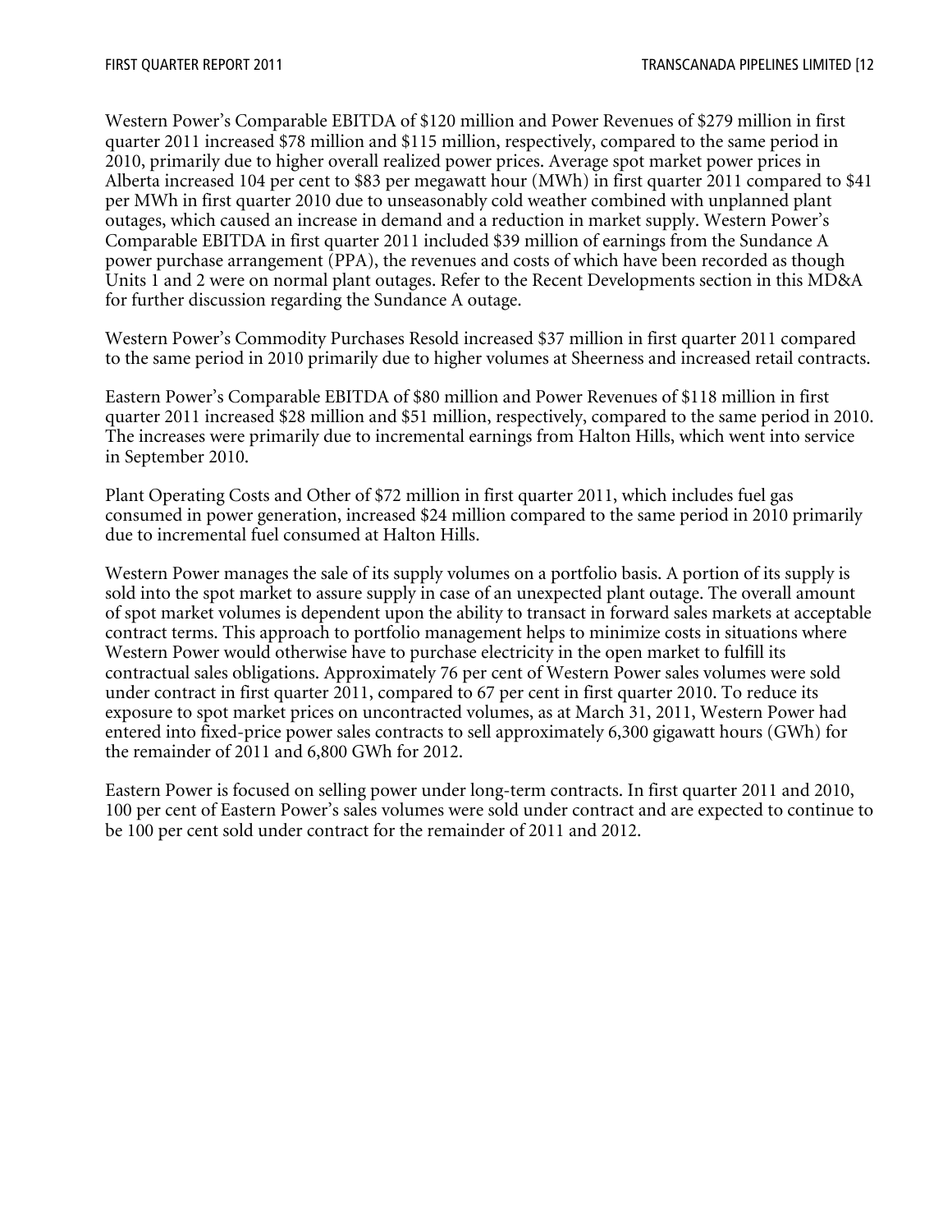Western Power's Comparable EBITDA of $120 million and Power Revenues of $279 million in first quarter 2011 increased $78 million and $115 million, respectively, compared to the same period in 2010, primarily due to higher overall realized power prices. Average spot market power prices in Alberta increased 104 per cent to $83 per megawatt hour (MWh) in first quarter 2011 compared to $41 per MWh in first quarter 2010 due to unseasonably cold weather combined with unplanned plant outages, which caused an increase in demand and a reduction in market supply. Western Power's Comparable EBITDA in first quarter 2011 included $39 million of earnings from the Sundance A power purchase arrangement (PPA), the revenues and costs of which have been recorded as though Units 1 and 2 were on normal plant outages. Refer to the Recent Developments section in this MD&A for further discussion regarding the Sundance A outage.

Western Power's Commodity Purchases Resold increased $37 million in first quarter 2011 compared to the same period in 2010 primarily due to higher volumes at Sheerness and increased retail contracts.

Eastern Power's Comparable EBITDA of $80 million and Power Revenues of $118 million in first quarter 2011 increased $28 million and $51 million, respectively, compared to the same period in 2010. The increases were primarily due to incremental earnings from Halton Hills, which went into service in September 2010.

Plant Operating Costs and Other of $72 million in first quarter 2011, which includes fuel gas consumed in power generation, increased $24 million compared to the same period in 2010 primarily due to incremental fuel consumed at Halton Hills.

Western Power manages the sale of its supply volumes on a portfolio basis. A portion of its supply is sold into the spot market to assure supply in case of an unexpected plant outage. The overall amount of spot market volumes is dependent upon the ability to transact in forward sales markets at acceptable contract terms. This approach to portfolio management helps to minimize costs in situations where Western Power would otherwise have to purchase electricity in the open market to fulfill its contractual sales obligations. Approximately 76 per cent of Western Power sales volumes were sold under contract in first quarter 2011, compared to 67 per cent in first quarter 2010. To reduce its exposure to spot market prices on uncontracted volumes, as at March 31, 2011, Western Power had entered into fixed-price power sales contracts to sell approximately 6,300 gigawatt hours (GWh) for the remainder of 2011 and 6,800 GWh for 2012.

Eastern Power is focused on selling power under long-term contracts. In first quarter 2011 and 2010, 100 per cent of Eastern Power's sales volumes were sold under contract and are expected to continue to be 100 per cent sold under contract for the remainder of 2011 and 2012.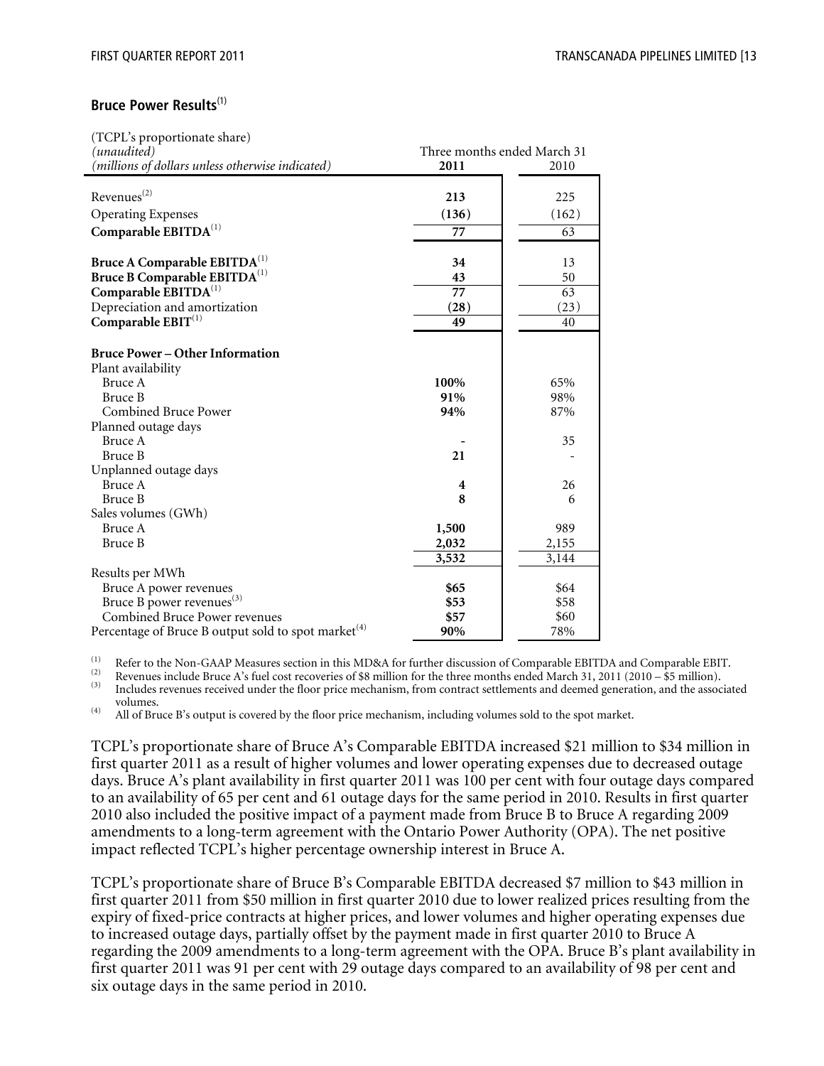## Bruce Power Results[1]

| (TCPL's proportionate share)<br>*(unaudited)*<br>*(millions of dollars unless otherwise indicated)* | Three months ended March 31<br>**2011** | <br>2010 |
|---|---|---|
| Revenues[2] | **213** | 225 |
| Operating Expenses | **(136)** | (162) |
| **Comparable EBITDA**[1] | **77** | 63 |
| | | |
| **Bruce A Comparable EBITDA**[1] | **34** | 13 |
| **Bruce B Comparable EBITDA**[1] | **43** | 50 |
| **Comparable EBITDA**[1] | **77** | 63 |
| Depreciation and amortization | **(28)** | (23) |
| **Comparable EBIT**[1] | **49** | 40 |
| | | |
| **Bruce Power – Other Information** | | |
| Plant availability | | |
| Bruce A | **100%** | 65% |
| Bruce B | **91%** | 98% |
| Combined Bruce Power | **94%** | 87% |
| Planned outage days | | |
| Bruce A | **-** | 35 |
| Bruce B | **21** | - |
| Unplanned outage days | | |
| Bruce A | **4** | 26 |
| Bruce B | **8** | 6 |
| Sales volumes (GWh) | | |
| Bruce A | **1,500** | 989 |
| Bruce B | **2,032** | 2,155 |
| | **3,532** | 3,144 |
| Results per MWh | | |
| Bruce A power revenues | **$65** | $64 |
| Bruce B power revenues[3] | **$53** | $58 |
| Combined Bruce Power revenues | **$57** | $60 |
| Percentage of Bruce B output sold to spot market[4] | **90%** | 78% |

(1) Refer to the Non-GAAP Measures section in this MD&A for further discussion of Comparable EBITDA and Comparable EBIT.
(2) Revenues include Bruce A's fuel cost recoveries of $8 million for the three months ended March 31, 2011 (2010 – $5 million).
(3) Includes revenues received under the floor price mechanism, from contract settlements and deemed generation, and the associated volumes.
(4) All of Bruce B's output is covered by the floor price mechanism, including volumes sold to the spot market.

TCPL's proportionate share of Bruce A's Comparable EBITDA increased $21 million to $34 million in first quarter 2011 as a result of higher volumes and lower operating expenses due to decreased outage days. Bruce A's plant availability in first quarter 2011 was 100 per cent with four outage days compared to an availability of 65 per cent and 61 outage days for the same period in 2010. Results in first quarter 2010 also included the positive impact of a payment made from Bruce B to Bruce A regarding 2009 amendments to a long-term agreement with the Ontario Power Authority (OPA). The net positive impact reflected TCPL's higher percentage ownership interest in Bruce A.

TCPL's proportionate share of Bruce B's Comparable EBITDA decreased $7 million to $43 million in first quarter 2011 from $50 million in first quarter 2010 due to lower realized prices resulting from the expiry of fixed-price contracts at higher prices, and lower volumes and higher operating expenses due to increased outage days, partially offset by the payment made in first quarter 2010 to Bruce A regarding the 2009 amendments to a long-term agreement with the OPA. Bruce B's plant availability in first quarter 2011 was 91 per cent with 29 outage days compared to an availability of 98 per cent and six outage days in the same period in 2010.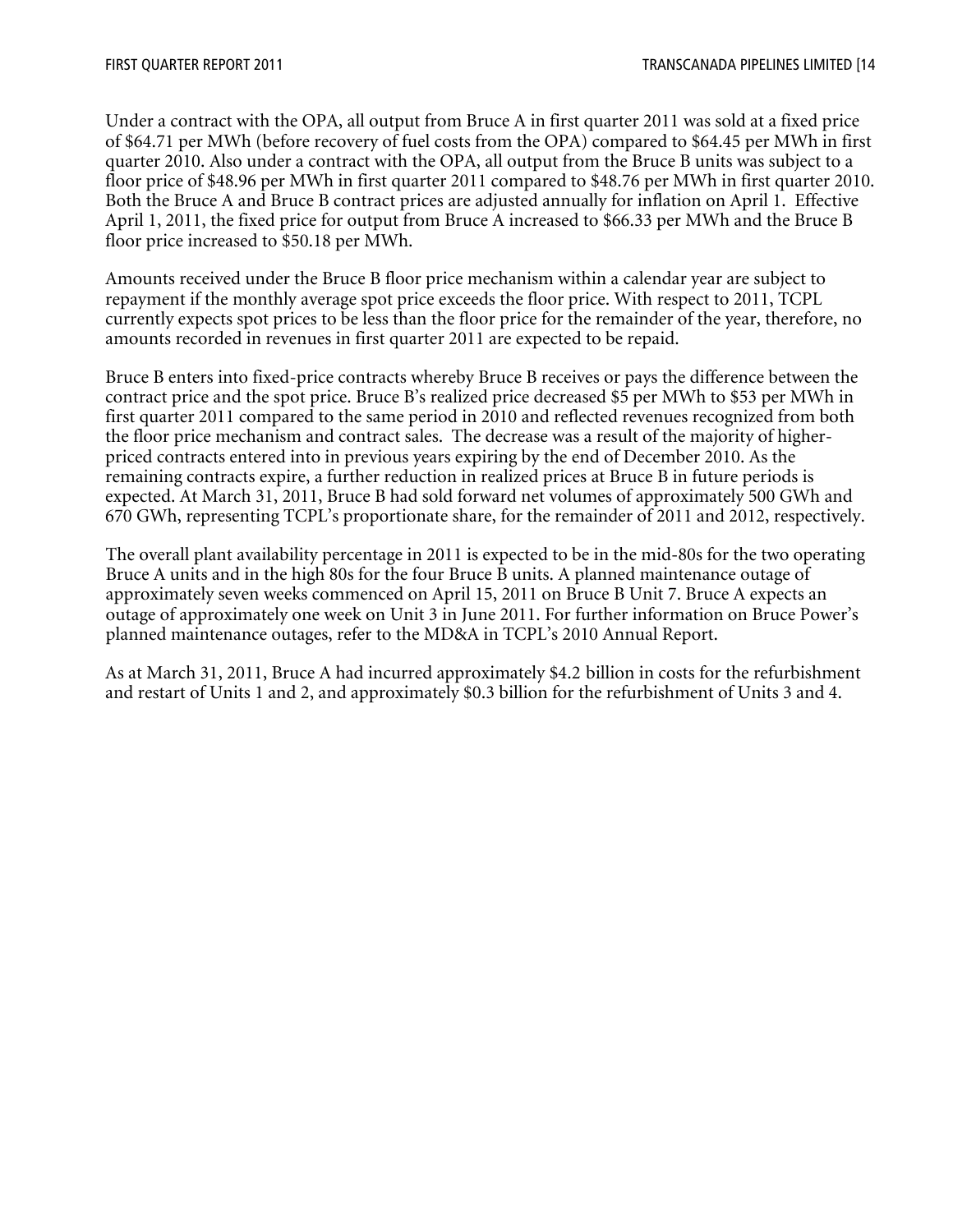Under a contract with the OPA, all output from Bruce A in first quarter 2011 was sold at a fixed price of $64.71 per MWh (before recovery of fuel costs from the OPA) compared to $64.45 per MWh in first quarter 2010. Also under a contract with the OPA, all output from the Bruce B units was subject to a floor price of $48.96 per MWh in first quarter 2011 compared to $48.76 per MWh in first quarter 2010. Both the Bruce A and Bruce B contract prices are adjusted annually for inflation on April 1. Effective April 1, 2011, the fixed price for output from Bruce A increased to $66.33 per MWh and the Bruce B floor price increased to $50.18 per MWh.

Amounts received under the Bruce B floor price mechanism within a calendar year are subject to repayment if the monthly average spot price exceeds the floor price. With respect to 2011, TCPL currently expects spot prices to be less than the floor price for the remainder of the year, therefore, no amounts recorded in revenues in first quarter 2011 are expected to be repaid.

Bruce B enters into fixed-price contracts whereby Bruce B receives or pays the difference between the contract price and the spot price. Bruce B's realized price decreased $5 per MWh to $53 per MWh in first quarter 2011 compared to the same period in 2010 and reflected revenues recognized from both the floor price mechanism and contract sales. The decrease was a result of the majority of higher-priced contracts entered into in previous years expiring by the end of December 2010. As the remaining contracts expire, a further reduction in realized prices at Bruce B in future periods is expected. At March 31, 2011, Bruce B had sold forward net volumes of approximately 500 GWh and 670 GWh, representing TCPL's proportionate share, for the remainder of 2011 and 2012, respectively.

The overall plant availability percentage in 2011 is expected to be in the mid-80s for the two operating Bruce A units and in the high 80s for the four Bruce B units. A planned maintenance outage of approximately seven weeks commenced on April 15, 2011 on Bruce B Unit 7. Bruce A expects an outage of approximately one week on Unit 3 in June 2011. For further information on Bruce Power's planned maintenance outages, refer to the MD&A in TCPL's 2010 Annual Report.

As at March 31, 2011, Bruce A had incurred approximately $4.2 billion in costs for the refurbishment and restart of Units 1 and 2, and approximately $0.3 billion for the refurbishment of Units 3 and 4.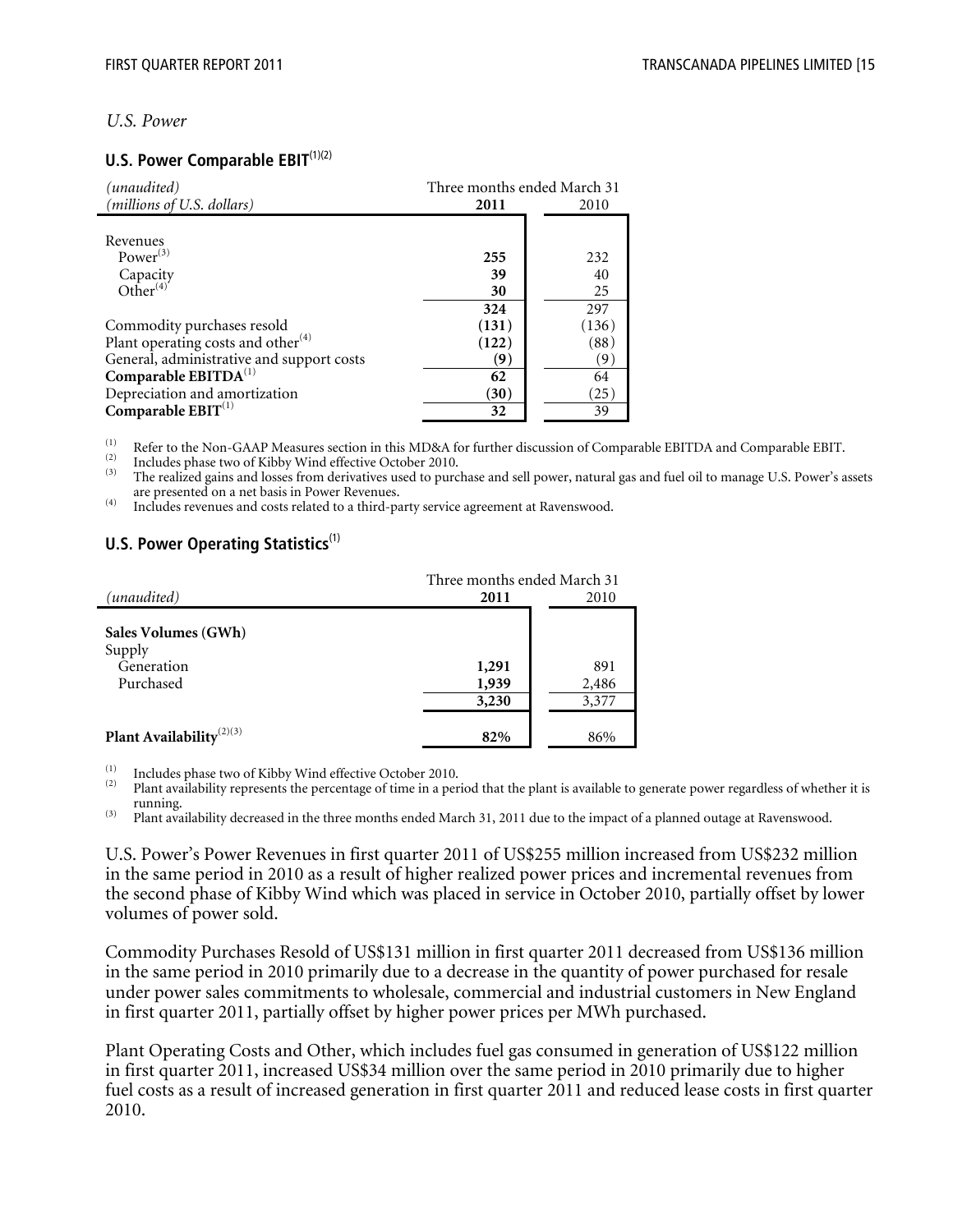*U.S. Power*

### U.S. Power Comparable EBIT[1][2]

| *(unaudited)* *(millions of U.S. dollars)* | Three months ended March 31 2011 | 2010 |
|---|---|---|
| Revenues | | |
| Power[3] | **255** | 232 |
| Capacity | **39** | 40 |
| Other[4] | **30** | 25 |
| | **324** | 297 |
| Commodity purchases resold | **(131)** | (136) |
| Plant operating costs and other[4] | **(122)** | (88) |
| General, administrative and support costs | **(9)** | (9) |
| **Comparable EBITDA**[1] | **62** | 64 |
| Depreciation and amortization | **(30)** | (25) |
| **Comparable EBIT**[1] | **32** | 39 |

(1) Refer to the Non-GAAP Measures section in this MD&A for further discussion of Comparable EBITDA and Comparable EBIT.
(2) Includes phase two of Kibby Wind effective October 2010.
(3) The realized gains and losses from derivatives used to purchase and sell power, natural gas and fuel oil to manage U.S. Power's assets are presented on a net basis in Power Revenues.
(4) Includes revenues and costs related to a third-party service agreement at Ravenswood.

### U.S. Power Operating Statistics[1]

| *(unaudited)* | Three months ended March 31 2011 | 2010 |
|---|---|---|
| **Sales Volumes (GWh)** | | |
| Supply | | |
| Generation | **1,291** | 891 |
| Purchased | **1,939** | 2,486 |
| | **3,230** | 3,377 |
| **Plant Availability**[2][3] | **82%** | 86% |

(1) Includes phase two of Kibby Wind effective October 2010.
(2) Plant availability represents the percentage of time in a period that the plant is available to generate power regardless of whether it is running.
(3) Plant availability decreased in the three months ended March 31, 2011 due to the impact of a planned outage at Ravenswood.

U.S. Power's Power Revenues in first quarter 2011 of US$255 million increased from US$232 million in the same period in 2010 as a result of higher realized power prices and incremental revenues from the second phase of Kibby Wind which was placed in service in October 2010, partially offset by lower volumes of power sold.

Commodity Purchases Resold of US$131 million in first quarter 2011 decreased from US$136 million in the same period in 2010 primarily due to a decrease in the quantity of power purchased for resale under power sales commitments to wholesale, commercial and industrial customers in New England in first quarter 2011, partially offset by higher power prices per MWh purchased.

Plant Operating Costs and Other, which includes fuel gas consumed in generation of US$122 million in first quarter 2011, increased US$34 million over the same period in 2010 primarily due to higher fuel costs as a result of increased generation in first quarter 2011 and reduced lease costs in first quarter 2010.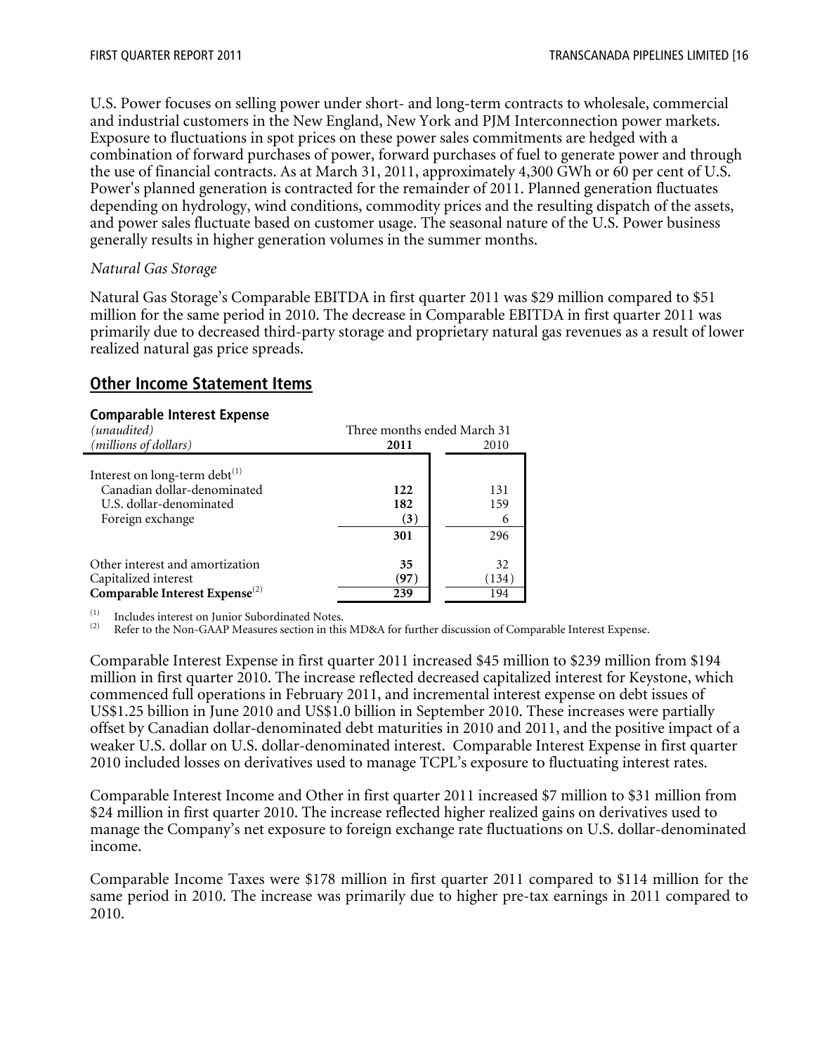U.S. Power focuses on selling power under short- and long-term contracts to wholesale, commercial and industrial customers in the New England, New York and PJM Interconnection power markets. Exposure to fluctuations in spot prices on these power sales commitments are hedged with a combination of forward purchases of power, forward purchases of fuel to generate power and through the use of financial contracts. As at March 31, 2011, approximately 4,300 GWh or 60 per cent of U.S. Power's planned generation is contracted for the remainder of 2011. Planned generation fluctuates depending on hydrology, wind conditions, commodity prices and the resulting dispatch of the assets, and power sales fluctuate based on customer usage. The seasonal nature of the U.S. Power business generally results in higher generation volumes in the summer months.

*Natural Gas Storage*

Natural Gas Storage's Comparable EBITDA in first quarter 2011 was $29 million compared to $51 million for the same period in 2010. The decrease in Comparable EBITDA in first quarter 2011 was primarily due to decreased third-party storage and proprietary natural gas revenues as a result of lower realized natural gas price spreads.

## Other Income Statement Items

**Comparable Interest Expense**

| *(unaudited)* | Three months ended March 31 | |
|---|---|---|
| *(millions of dollars)* | **2011** | 2010 |
| Interest on long-term debt[1] | | |
| Canadian dollar-denominated | **122** | 131 |
| U.S. dollar-denominated | **182** | 159 |
| Foreign exchange | **(3)** | 6 |
| | **301** | 296 |
| Other interest and amortization | **35** | 32 |
| Capitalized interest | **(97)** | (134) |
| **Comparable Interest Expense**[2] | **239** | 194 |

(1) Includes interest on Junior Subordinated Notes.
(2) Refer to the Non-GAAP Measures section in this MD&A for further discussion of Comparable Interest Expense.

Comparable Interest Expense in first quarter 2011 increased $45 million to $239 million from $194 million in first quarter 2010. The increase reflected decreased capitalized interest for Keystone, which commenced full operations in February 2011, and incremental interest expense on debt issues of US$1.25 billion in June 2010 and US$1.0 billion in September 2010. These increases were partially offset by Canadian dollar-denominated debt maturities in 2010 and 2011, and the positive impact of a weaker U.S. dollar on U.S. dollar-denominated interest. Comparable Interest Expense in first quarter 2010 included losses on derivatives used to manage TCPL's exposure to fluctuating interest rates.

Comparable Interest Income and Other in first quarter 2011 increased $7 million to $31 million from $24 million in first quarter 2010. The increase reflected higher realized gains on derivatives used to manage the Company's net exposure to foreign exchange rate fluctuations on U.S. dollar-denominated income.

Comparable Income Taxes were $178 million in first quarter 2011 compared to $114 million for the same period in 2010. The increase was primarily due to higher pre-tax earnings in 2011 compared to 2010.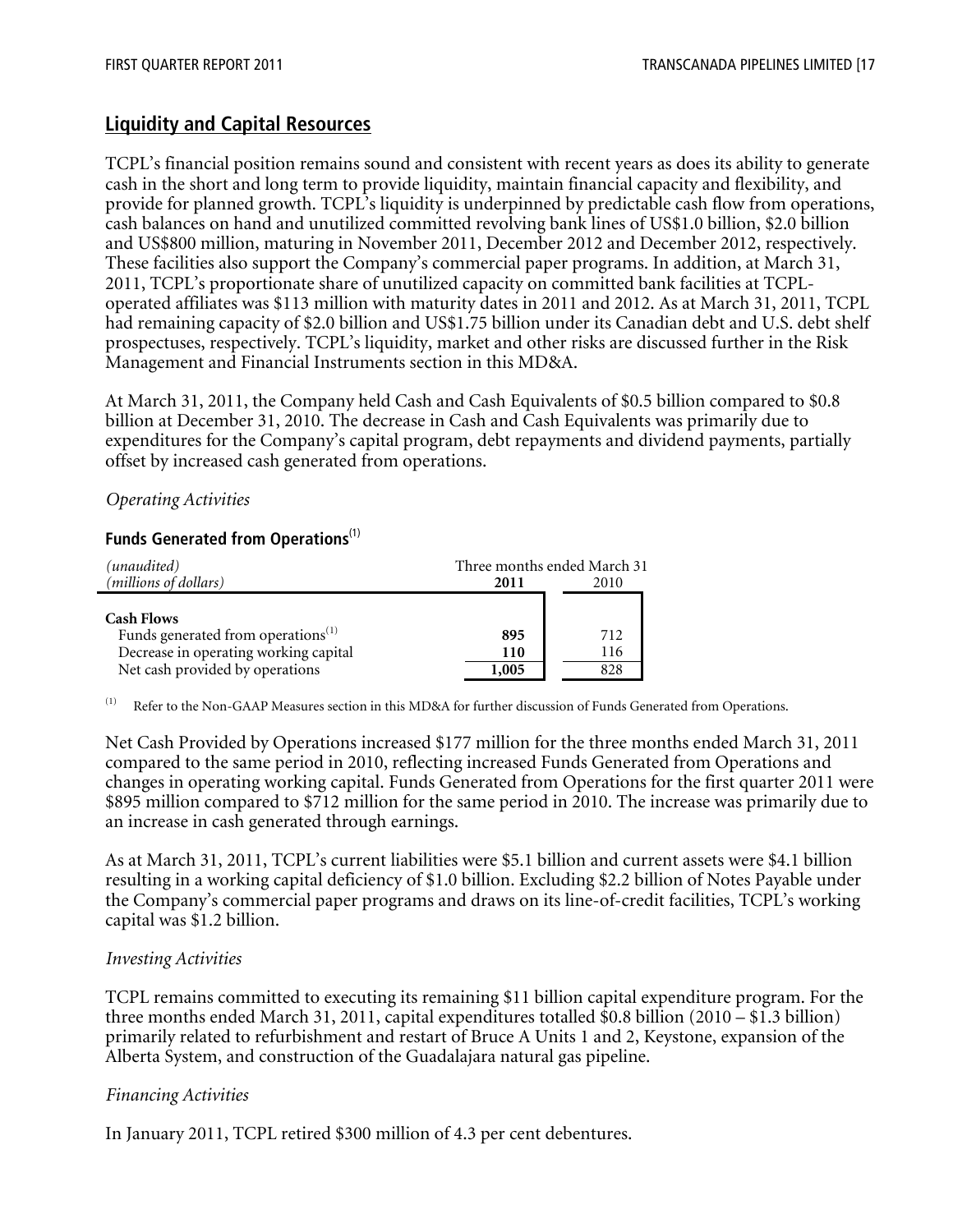## Liquidity and Capital Resources

TCPL's financial position remains sound and consistent with recent years as does its ability to generate cash in the short and long term to provide liquidity, maintain financial capacity and flexibility, and provide for planned growth. TCPL's liquidity is underpinned by predictable cash flow from operations, cash balances on hand and unutilized committed revolving bank lines of US$1.0 billion, $2.0 billion and US$800 million, maturing in November 2011, December 2012 and December 2012, respectively. These facilities also support the Company's commercial paper programs. In addition, at March 31, 2011, TCPL's proportionate share of unutilized capacity on committed bank facilities at TCPL-operated affiliates was $113 million with maturity dates in 2011 and 2012. As at March 31, 2011, TCPL had remaining capacity of $2.0 billion and US$1.75 billion under its Canadian debt and U.S. debt shelf prospectuses, respectively. TCPL's liquidity, market and other risks are discussed further in the Risk Management and Financial Instruments section in this MD&A.

At March 31, 2011, the Company held Cash and Cash Equivalents of $0.5 billion compared to $0.8 billion at December 31, 2010. The decrease in Cash and Cash Equivalents was primarily due to expenditures for the Company's capital program, debt repayments and dividend payments, partially offset by increased cash generated from operations.

*Operating Activities*

**Funds Generated from Operations**[1]

| *(unaudited)* *(millions of dollars)* | Three months ended March 31 2011 | 2010 |
|---|---|---|
| **Cash Flows** | | |
| Funds generated from operations[1] | **895** | 712 |
| Decrease in operating working capital | **110** | 116 |
| Net cash provided by operations | **1,005** | 828 |

(1) Refer to the Non-GAAP Measures section in this MD&A for further discussion of Funds Generated from Operations.

Net Cash Provided by Operations increased $177 million for the three months ended March 31, 2011 compared to the same period in 2010, reflecting increased Funds Generated from Operations and changes in operating working capital. Funds Generated from Operations for the first quarter 2011 were $895 million compared to $712 million for the same period in 2010. The increase was primarily due to an increase in cash generated through earnings.

As at March 31, 2011, TCPL's current liabilities were $5.1 billion and current assets were $4.1 billion resulting in a working capital deficiency of $1.0 billion. Excluding $2.2 billion of Notes Payable under the Company's commercial paper programs and draws on its line-of-credit facilities, TCPL's working capital was $1.2 billion.

*Investing Activities*

TCPL remains committed to executing its remaining $11 billion capital expenditure program. For the three months ended March 31, 2011, capital expenditures totalled $0.8 billion (2010 – $1.3 billion) primarily related to refurbishment and restart of Bruce A Units 1 and 2, Keystone, expansion of the Alberta System, and construction of the Guadalajara natural gas pipeline.

*Financing Activities*

In January 2011, TCPL retired $300 million of 4.3 per cent debentures.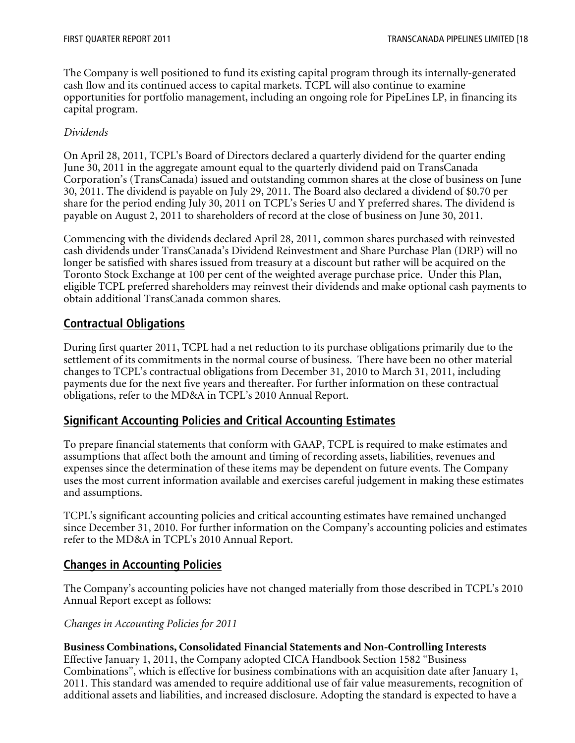The Company is well positioned to fund its existing capital program through its internally-generated cash flow and its continued access to capital markets. TCPL will also continue to examine opportunities for portfolio management, including an ongoing role for PipeLines LP, in financing its capital program.

*Dividends*

On April 28, 2011, TCPL's Board of Directors declared a quarterly dividend for the quarter ending June 30, 2011 in the aggregate amount equal to the quarterly dividend paid on TransCanada Corporation's (TransCanada) issued and outstanding common shares at the close of business on June 30, 2011. The dividend is payable on July 29, 2011. The Board also declared a dividend of $0.70 per share for the period ending July 30, 2011 on TCPL's Series U and Y preferred shares. The dividend is payable on August 2, 2011 to shareholders of record at the close of business on June 30, 2011.

Commencing with the dividends declared April 28, 2011, common shares purchased with reinvested cash dividends under TransCanada's Dividend Reinvestment and Share Purchase Plan (DRP) will no longer be satisfied with shares issued from treasury at a discount but rather will be acquired on the Toronto Stock Exchange at 100 per cent of the weighted average purchase price. Under this Plan, eligible TCPL preferred shareholders may reinvest their dividends and make optional cash payments to obtain additional TransCanada common shares.

## Contractual Obligations

During first quarter 2011, TCPL had a net reduction to its purchase obligations primarily due to the settlement of its commitments in the normal course of business. There have been no other material changes to TCPL's contractual obligations from December 31, 2010 to March 31, 2011, including payments due for the next five years and thereafter. For further information on these contractual obligations, refer to the MD&A in TCPL's 2010 Annual Report.

## Significant Accounting Policies and Critical Accounting Estimates

To prepare financial statements that conform with GAAP, TCPL is required to make estimates and assumptions that affect both the amount and timing of recording assets, liabilities, revenues and expenses since the determination of these items may be dependent on future events. The Company uses the most current information available and exercises careful judgement in making these estimates and assumptions.

TCPL's significant accounting policies and critical accounting estimates have remained unchanged since December 31, 2010. For further information on the Company's accounting policies and estimates refer to the MD&A in TCPL's 2010 Annual Report.

## Changes in Accounting Policies

The Company's accounting policies have not changed materially from those described in TCPL's 2010 Annual Report except as follows:

*Changes in Accounting Policies for 2011*

**Business Combinations, Consolidated Financial Statements and Non-Controlling Interests**
Effective January 1, 2011, the Company adopted CICA Handbook Section 1582 "Business Combinations", which is effective for business combinations with an acquisition date after January 1, 2011. This standard was amended to require additional use of fair value measurements, recognition of additional assets and liabilities, and increased disclosure. Adopting the standard is expected to have a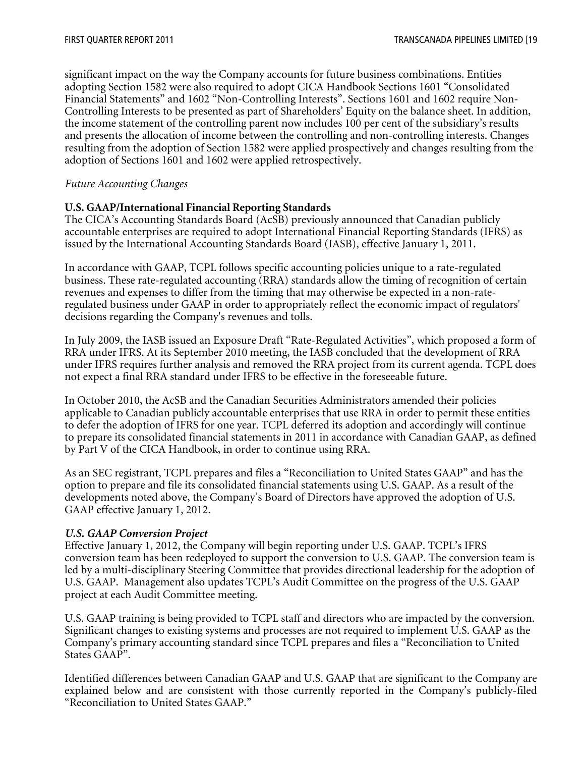significant impact on the way the Company accounts for future business combinations. Entities adopting Section 1582 were also required to adopt CICA Handbook Sections 1601 "Consolidated Financial Statements" and 1602 "Non-Controlling Interests". Sections 1601 and 1602 require Non-Controlling Interests to be presented as part of Shareholders' Equity on the balance sheet. In addition, the income statement of the controlling parent now includes 100 per cent of the subsidiary's results and presents the allocation of income between the controlling and non-controlling interests. Changes resulting from the adoption of Section 1582 were applied prospectively and changes resulting from the adoption of Sections 1601 and 1602 were applied retrospectively.

*Future Accounting Changes*

**U.S. GAAP/International Financial Reporting Standards**

The CICA's Accounting Standards Board (AcSB) previously announced that Canadian publicly accountable enterprises are required to adopt International Financial Reporting Standards (IFRS) as issued by the International Accounting Standards Board (IASB), effective January 1, 2011.

In accordance with GAAP, TCPL follows specific accounting policies unique to a rate-regulated business. These rate-regulated accounting (RRA) standards allow the timing of recognition of certain revenues and expenses to differ from the timing that may otherwise be expected in a non-rate-regulated business under GAAP in order to appropriately reflect the economic impact of regulators' decisions regarding the Company's revenues and tolls.

In July 2009, the IASB issued an Exposure Draft "Rate-Regulated Activities", which proposed a form of RRA under IFRS. At its September 2010 meeting, the IASB concluded that the development of RRA under IFRS requires further analysis and removed the RRA project from its current agenda. TCPL does not expect a final RRA standard under IFRS to be effective in the foreseeable future.

In October 2010, the AcSB and the Canadian Securities Administrators amended their policies applicable to Canadian publicly accountable enterprises that use RRA in order to permit these entities to defer the adoption of IFRS for one year. TCPL deferred its adoption and accordingly will continue to prepare its consolidated financial statements in 2011 in accordance with Canadian GAAP, as defined by Part V of the CICA Handbook, in order to continue using RRA.

As an SEC registrant, TCPL prepares and files a "Reconciliation to United States GAAP" and has the option to prepare and file its consolidated financial statements using U.S. GAAP. As a result of the developments noted above, the Company's Board of Directors have approved the adoption of U.S. GAAP effective January 1, 2012.

***U.S. GAAP Conversion Project***

Effective January 1, 2012, the Company will begin reporting under U.S. GAAP. TCPL's IFRS conversion team has been redeployed to support the conversion to U.S. GAAP. The conversion team is led by a multi-disciplinary Steering Committee that provides directional leadership for the adoption of U.S. GAAP. Management also updates TCPL's Audit Committee on the progress of the U.S. GAAP project at each Audit Committee meeting.

U.S. GAAP training is being provided to TCPL staff and directors who are impacted by the conversion. Significant changes to existing systems and processes are not required to implement U.S. GAAP as the Company's primary accounting standard since TCPL prepares and files a "Reconciliation to United States GAAP".

Identified differences between Canadian GAAP and U.S. GAAP that are significant to the Company are explained below and are consistent with those currently reported in the Company's publicly-filed "Reconciliation to United States GAAP."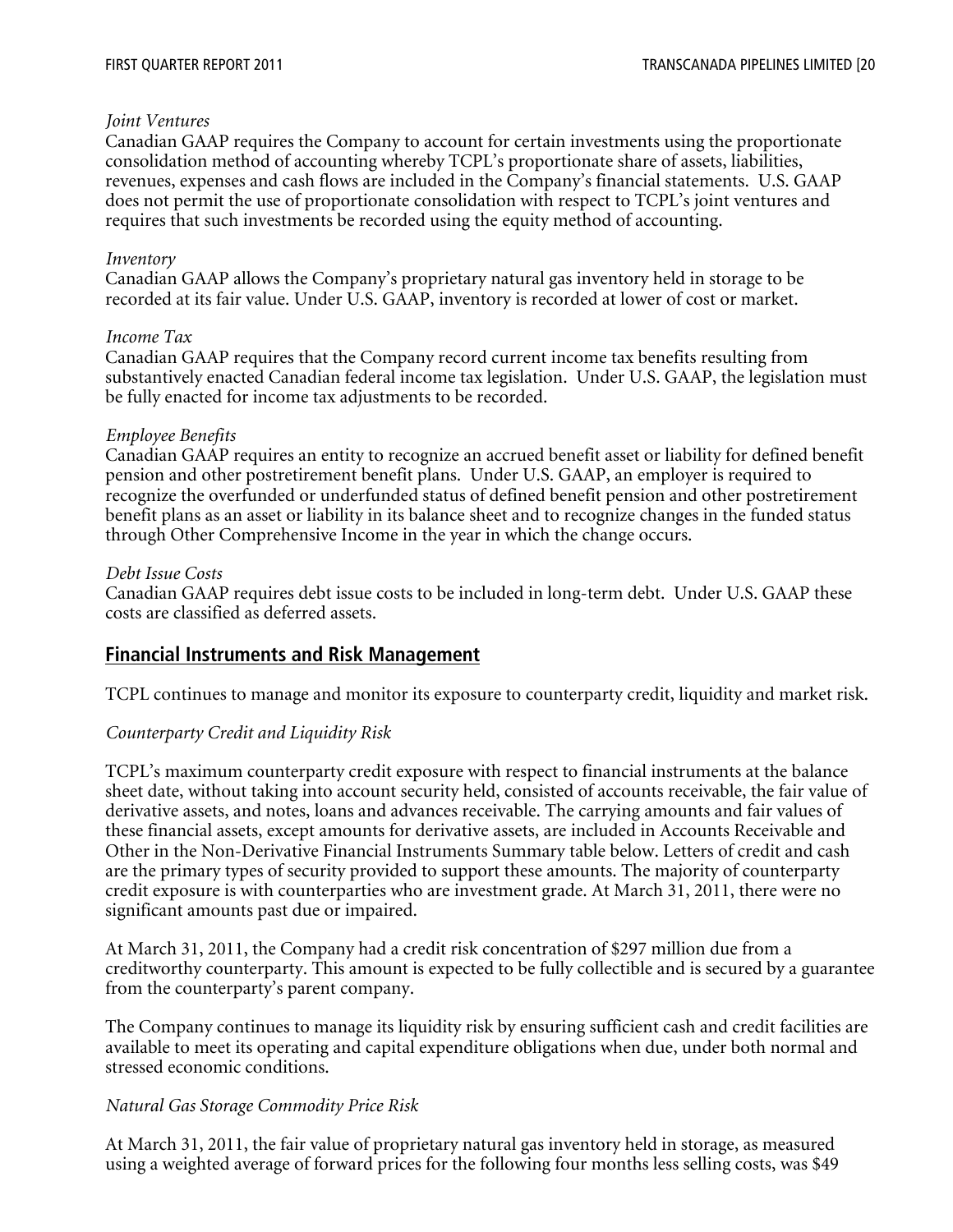*Joint Ventures*
Canadian GAAP requires the Company to account for certain investments using the proportionate consolidation method of accounting whereby TCPL's proportionate share of assets, liabilities, revenues, expenses and cash flows are included in the Company's financial statements. U.S. GAAP does not permit the use of proportionate consolidation with respect to TCPL's joint ventures and requires that such investments be recorded using the equity method of accounting.

*Inventory*
Canadian GAAP allows the Company's proprietary natural gas inventory held in storage to be recorded at its fair value. Under U.S. GAAP, inventory is recorded at lower of cost or market.

*Income Tax*
Canadian GAAP requires that the Company record current income tax benefits resulting from substantively enacted Canadian federal income tax legislation. Under U.S. GAAP, the legislation must be fully enacted for income tax adjustments to be recorded.

*Employee Benefits*
Canadian GAAP requires an entity to recognize an accrued benefit asset or liability for defined benefit pension and other postretirement benefit plans. Under U.S. GAAP, an employer is required to recognize the overfunded or underfunded status of defined benefit pension and other postretirement benefit plans as an asset or liability in its balance sheet and to recognize changes in the funded status through Other Comprehensive Income in the year in which the change occurs.

*Debt Issue Costs*
Canadian GAAP requires debt issue costs to be included in long-term debt. Under U.S. GAAP these costs are classified as deferred assets.

## Financial Instruments and Risk Management

TCPL continues to manage and monitor its exposure to counterparty credit, liquidity and market risk.

*Counterparty Credit and Liquidity Risk*

TCPL's maximum counterparty credit exposure with respect to financial instruments at the balance sheet date, without taking into account security held, consisted of accounts receivable, the fair value of derivative assets, and notes, loans and advances receivable. The carrying amounts and fair values of these financial assets, except amounts for derivative assets, are included in Accounts Receivable and Other in the Non-Derivative Financial Instruments Summary table below. Letters of credit and cash are the primary types of security provided to support these amounts. The majority of counterparty credit exposure is with counterparties who are investment grade. At March 31, 2011, there were no significant amounts past due or impaired.

At March 31, 2011, the Company had a credit risk concentration of $297 million due from a creditworthy counterparty. This amount is expected to be fully collectible and is secured by a guarantee from the counterparty's parent company.

The Company continues to manage its liquidity risk by ensuring sufficient cash and credit facilities are available to meet its operating and capital expenditure obligations when due, under both normal and stressed economic conditions.

*Natural Gas Storage Commodity Price Risk*

At March 31, 2011, the fair value of proprietary natural gas inventory held in storage, as measured using a weighted average of forward prices for the following four months less selling costs, was $49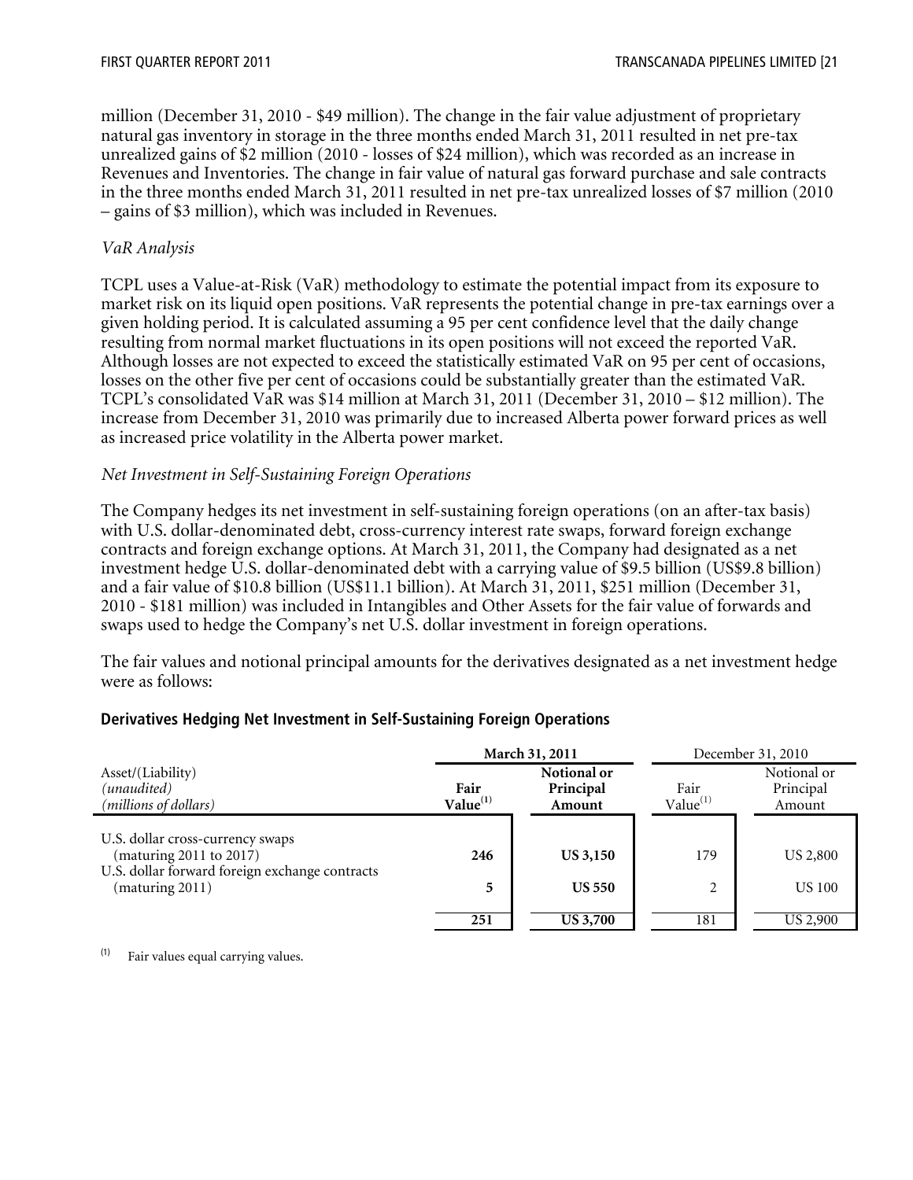million (December 31, 2010 - $49 million). The change in the fair value adjustment of proprietary natural gas inventory in storage in the three months ended March 31, 2011 resulted in net pre-tax unrealized gains of $2 million (2010 - losses of $24 million), which was recorded as an increase in Revenues and Inventories. The change in fair value of natural gas forward purchase and sale contracts in the three months ended March 31, 2011 resulted in net pre-tax unrealized losses of $7 million (2010 – gains of $3 million), which was included in Revenues.

*VaR Analysis*

TCPL uses a Value-at-Risk (VaR) methodology to estimate the potential impact from its exposure to market risk on its liquid open positions. VaR represents the potential change in pre-tax earnings over a given holding period. It is calculated assuming a 95 per cent confidence level that the daily change resulting from normal market fluctuations in its open positions will not exceed the reported VaR. Although losses are not expected to exceed the statistically estimated VaR on 95 per cent of occasions, losses on the other five per cent of occasions could be substantially greater than the estimated VaR. TCPL's consolidated VaR was $14 million at March 31, 2011 (December 31, 2010 – $12 million). The increase from December 31, 2010 was primarily due to increased Alberta power forward prices as well as increased price volatility in the Alberta power market.

*Net Investment in Self-Sustaining Foreign Operations*

The Company hedges its net investment in self-sustaining foreign operations (on an after-tax basis) with U.S. dollar-denominated debt, cross-currency interest rate swaps, forward foreign exchange contracts and foreign exchange options. At March 31, 2011, the Company had designated as a net investment hedge U.S. dollar-denominated debt with a carrying value of $9.5 billion (US$9.8 billion) and a fair value of $10.8 billion (US$11.1 billion). At March 31, 2011, $251 million (December 31, 2010 - $181 million) was included in Intangibles and Other Assets for the fair value of forwards and swaps used to hedge the Company's net U.S. dollar investment in foreign operations.

The fair values and notional principal amounts for the derivatives designated as a net investment hedge were as follows:

**Derivatives Hedging Net Investment in Self-Sustaining Foreign Operations**

| Asset/(Liability) *(unaudited)* *(millions of dollars)* | **March 31, 2011** | | December 31, 2010 | |
|---|---|---|---|---|
| | **Fair Value[(1)]** | **Notional or Principal Amount** | Fair Value[(1)] | Notional or Principal Amount |
| U.S. dollar cross-currency swaps (maturing 2011 to 2017) | **246** | **US 3,150** | 179 | US 2,800 |
| U.S. dollar forward foreign exchange contracts (maturing 2011) | **5** | **US 550** | 2 | US 100 |
| | **251** | **US 3,700** | 181 | US 2,900 |

(1) Fair values equal carrying values.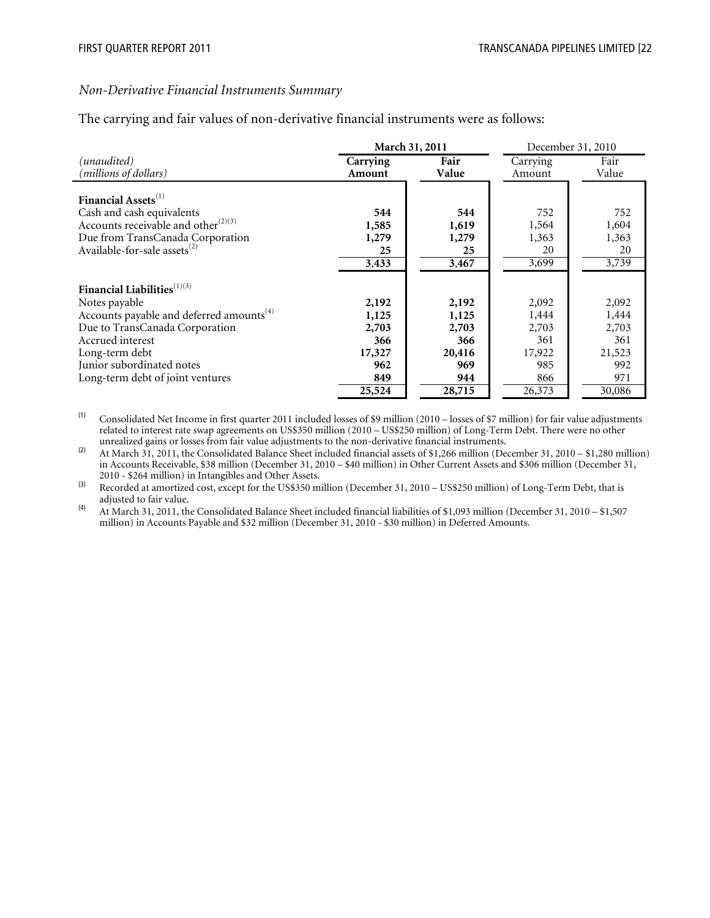*Non-Derivative Financial Instruments Summary*

The carrying and fair values of non-derivative financial instruments were as follows:

| *(unaudited)* *(millions of dollars)* | **March 31, 2011** Carrying Amount | Fair Value | December 31, 2010 Carrying Amount | Fair Value |
|---|---|---|---|---|
| **Financial Assets**[1] | | | | |
| Cash and cash equivalents | **544** | **544** | 752 | 752 |
| Accounts receivable and other[2][3] | **1,585** | **1,619** | 1,564 | 1,604 |
| Due from TransCanada Corporation | **1,279** | **1,279** | 1,363 | 1,363 |
| Available-for-sale assets[2] | **25** | **25** | 20 | 20 |
| | **3,433** | **3,467** | 3,699 | 3,739 |
| **Financial Liabilities**[1][3] | | | | |
| Notes payable | **2,192** | **2,192** | 2,092 | 2,092 |
| Accounts payable and deferred amounts[4] | **1,125** | **1,125** | 1,444 | 1,444 |
| Due to TransCanada Corporation | **2,703** | **2,703** | 2,703 | 2,703 |
| Accrued interest | **366** | **366** | 361 | 361 |
| Long-term debt | **17,327** | **20,416** | 17,922 | 21,523 |
| Junior subordinated notes | **962** | **969** | 985 | 992 |
| Long-term debt of joint ventures | **849** | **944** | 866 | 971 |
| | **25,524** | **28,715** | 26,373 | 30,086 |

(1) Consolidated Net Income in first quarter 2011 included losses of $9 million (2010 – losses of $7 million) for fair value adjustments related to interest rate swap agreements on US$350 million (2010 – US$250 million) of Long-Term Debt. There were no other unrealized gains or losses from fair value adjustments to the non-derivative financial instruments.

(2) At March 31, 2011, the Consolidated Balance Sheet included financial assets of $1,266 million (December 31, 2010 – $1,280 million) in Accounts Receivable, $38 million (December 31, 2010 – $40 million) in Other Current Assets and $306 million (December 31, 2010 - $264 million) in Intangibles and Other Assets.

(3) Recorded at amortized cost, except for the US$350 million (December 31, 2010 – US$250 million) of Long-Term Debt, that is adjusted to fair value.

(4) At March 31, 2011, the Consolidated Balance Sheet included financial liabilities of $1,093 million (December 31, 2010 – $1,507 million) in Accounts Payable and $32 million (December 31, 2010 - $30 million) in Deferred Amounts.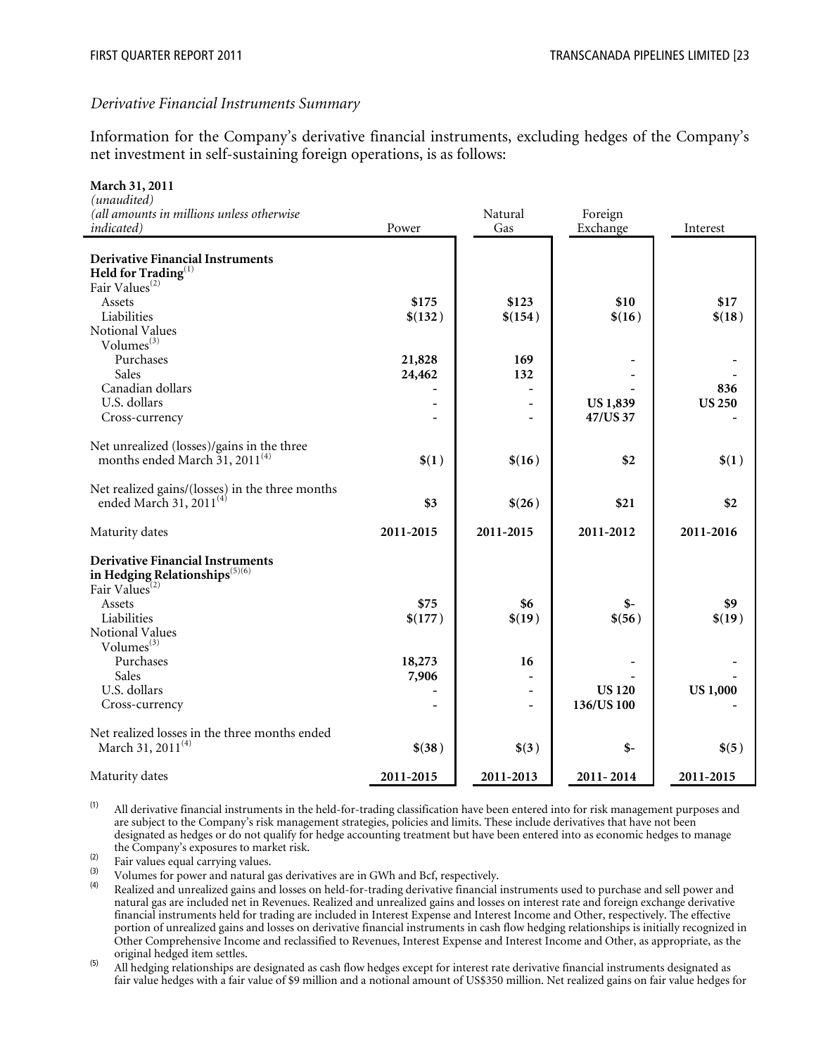*Derivative Financial Instruments Summary*

Information for the Company's derivative financial instruments, excluding hedges of the Company's net investment in self-sustaining foreign operations, is as follows:

| **March 31, 2011**<br>*(unaudited)*<br>*(all amounts in millions unless otherwise indicated)* | Power | Natural Gas | Foreign Exchange | Interest |
|---|---|---|---|---|
| **Derivative Financial Instruments Held for Trading**[1] | | | | |
| Fair Values[2] | | | | |
| Assets | **$175** | **$123** | **$10** | **$17** |
| Liabilities | **$(132)** | **$(154)** | **$(16)** | **$(18)** |
| Notional Values | | | | |
| Volumes[3] | | | | |
| Purchases | **21,828** | **169** | **-** | **-** |
| Sales | **24,462** | **132** | **-** | **-** |
| Canadian dollars | **-** | **-** | **-** | **836** |
| U.S. dollars | **-** | **-** | **US 1,839** | **US 250** |
| Cross-currency | **-** | **-** | **47/US 37** | **-** |
| Net unrealized (losses)/gains in the three months ended March 31, 2011[4] | **$(1)** | **$(16)** | **$2** | **$(1)** |
| Net realized gains/(losses) in the three months ended March 31, 2011[4] | **$3** | **$(26)** | **$21** | **$2** |
| Maturity dates | **2011-2015** | **2011-2015** | **2011-2012** | **2011-2016** |
| **Derivative Financial Instruments in Hedging Relationships**[5][6] | | | | |
| Fair Values[2] | | | | |
| Assets | **$75** | **$6** | **$-** | **$9** |
| Liabilities | **$(177)** | **$(19)** | **$(56)** | **$(19)** |
| Notional Values | | | | |
| Volumes[3] | | | | |
| Purchases | **18,273** | **16** | **-** | **-** |
| Sales | **7,906** | **-** | **-** | **-** |
| U.S. dollars | **-** | **-** | **US 120** | **US 1,000** |
| Cross-currency | **-** | **-** | **136/US 100** | **-** |
| Net realized losses in the three months ended March 31, 2011[4] | **$(38)** | **$(3)** | **$-** | **$(5)** |
| Maturity dates | **2011-2015** | **2011-2013** | **2011- 2014** | **2011-2015** |

(1) All derivative financial instruments in the held-for-trading classification have been entered into for risk management purposes and are subject to the Company's risk management strategies, policies and limits. These include derivatives that have not been designated as hedges or do not qualify for hedge accounting treatment but have been entered into as economic hedges to manage the Company's exposures to market risk.

(2) Fair values equal carrying values.

(3) Volumes for power and natural gas derivatives are in GWh and Bcf, respectively.

(4) Realized and unrealized gains and losses on held-for-trading derivative financial instruments used to purchase and sell power and natural gas are included net in Revenues. Realized and unrealized gains and losses on interest rate and foreign exchange derivative financial instruments held for trading are included in Interest Expense and Interest Income and Other, respectively. The effective portion of unrealized gains and losses on derivative financial instruments in cash flow hedging relationships is initially recognized in Other Comprehensive Income and reclassified to Revenues, Interest Expense and Interest Income and Other, as appropriate, as the original hedged item settles.

(5) All hedging relationships are designated as cash flow hedges except for interest rate derivative financial instruments designated as fair value hedges with a fair value of $9 million and a notional amount of US$350 million. Net realized gains on fair value hedges for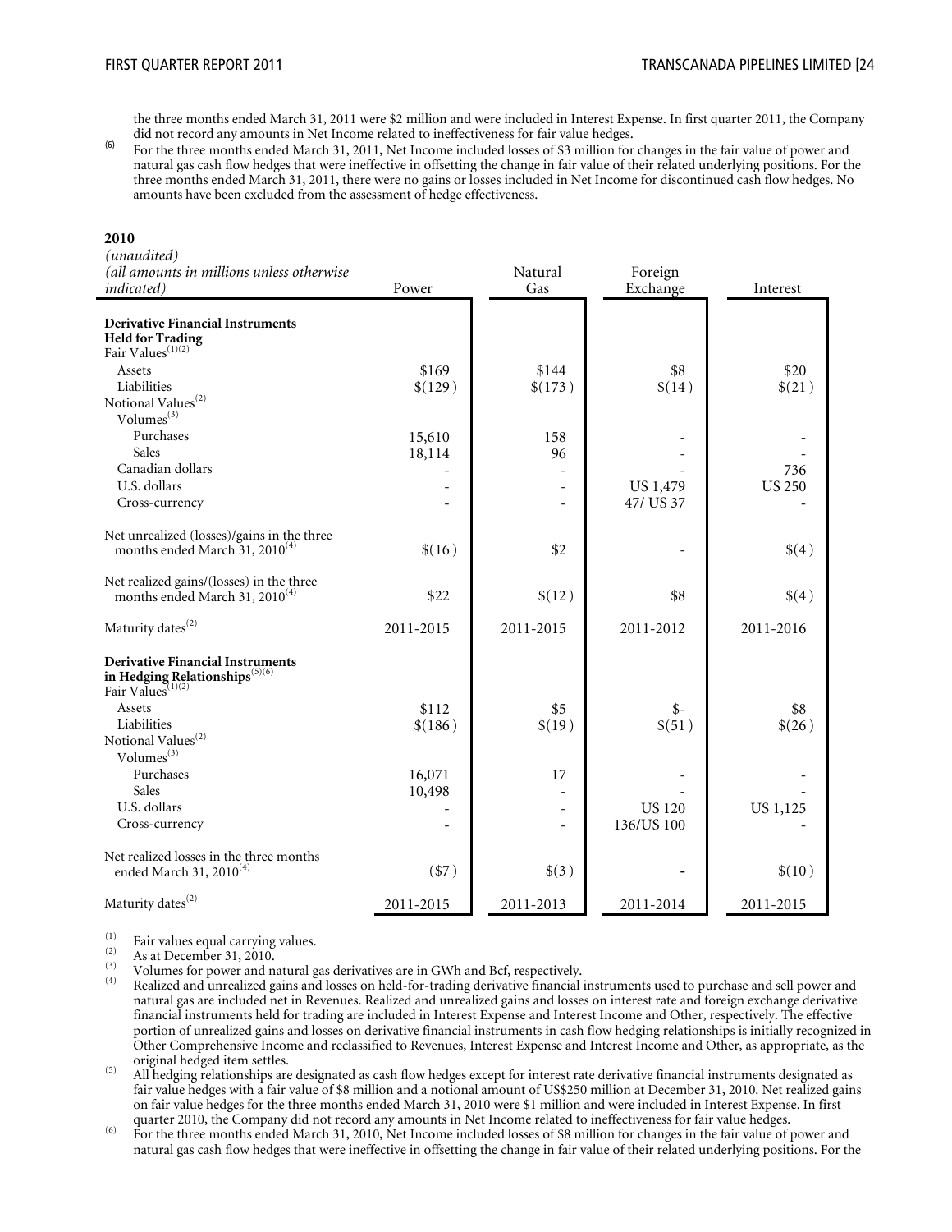the three months ended March 31, 2011 were $2 million and were included in Interest Expense. In first quarter 2011, the Company did not record any amounts in Net Income related to ineffectiveness for fair value hedges.

(6) For the three months ended March 31, 2011, Net Income included losses of $3 million for changes in the fair value of power and natural gas cash flow hedges that were ineffective in offsetting the change in fair value of their related underlying positions. For the three months ended March 31, 2011, there were no gains or losses included in Net Income for discontinued cash flow hedges. No amounts have been excluded from the assessment of hedge effectiveness.

**2010**

| *(unaudited)* *(all amounts in millions unless otherwise indicated)* | Power | Natural Gas | Foreign Exchange | Interest |
|---|---|---|---|---|
| **Derivative Financial Instruments Held for Trading** | | | | |
| Fair Values[(1)(2)] | | | | |
| Assets | $169 | $144 | $8 | $20 |
| Liabilities | $(129) | $(173) | $(14) | $(21) |
| Notional Values[(2)] | | | | |
| Volumes[(3)] | | | | |
| Purchases | 15,610 | 158 | - | - |
| Sales | 18,114 | 96 | - | - |
| Canadian dollars | - | - | - | 736 |
| U.S. dollars | - | - | US 1,479 | US 250 |
| Cross-currency | - | - | 47/ US 37 | - |
| Net unrealized (losses)/gains in the three months ended March 31, 2010[(4)] | $(16) | $2 | - | $(4) |
| Net realized gains/(losses) in the three months ended March 31, 2010[(4)] | $22 | $(12) | $8 | $(4) |
| Maturity dates[(2)] | 2011-2015 | 2011-2015 | 2011-2012 | 2011-2016 |
| **Derivative Financial Instruments in Hedging Relationships**[(5)(6)] | | | | |
| Fair Values[(1)(2)] | | | | |
| Assets | $112 | $5 | $- | $8 |
| Liabilities | $(186) | $(19) | $(51) | $(26) |
| Notional Values[(2)] | | | | |
| Volumes[(3)] | | | | |
| Purchases | 16,071 | 17 | - | - |
| Sales | 10,498 | - | - | - |
| U.S. dollars | - | - | US 120 | US 1,125 |
| Cross-currency | - | - | 136/US 100 | - |
| Net realized losses in the three months ended March 31, 2010[(4)] | ($7) | $(3) | - | $(10) |
| Maturity dates[(2)] | 2011-2015 | 2011-2013 | 2011-2014 | 2011-2015 |

(1) Fair values equal carrying values.

(2) As at December 31, 2010.

(3) Volumes for power and natural gas derivatives are in GWh and Bcf, respectively.

(4) Realized and unrealized gains and losses on held-for-trading derivative financial instruments used to purchase and sell power and natural gas are included net in Revenues. Realized and unrealized gains and losses on interest rate and foreign exchange derivative financial instruments held for trading are included in Interest Expense and Interest Income and Other, respectively. The effective portion of unrealized gains and losses on derivative financial instruments in cash flow hedging relationships is initially recognized in Other Comprehensive Income and reclassified to Revenues, Interest Expense and Interest Income and Other, as appropriate, as the original hedged item settles.

(5) All hedging relationships are designated as cash flow hedges except for interest rate derivative financial instruments designated as fair value hedges with a fair value of $8 million and a notional amount of US$250 million at December 31, 2010. Net realized gains on fair value hedges for the three months ended March 31, 2010 were $1 million and were included in Interest Expense. In first quarter 2010, the Company did not record any amounts in Net Income related to ineffectiveness for fair value hedges.

(6) For the three months ended March 31, 2010, Net Income included losses of $8 million for changes in the fair value of power and natural gas cash flow hedges that were ineffective in offsetting the change in fair value of their related underlying positions. For the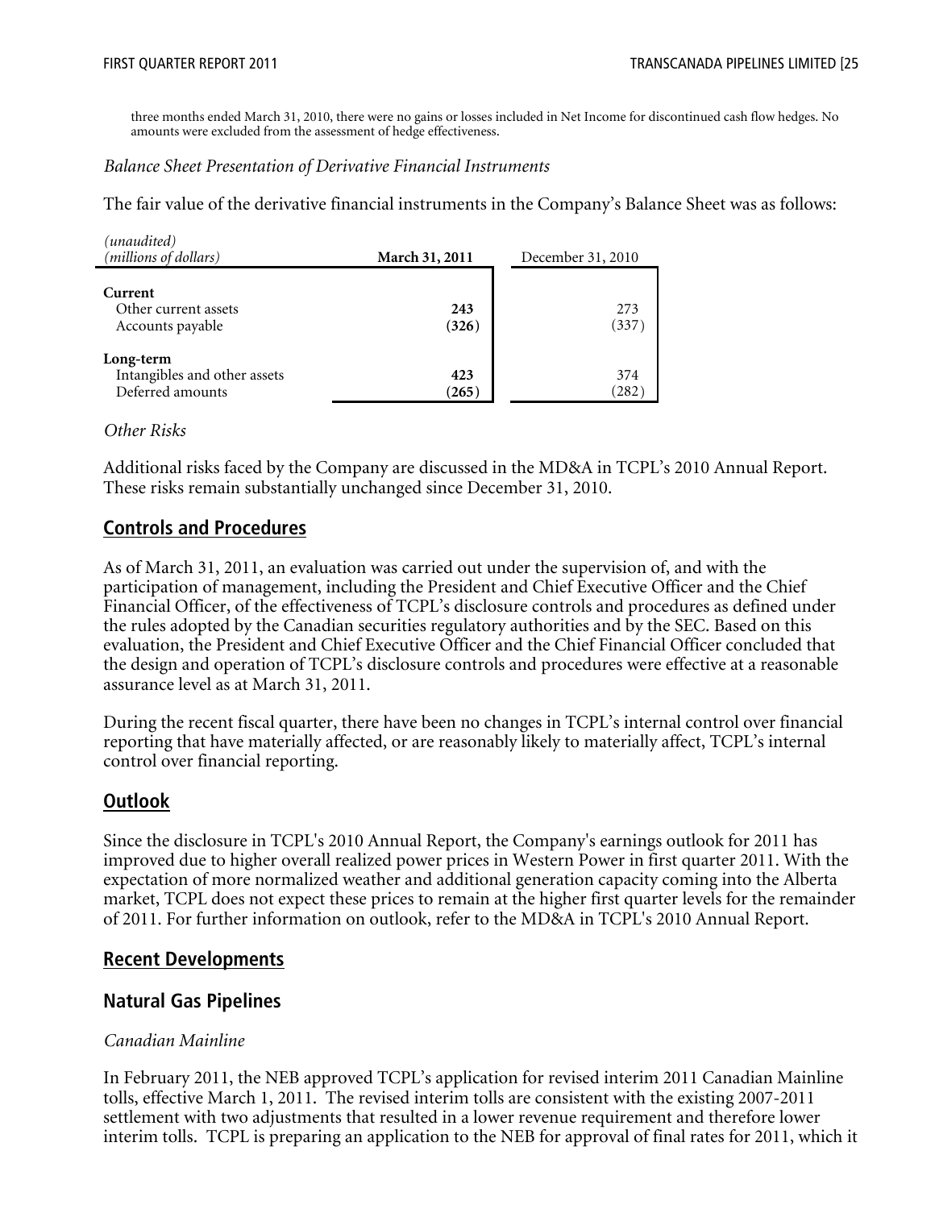three months ended March 31, 2010, there were no gains or losses included in Net Income for discontinued cash flow hedges. No amounts were excluded from the assessment of hedge effectiveness.

*Balance Sheet Presentation of Derivative Financial Instruments*

The fair value of the derivative financial instruments in the Company's Balance Sheet was as follows:

| *(unaudited)* *(millions of dollars)* | **March 31, 2011** | December 31, 2010 |
|---|---|---|
| **Current** | | |
| Other current assets | **243** | 273 |
| Accounts payable | **(326)** | (337) |
| **Long-term** | | |
| Intangibles and other assets | **423** | 374 |
| Deferred amounts | **(265)** | (282) |

*Other Risks*

Additional risks faced by the Company are discussed in the MD&A in TCPL's 2010 Annual Report. These risks remain substantially unchanged since December 31, 2010.

## Controls and Procedures

As of March 31, 2011, an evaluation was carried out under the supervision of, and with the participation of management, including the President and Chief Executive Officer and the Chief Financial Officer, of the effectiveness of TCPL's disclosure controls and procedures as defined under the rules adopted by the Canadian securities regulatory authorities and by the SEC. Based on this evaluation, the President and Chief Executive Officer and the Chief Financial Officer concluded that the design and operation of TCPL's disclosure controls and procedures were effective at a reasonable assurance level as at March 31, 2011.

During the recent fiscal quarter, there have been no changes in TCPL's internal control over financial reporting that have materially affected, or are reasonably likely to materially affect, TCPL's internal control over financial reporting.

## Outlook

Since the disclosure in TCPL's 2010 Annual Report, the Company's earnings outlook for 2011 has improved due to higher overall realized power prices in Western Power in first quarter 2011. With the expectation of more normalized weather and additional generation capacity coming into the Alberta market, TCPL does not expect these prices to remain at the higher first quarter levels for the remainder of 2011. For further information on outlook, refer to the MD&A in TCPL's 2010 Annual Report.

## Recent Developments

### Natural Gas Pipelines

*Canadian Mainline*

In February 2011, the NEB approved TCPL's application for revised interim 2011 Canadian Mainline tolls, effective March 1, 2011. The revised interim tolls are consistent with the existing 2007-2011 settlement with two adjustments that resulted in a lower revenue requirement and therefore lower interim tolls. TCPL is preparing an application to the NEB for approval of final rates for 2011, which it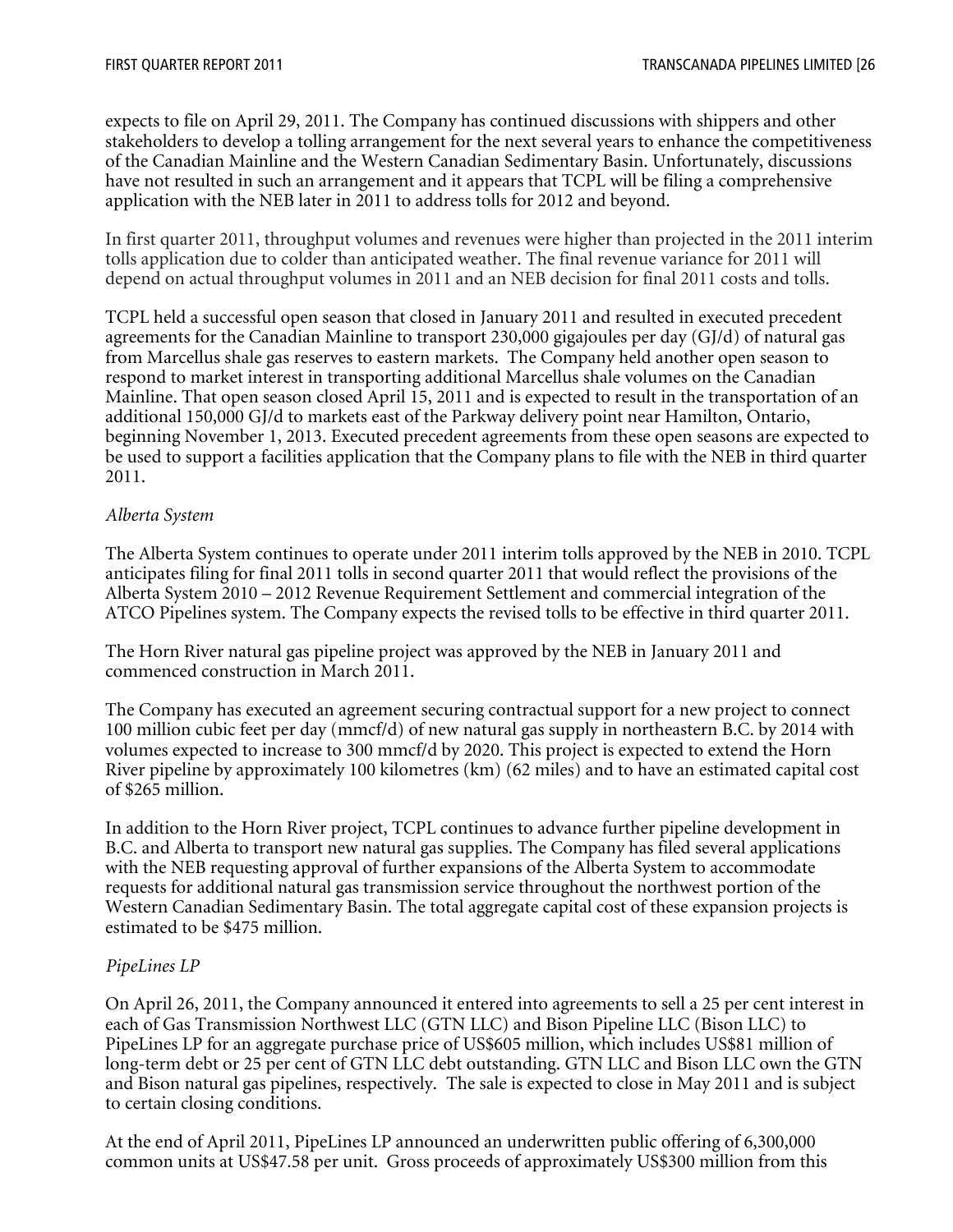expects to file on April 29, 2011. The Company has continued discussions with shippers and other stakeholders to develop a tolling arrangement for the next several years to enhance the competitiveness of the Canadian Mainline and the Western Canadian Sedimentary Basin. Unfortunately, discussions have not resulted in such an arrangement and it appears that TCPL will be filing a comprehensive application with the NEB later in 2011 to address tolls for 2012 and beyond.

In first quarter 2011, throughput volumes and revenues were higher than projected in the 2011 interim tolls application due to colder than anticipated weather. The final revenue variance for 2011 will depend on actual throughput volumes in 2011 and an NEB decision for final 2011 costs and tolls.

TCPL held a successful open season that closed in January 2011 and resulted in executed precedent agreements for the Canadian Mainline to transport 230,000 gigajoules per day (GJ/d) of natural gas from Marcellus shale gas reserves to eastern markets. The Company held another open season to respond to market interest in transporting additional Marcellus shale volumes on the Canadian Mainline. That open season closed April 15, 2011 and is expected to result in the transportation of an additional 150,000 GJ/d to markets east of the Parkway delivery point near Hamilton, Ontario, beginning November 1, 2013. Executed precedent agreements from these open seasons are expected to be used to support a facilities application that the Company plans to file with the NEB in third quarter 2011.

*Alberta System*

The Alberta System continues to operate under 2011 interim tolls approved by the NEB in 2010. TCPL anticipates filing for final 2011 tolls in second quarter 2011 that would reflect the provisions of the Alberta System 2010 – 2012 Revenue Requirement Settlement and commercial integration of the ATCO Pipelines system. The Company expects the revised tolls to be effective in third quarter 2011.

The Horn River natural gas pipeline project was approved by the NEB in January 2011 and commenced construction in March 2011.

The Company has executed an agreement securing contractual support for a new project to connect 100 million cubic feet per day (mmcf/d) of new natural gas supply in northeastern B.C. by 2014 with volumes expected to increase to 300 mmcf/d by 2020. This project is expected to extend the Horn River pipeline by approximately 100 kilometres (km) (62 miles) and to have an estimated capital cost of $265 million.

In addition to the Horn River project, TCPL continues to advance further pipeline development in B.C. and Alberta to transport new natural gas supplies. The Company has filed several applications with the NEB requesting approval of further expansions of the Alberta System to accommodate requests for additional natural gas transmission service throughout the northwest portion of the Western Canadian Sedimentary Basin. The total aggregate capital cost of these expansion projects is estimated to be $475 million.

*PipeLines LP*

On April 26, 2011, the Company announced it entered into agreements to sell a 25 per cent interest in each of Gas Transmission Northwest LLC (GTN LLC) and Bison Pipeline LLC (Bison LLC) to PipeLines LP for an aggregate purchase price of US$605 million, which includes US$81 million of long-term debt or 25 per cent of GTN LLC debt outstanding. GTN LLC and Bison LLC own the GTN and Bison natural gas pipelines, respectively. The sale is expected to close in May 2011 and is subject to certain closing conditions.

At the end of April 2011, PipeLines LP announced an underwritten public offering of 6,300,000 common units at US$47.58 per unit. Gross proceeds of approximately US$300 million from this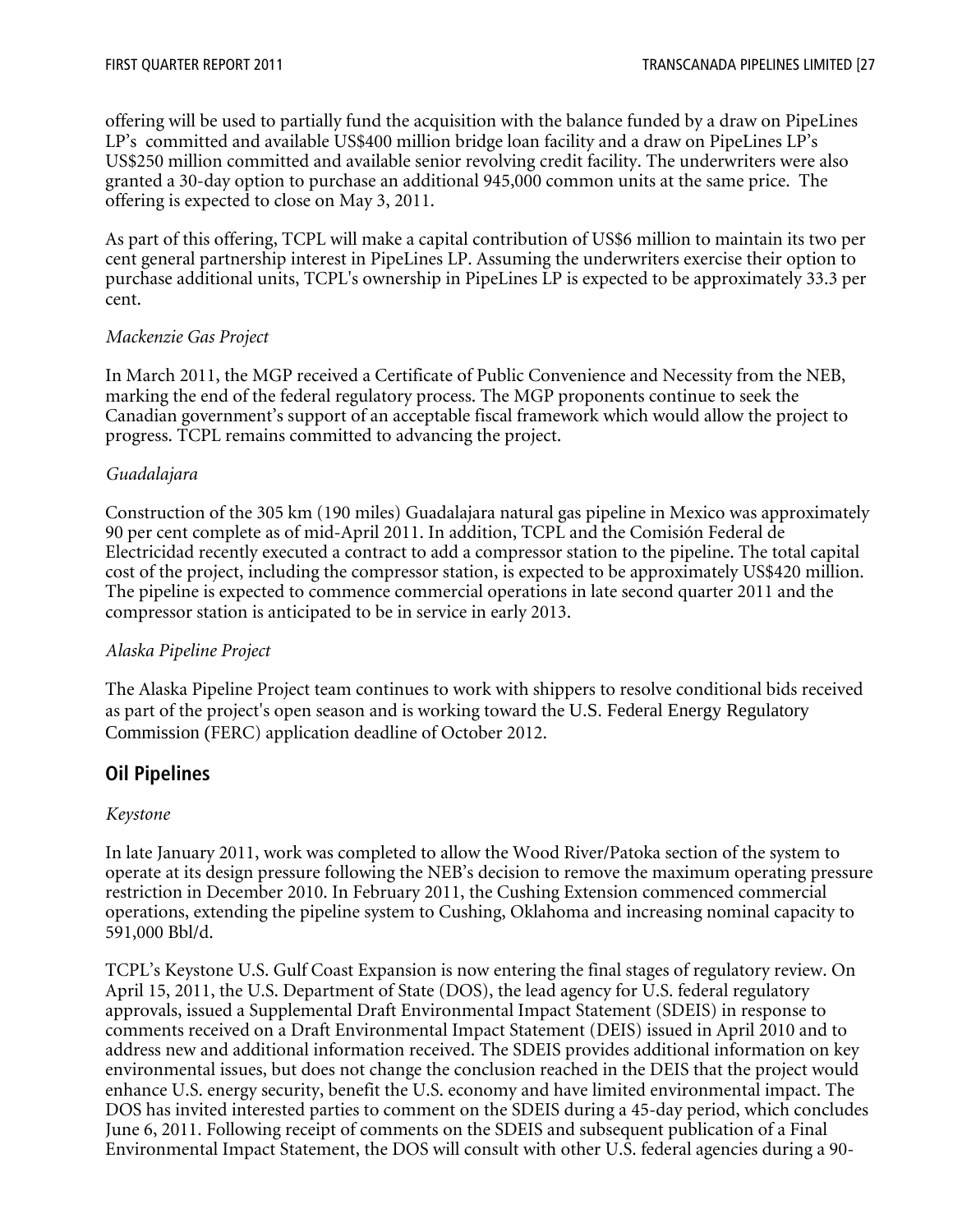offering will be used to partially fund the acquisition with the balance funded by a draw on PipeLines LP's committed and available US$400 million bridge loan facility and a draw on PipeLines LP's US$250 million committed and available senior revolving credit facility. The underwriters were also granted a 30-day option to purchase an additional 945,000 common units at the same price. The offering is expected to close on May 3, 2011.

As part of this offering, TCPL will make a capital contribution of US$6 million to maintain its two per cent general partnership interest in PipeLines LP. Assuming the underwriters exercise their option to purchase additional units, TCPL's ownership in PipeLines LP is expected to be approximately 33.3 per cent.

*Mackenzie Gas Project*

In March 2011, the MGP received a Certificate of Public Convenience and Necessity from the NEB, marking the end of the federal regulatory process. The MGP proponents continue to seek the Canadian government's support of an acceptable fiscal framework which would allow the project to progress. TCPL remains committed to advancing the project.

*Guadalajara*

Construction of the 305 km (190 miles) Guadalajara natural gas pipeline in Mexico was approximately 90 per cent complete as of mid-April 2011. In addition, TCPL and the Comisión Federal de Electricidad recently executed a contract to add a compressor station to the pipeline. The total capital cost of the project, including the compressor station, is expected to be approximately US$420 million. The pipeline is expected to commence commercial operations in late second quarter 2011 and the compressor station is anticipated to be in service in early 2013.

*Alaska Pipeline Project*

The Alaska Pipeline Project team continues to work with shippers to resolve conditional bids received as part of the project's open season and is working toward the U.S. Federal Energy Regulatory Commission (FERC) application deadline of October 2012.

## Oil Pipelines

*Keystone*

In late January 2011, work was completed to allow the Wood River/Patoka section of the system to operate at its design pressure following the NEB's decision to remove the maximum operating pressure restriction in December 2010. In February 2011, the Cushing Extension commenced commercial operations, extending the pipeline system to Cushing, Oklahoma and increasing nominal capacity to 591,000 Bbl/d.

TCPL's Keystone U.S. Gulf Coast Expansion is now entering the final stages of regulatory review. On April 15, 2011, the U.S. Department of State (DOS), the lead agency for U.S. federal regulatory approvals, issued a Supplemental Draft Environmental Impact Statement (SDEIS) in response to comments received on a Draft Environmental Impact Statement (DEIS) issued in April 2010 and to address new and additional information received. The SDEIS provides additional information on key environmental issues, but does not change the conclusion reached in the DEIS that the project would enhance U.S. energy security, benefit the U.S. economy and have limited environmental impact. The DOS has invited interested parties to comment on the SDEIS during a 45-day period, which concludes June 6, 2011. Following receipt of comments on the SDEIS and subsequent publication of a Final Environmental Impact Statement, the DOS will consult with other U.S. federal agencies during a 90-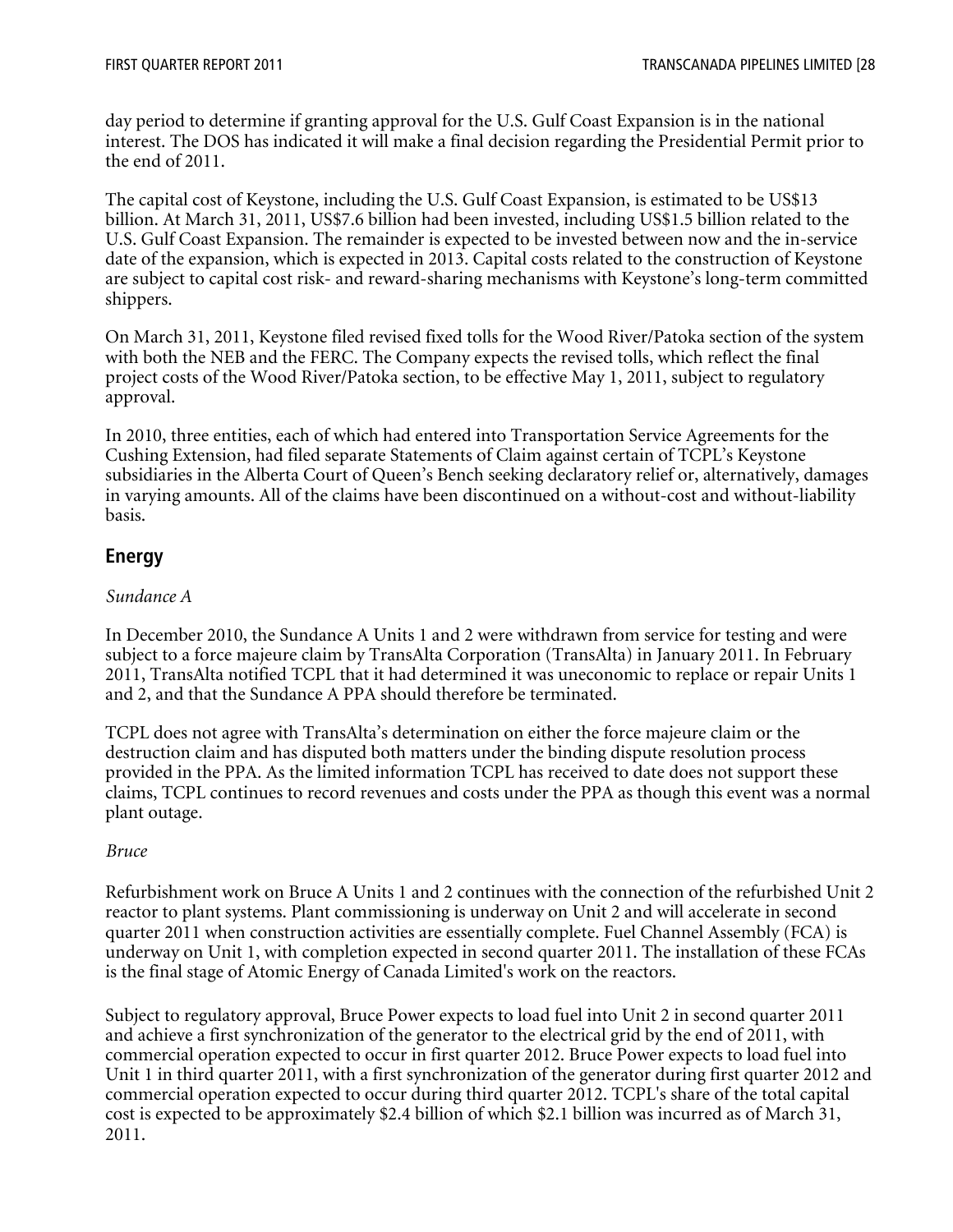day period to determine if granting approval for the U.S. Gulf Coast Expansion is in the national interest. The DOS has indicated it will make a final decision regarding the Presidential Permit prior to the end of 2011.

The capital cost of Keystone, including the U.S. Gulf Coast Expansion, is estimated to be US$13 billion. At March 31, 2011, US$7.6 billion had been invested, including US$1.5 billion related to the U.S. Gulf Coast Expansion. The remainder is expected to be invested between now and the in-service date of the expansion, which is expected in 2013. Capital costs related to the construction of Keystone are subject to capital cost risk- and reward-sharing mechanisms with Keystone's long-term committed shippers.

On March 31, 2011, Keystone filed revised fixed tolls for the Wood River/Patoka section of the system with both the NEB and the FERC. The Company expects the revised tolls, which reflect the final project costs of the Wood River/Patoka section, to be effective May 1, 2011, subject to regulatory approval.

In 2010, three entities, each of which had entered into Transportation Service Agreements for the Cushing Extension, had filed separate Statements of Claim against certain of TCPL's Keystone subsidiaries in the Alberta Court of Queen's Bench seeking declaratory relief or, alternatively, damages in varying amounts. All of the claims have been discontinued on a without-cost and without-liability basis.

## Energy

*Sundance A*

In December 2010, the Sundance A Units 1 and 2 were withdrawn from service for testing and were subject to a force majeure claim by TransAlta Corporation (TransAlta) in January 2011. In February 2011, TransAlta notified TCPL that it had determined it was uneconomic to replace or repair Units 1 and 2, and that the Sundance A PPA should therefore be terminated.

TCPL does not agree with TransAlta's determination on either the force majeure claim or the destruction claim and has disputed both matters under the binding dispute resolution process provided in the PPA. As the limited information TCPL has received to date does not support these claims, TCPL continues to record revenues and costs under the PPA as though this event was a normal plant outage.

*Bruce*

Refurbishment work on Bruce A Units 1 and 2 continues with the connection of the refurbished Unit 2 reactor to plant systems. Plant commissioning is underway on Unit 2 and will accelerate in second quarter 2011 when construction activities are essentially complete. Fuel Channel Assembly (FCA) is underway on Unit 1, with completion expected in second quarter 2011. The installation of these FCAs is the final stage of Atomic Energy of Canada Limited's work on the reactors.

Subject to regulatory approval, Bruce Power expects to load fuel into Unit 2 in second quarter 2011 and achieve a first synchronization of the generator to the electrical grid by the end of 2011, with commercial operation expected to occur in first quarter 2012. Bruce Power expects to load fuel into Unit 1 in third quarter 2011, with a first synchronization of the generator during first quarter 2012 and commercial operation expected to occur during third quarter 2012. TCPL's share of the total capital cost is expected to be approximately $2.4 billion of which $2.1 billion was incurred as of March 31, 2011.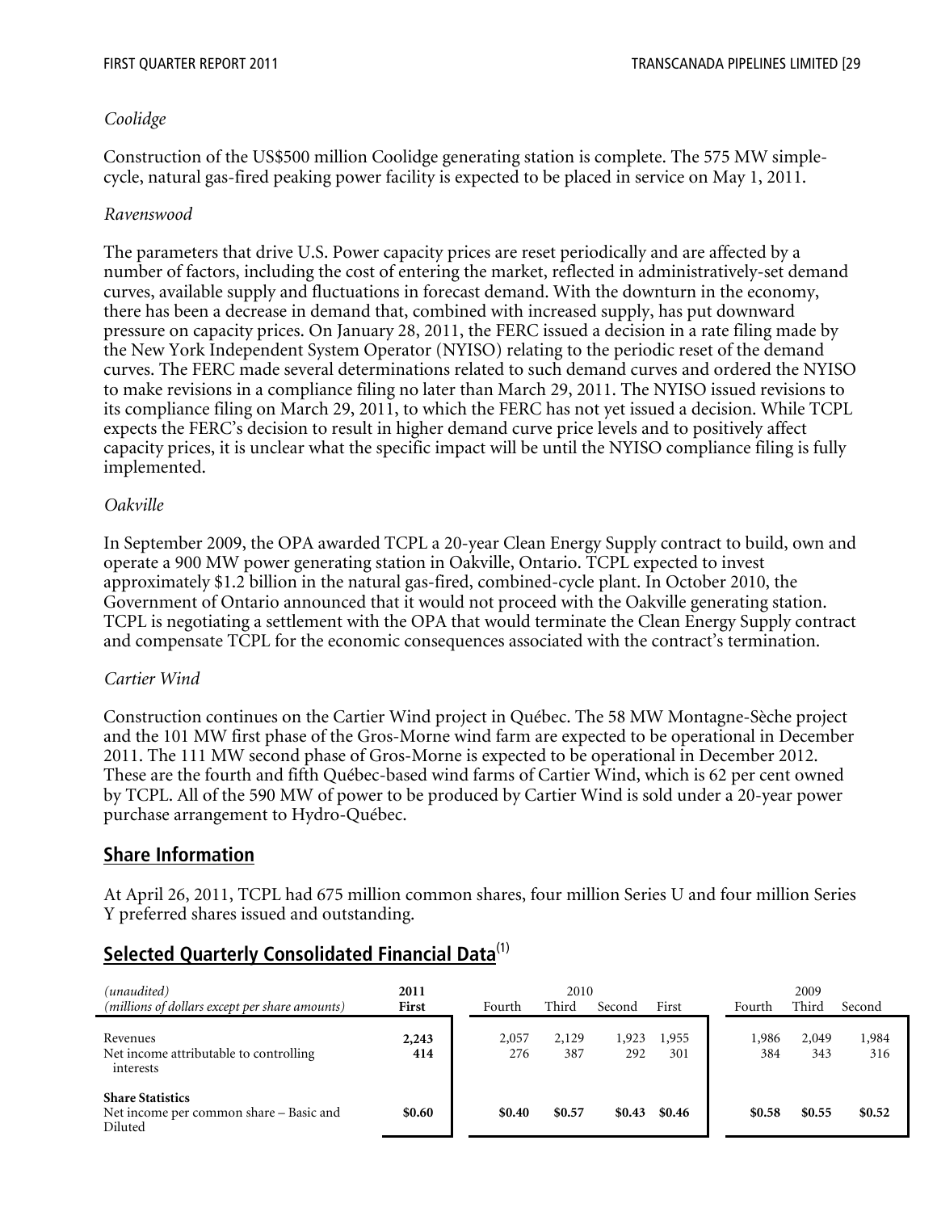*Coolidge*

Construction of the US$500 million Coolidge generating station is complete. The 575 MW simple-cycle, natural gas-fired peaking power facility is expected to be placed in service on May 1, 2011.

*Ravenswood*

The parameters that drive U.S. Power capacity prices are reset periodically and are affected by a number of factors, including the cost of entering the market, reflected in administratively-set demand curves, available supply and fluctuations in forecast demand. With the downturn in the economy, there has been a decrease in demand that, combined with increased supply, has put downward pressure on capacity prices. On January 28, 2011, the FERC issued a decision in a rate filing made by the New York Independent System Operator (NYISO) relating to the periodic reset of the demand curves. The FERC made several determinations related to such demand curves and ordered the NYISO to make revisions in a compliance filing no later than March 29, 2011. The NYISO issued revisions to its compliance filing on March 29, 2011, to which the FERC has not yet issued a decision. While TCPL expects the FERC's decision to result in higher demand curve price levels and to positively affect capacity prices, it is unclear what the specific impact will be until the NYISO compliance filing is fully implemented.

*Oakville*

In September 2009, the OPA awarded TCPL a 20-year Clean Energy Supply contract to build, own and operate a 900 MW power generating station in Oakville, Ontario. TCPL expected to invest approximately $1.2 billion in the natural gas-fired, combined-cycle plant. In October 2010, the Government of Ontario announced that it would not proceed with the Oakville generating station. TCPL is negotiating a settlement with the OPA that would terminate the Clean Energy Supply contract and compensate TCPL for the economic consequences associated with the contract's termination.

*Cartier Wind*

Construction continues on the Cartier Wind project in Québec. The 58 MW Montagne-Sèche project and the 101 MW first phase of the Gros-Morne wind farm are expected to be operational in December 2011. The 111 MW second phase of Gros-Morne is expected to be operational in December 2012. These are the fourth and fifth Québec-based wind farms of Cartier Wind, which is 62 per cent owned by TCPL. All of the 590 MW of power to be produced by Cartier Wind is sold under a 20-year power purchase arrangement to Hydro-Québec.

## Share Information

At April 26, 2011, TCPL had 675 million common shares, four million Series U and four million Series Y preferred shares issued and outstanding.

## Selected Quarterly Consolidated Financial Data[1]

| *(unaudited)* *(millions of dollars except per share amounts)* | **2011** **First** | 2010 Fourth | 2010 Third | 2010 Second | 2010 First | 2009 Fourth | 2009 Third | 2009 Second |
|---|---|---|---|---|---|---|---|---|
| Revenues | **2,243** | 2,057 | 2,129 | 1,923 | 1,955 | 1,986 | 2,049 | 1,984 |
| Net income attributable to controlling interests | **414** | 276 | 387 | 292 | 301 | 384 | 343 | 316 |
| **Share Statistics** | | | | | | | | |
| Net income per common share – Basic and Diluted | **$0.60** | **$0.40** | **$0.57** | **$0.43** | **$0.46** | **$0.58** | **$0.55** | **$0.52** |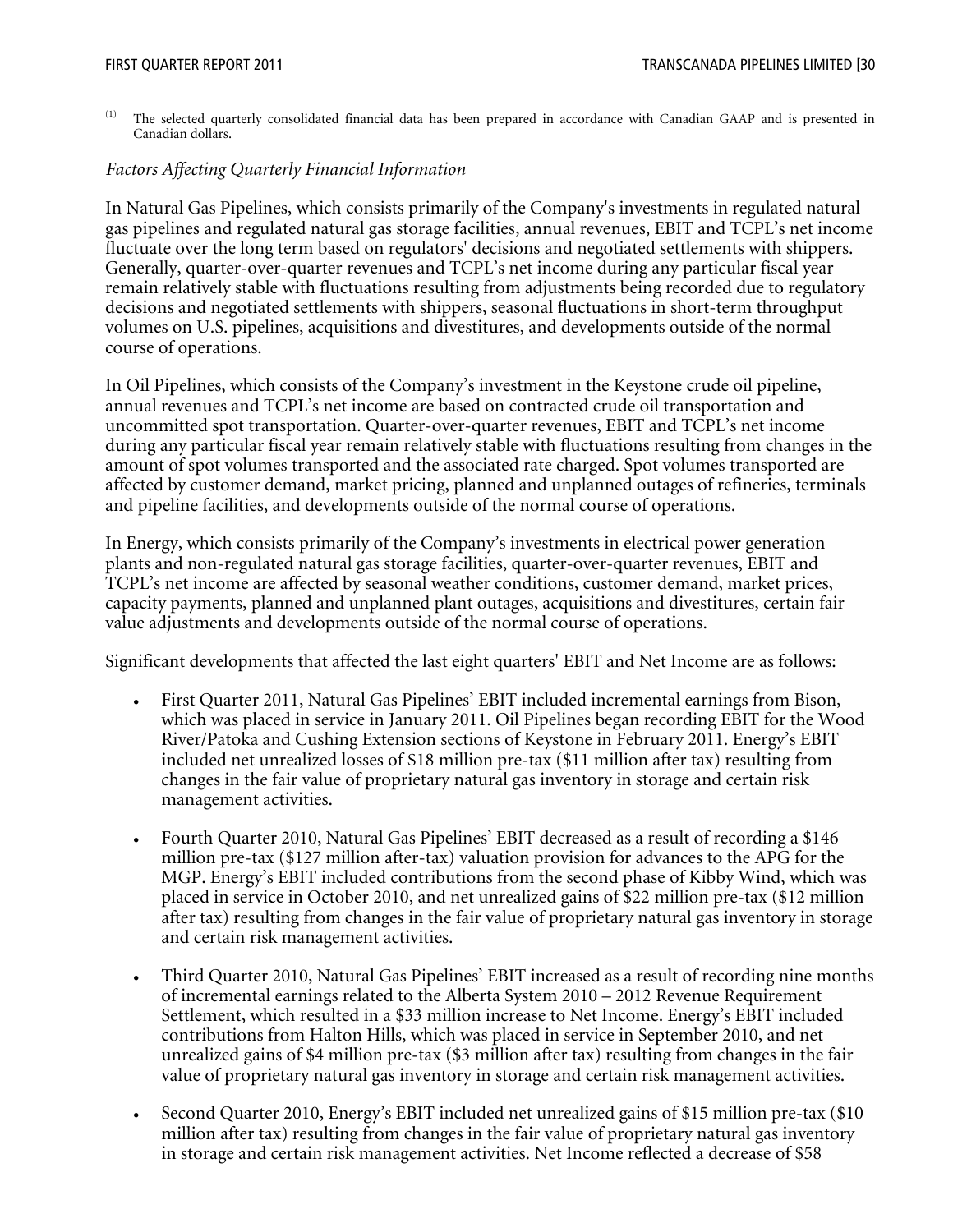(1) The selected quarterly consolidated financial data has been prepared in accordance with Canadian GAAP and is presented in Canadian dollars.

*Factors Affecting Quarterly Financial Information*

In Natural Gas Pipelines, which consists primarily of the Company's investments in regulated natural gas pipelines and regulated natural gas storage facilities, annual revenues, EBIT and TCPL's net income fluctuate over the long term based on regulators' decisions and negotiated settlements with shippers. Generally, quarter-over-quarter revenues and TCPL's net income during any particular fiscal year remain relatively stable with fluctuations resulting from adjustments being recorded due to regulatory decisions and negotiated settlements with shippers, seasonal fluctuations in short-term throughput volumes on U.S. pipelines, acquisitions and divestitures, and developments outside of the normal course of operations.

In Oil Pipelines, which consists of the Company's investment in the Keystone crude oil pipeline, annual revenues and TCPL's net income are based on contracted crude oil transportation and uncommitted spot transportation. Quarter-over-quarter revenues, EBIT and TCPL's net income during any particular fiscal year remain relatively stable with fluctuations resulting from changes in the amount of spot volumes transported and the associated rate charged. Spot volumes transported are affected by customer demand, market pricing, planned and unplanned outages of refineries, terminals and pipeline facilities, and developments outside of the normal course of operations.

In Energy, which consists primarily of the Company's investments in electrical power generation plants and non-regulated natural gas storage facilities, quarter-over-quarter revenues, EBIT and TCPL's net income are affected by seasonal weather conditions, customer demand, market prices, capacity payments, planned and unplanned plant outages, acquisitions and divestitures, certain fair value adjustments and developments outside of the normal course of operations.

Significant developments that affected the last eight quarters' EBIT and Net Income are as follows:

- First Quarter 2011, Natural Gas Pipelines' EBIT included incremental earnings from Bison, which was placed in service in January 2011. Oil Pipelines began recording EBIT for the Wood River/Patoka and Cushing Extension sections of Keystone in February 2011. Energy's EBIT included net unrealized losses of $18 million pre-tax ($11 million after tax) resulting from changes in the fair value of proprietary natural gas inventory in storage and certain risk management activities.

- Fourth Quarter 2010, Natural Gas Pipelines' EBIT decreased as a result of recording a $146 million pre-tax ($127 million after-tax) valuation provision for advances to the APG for the MGP. Energy's EBIT included contributions from the second phase of Kibby Wind, which was placed in service in October 2010, and net unrealized gains of $22 million pre-tax ($12 million after tax) resulting from changes in the fair value of proprietary natural gas inventory in storage and certain risk management activities.

- Third Quarter 2010, Natural Gas Pipelines' EBIT increased as a result of recording nine months of incremental earnings related to the Alberta System 2010 – 2012 Revenue Requirement Settlement, which resulted in a $33 million increase to Net Income. Energy's EBIT included contributions from Halton Hills, which was placed in service in September 2010, and net unrealized gains of $4 million pre-tax ($3 million after tax) resulting from changes in the fair value of proprietary natural gas inventory in storage and certain risk management activities.

- Second Quarter 2010, Energy's EBIT included net unrealized gains of $15 million pre-tax ($10 million after tax) resulting from changes in the fair value of proprietary natural gas inventory in storage and certain risk management activities. Net Income reflected a decrease of $58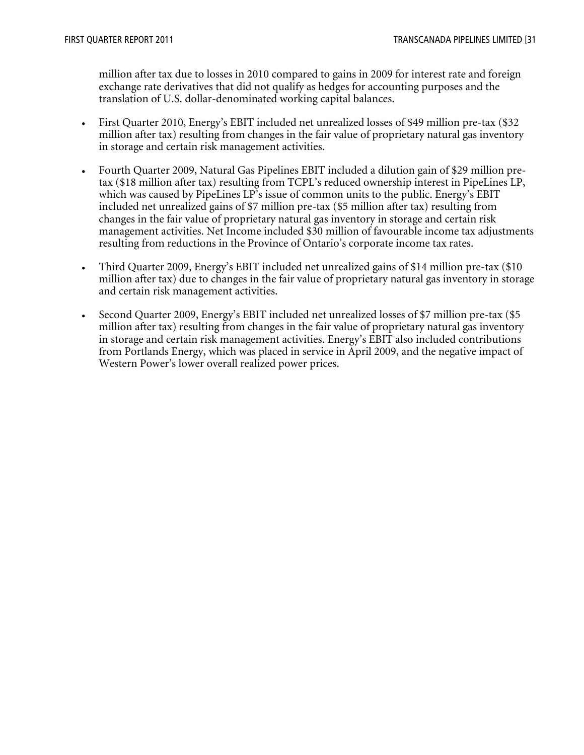million after tax due to losses in 2010 compared to gains in 2009 for interest rate and foreign exchange rate derivatives that did not qualify as hedges for accounting purposes and the translation of U.S. dollar-denominated working capital balances.

- First Quarter 2010, Energy's EBIT included net unrealized losses of $49 million pre-tax ($32 million after tax) resulting from changes in the fair value of proprietary natural gas inventory in storage and certain risk management activities.

- Fourth Quarter 2009, Natural Gas Pipelines EBIT included a dilution gain of $29 million pre-tax ($18 million after tax) resulting from TCPL's reduced ownership interest in PipeLines LP, which was caused by PipeLines LP's issue of common units to the public. Energy's EBIT included net unrealized gains of $7 million pre-tax ($5 million after tax) resulting from changes in the fair value of proprietary natural gas inventory in storage and certain risk management activities. Net Income included $30 million of favourable income tax adjustments resulting from reductions in the Province of Ontario's corporate income tax rates.

- Third Quarter 2009, Energy's EBIT included net unrealized gains of $14 million pre-tax ($10 million after tax) due to changes in the fair value of proprietary natural gas inventory in storage and certain risk management activities.

- Second Quarter 2009, Energy's EBIT included net unrealized losses of $7 million pre-tax ($5 million after tax) resulting from changes in the fair value of proprietary natural gas inventory in storage and certain risk management activities. Energy's EBIT also included contributions from Portlands Energy, which was placed in service in April 2009, and the negative impact of Western Power's lower overall realized power prices.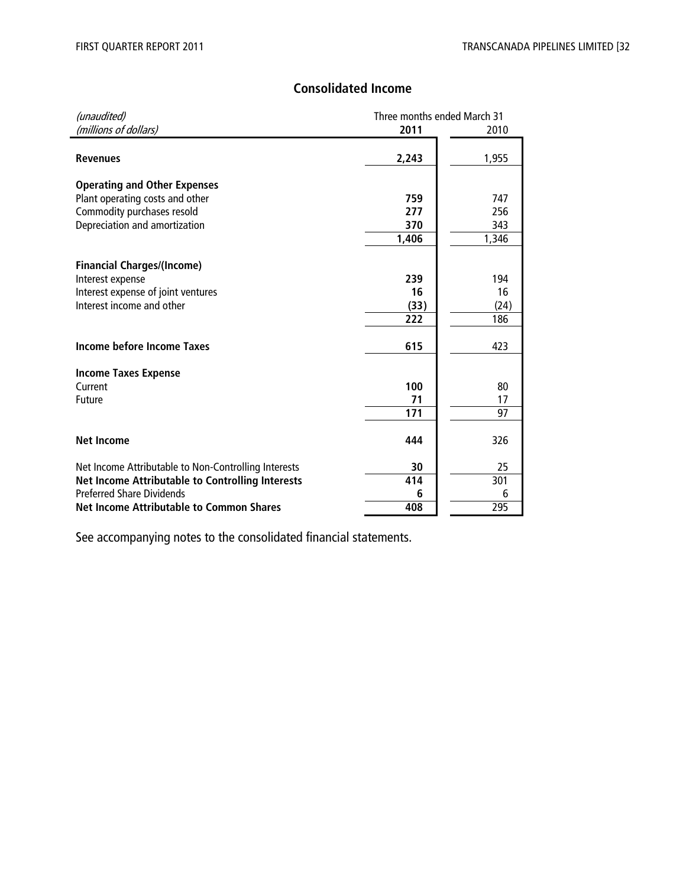## Consolidated Income

| *(unaudited)* *(millions of dollars)* | Three months ended March 31 2011 | 2010 |
|---|---|---|
| **Revenues** | **2,243** | 1,955 |
| **Operating and Other Expenses** | | |
| Plant operating costs and other | **759** | 747 |
| Commodity purchases resold | **277** | 256 |
| Depreciation and amortization | **370** | 343 |
| | **1,406** | 1,346 |
| **Financial Charges/(Income)** | | |
| Interest expense | **239** | 194 |
| Interest expense of joint ventures | **16** | 16 |
| Interest income and other | **(33)** | (24) |
| | **222** | 186 |
| **Income before Income Taxes** | **615** | 423 |
| **Income Taxes Expense** | | |
| Current | **100** | 80 |
| Future | **71** | 17 |
| | **171** | 97 |
| **Net Income** | **444** | 326 |
| Net Income Attributable to Non-Controlling Interests | **30** | 25 |
| **Net Income Attributable to Controlling Interests** | **414** | 301 |
| Preferred Share Dividends | **6** | 6 |
| **Net Income Attributable to Common Shares** | **408** | 295 |

See accompanying notes to the consolidated financial statements.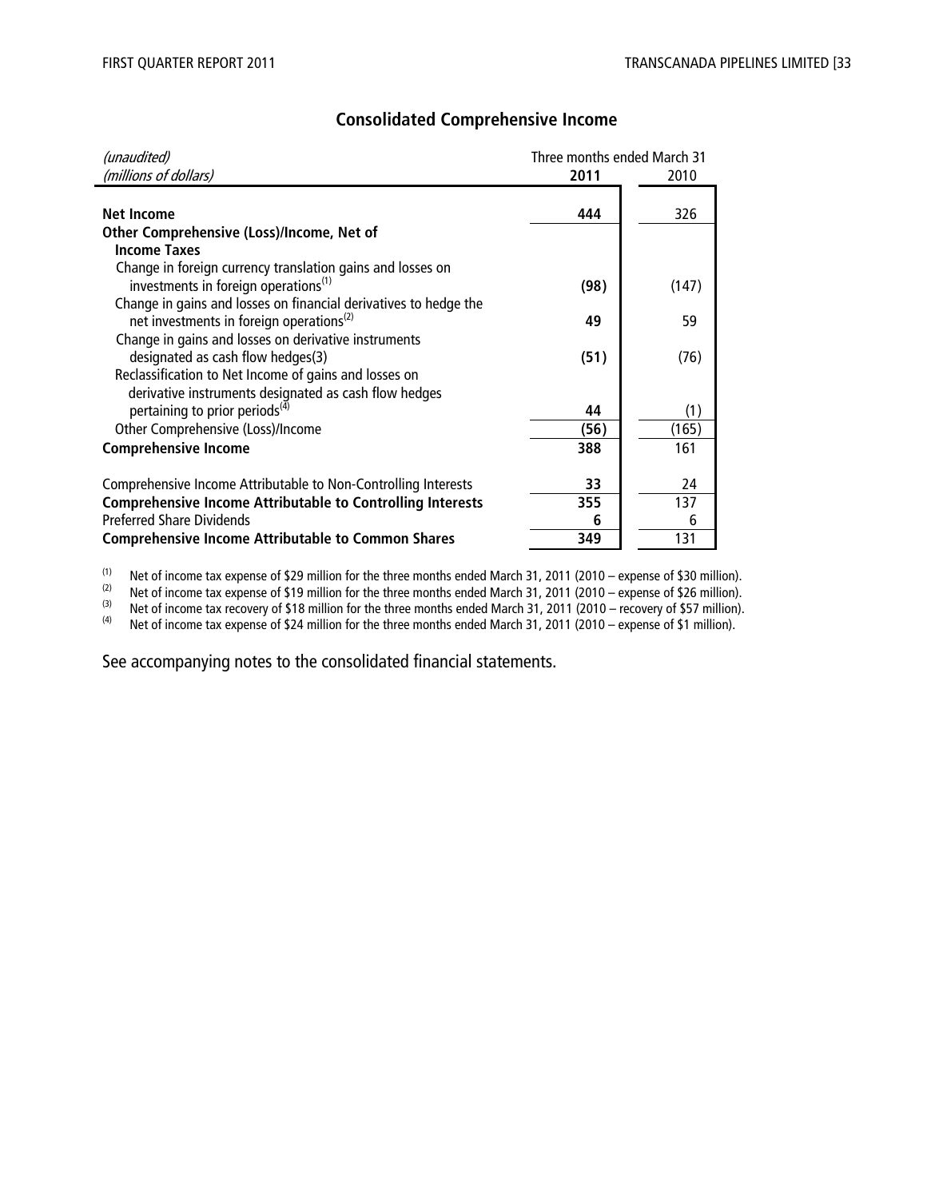## Consolidated Comprehensive Income

| *(unaudited)* *(millions of dollars)* | Three months ended March 31 2011 | 2010 |
|---|---|---|
| **Net Income** | **444** | 326 |
| **Other Comprehensive (Loss)/Income, Net of Income Taxes** | | |
| Change in foreign currency translation gains and losses on investments in foreign operations[1] | **(98)** | (147) |
| Change in gains and losses on financial derivatives to hedge the net investments in foreign operations[2] | **49** | 59 |
| Change in gains and losses on derivative instruments designated as cash flow hedges(3) | **(51)** | (76) |
| Reclassification to Net Income of gains and losses on derivative instruments designated as cash flow hedges pertaining to prior periods[4] | **44** | (1) |
| Other Comprehensive (Loss)/Income | **(56)** | (165) |
| **Comprehensive Income** | **388** | 161 |
| Comprehensive Income Attributable to Non-Controlling Interests | **33** | 24 |
| **Comprehensive Income Attributable to Controlling Interests** | **355** | 137 |
| Preferred Share Dividends | **6** | 6 |
| **Comprehensive Income Attributable to Common Shares** | **349** | 131 |

(1) Net of income tax expense of $29 million for the three months ended March 31, 2011 (2010 – expense of $30 million).
(2) Net of income tax expense of $19 million for the three months ended March 31, 2011 (2010 – expense of $26 million).
(3) Net of income tax recovery of $18 million for the three months ended March 31, 2011 (2010 – recovery of $57 million).
(4) Net of income tax expense of $24 million for the three months ended March 31, 2011 (2010 – expense of $1 million).

See accompanying notes to the consolidated financial statements.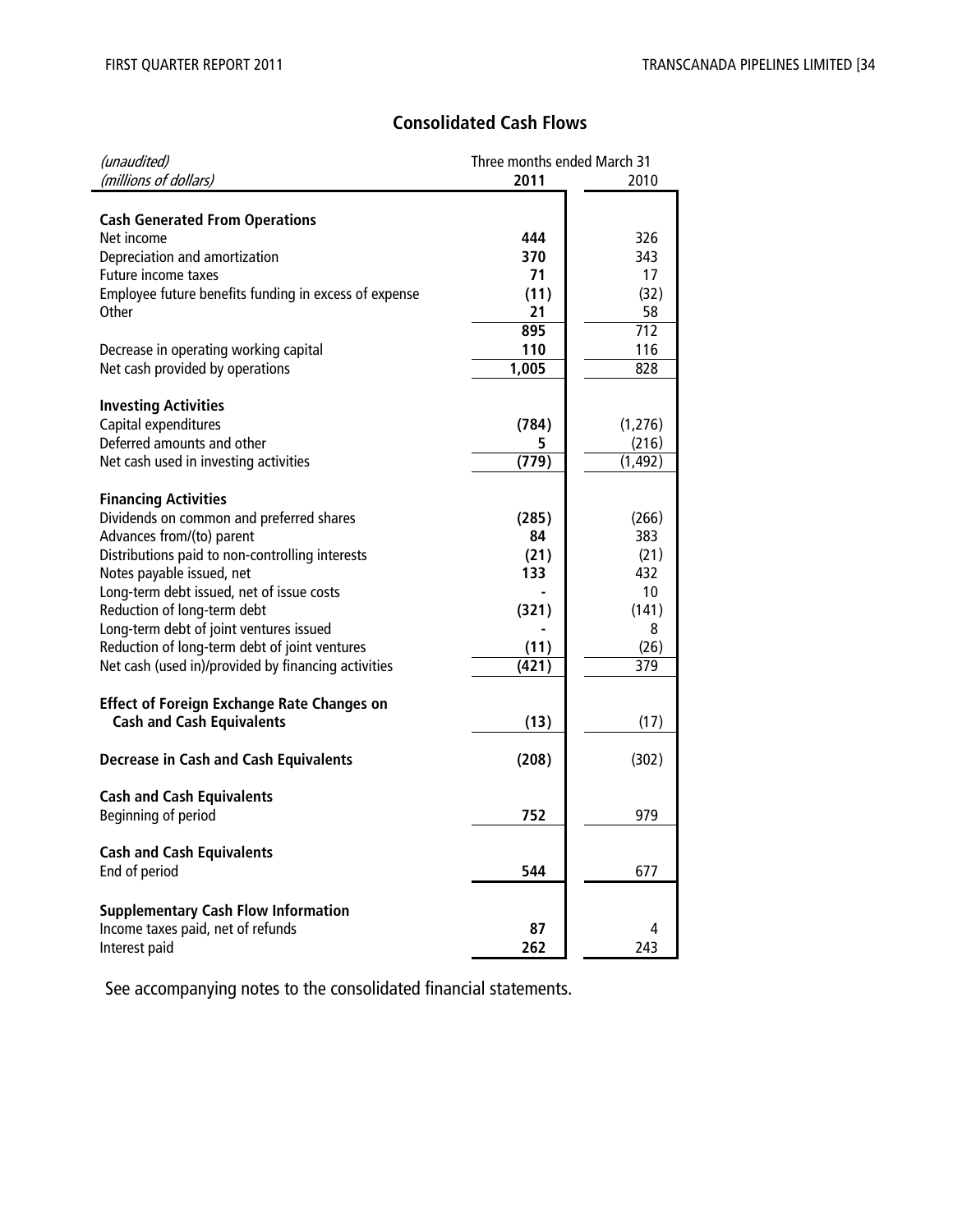## Consolidated Cash Flows

| *(unaudited)* *(millions of dollars)* | Three months ended March 31 2011 | 2010 |
|---|---|---|
| **Cash Generated From Operations** | | |
| Net income | **444** | 326 |
| Depreciation and amortization | **370** | 343 |
| Future income taxes | **71** | 17 |
| Employee future benefits funding in excess of expense | **(11)** | (32) |
| Other | **21** | 58 |
| | **895** | 712 |
| Decrease in operating working capital | **110** | 116 |
| Net cash provided by operations | **1,005** | 828 |
| **Investing Activities** | | |
| Capital expenditures | **(784)** | (1,276) |
| Deferred amounts and other | **5** | (216) |
| Net cash used in investing activities | **(779)** | (1,492) |
| **Financing Activities** | | |
| Dividends on common and preferred shares | **(285)** | (266) |
| Advances from/(to) parent | **84** | 383 |
| Distributions paid to non-controlling interests | **(21)** | (21) |
| Notes payable issued, net | **133** | 432 |
| Long-term debt issued, net of issue costs | **-** | 10 |
| Reduction of long-term debt | **(321)** | (141) |
| Long-term debt of joint ventures issued | **-** | 8 |
| Reduction of long-term debt of joint ventures | **(11)** | (26) |
| Net cash (used in)/provided by financing activities | **(421)** | 379 |
| **Effect of Foreign Exchange Rate Changes on Cash and Cash Equivalents** | **(13)** | (17) |
| **Decrease in Cash and Cash Equivalents** | **(208)** | (302) |
| **Cash and Cash Equivalents** | | |
| Beginning of period | **752** | 979 |
| **Cash and Cash Equivalents** | | |
| End of period | **544** | 677 |
| **Supplementary Cash Flow Information** | | |
| Income taxes paid, net of refunds | **87** | 4 |
| Interest paid | **262** | 243 |

See accompanying notes to the consolidated financial statements.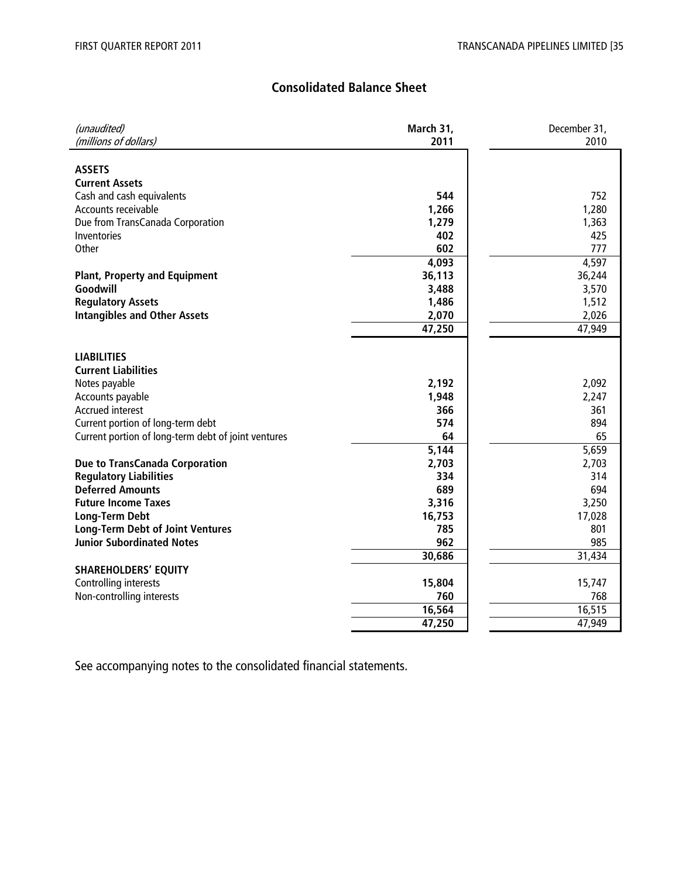## Consolidated Balance Sheet

| *(unaudited)* *(millions of dollars)* | **March 31, 2011** | December 31, 2010 |
|---|---|---|
| **ASSETS** | | |
| **Current Assets** | | |
| Cash and cash equivalents | **544** | 752 |
| Accounts receivable | **1,266** | 1,280 |
| Due from TransCanada Corporation | **1,279** | 1,363 |
| Inventories | **402** | 425 |
| Other | **602** | 777 |
| | **4,093** | 4,597 |
| **Plant, Property and Equipment** | **36,113** | 36,244 |
| **Goodwill** | **3,488** | 3,570 |
| **Regulatory Assets** | **1,486** | 1,512 |
| **Intangibles and Other Assets** | **2,070** | 2,026 |
| | **47,250** | 47,949 |
| **LIABILITIES** | | |
| **Current Liabilities** | | |
| Notes payable | **2,192** | 2,092 |
| Accounts payable | **1,948** | 2,247 |
| Accrued interest | **366** | 361 |
| Current portion of long-term debt | **574** | 894 |
| Current portion of long-term debt of joint ventures | **64** | 65 |
| | **5,144** | 5,659 |
| **Due to TransCanada Corporation** | **2,703** | 2,703 |
| **Regulatory Liabilities** | **334** | 314 |
| **Deferred Amounts** | **689** | 694 |
| **Future Income Taxes** | **3,316** | 3,250 |
| **Long-Term Debt** | **16,753** | 17,028 |
| **Long-Term Debt of Joint Ventures** | **785** | 801 |
| **Junior Subordinated Notes** | **962** | 985 |
| | **30,686** | 31,434 |
| **SHAREHOLDERS' EQUITY** | | |
| Controlling interests | **15,804** | 15,747 |
| Non-controlling interests | **760** | 768 |
| | **16,564** | 16,515 |
| | **47,250** | 47,949 |

See accompanying notes to the consolidated financial statements.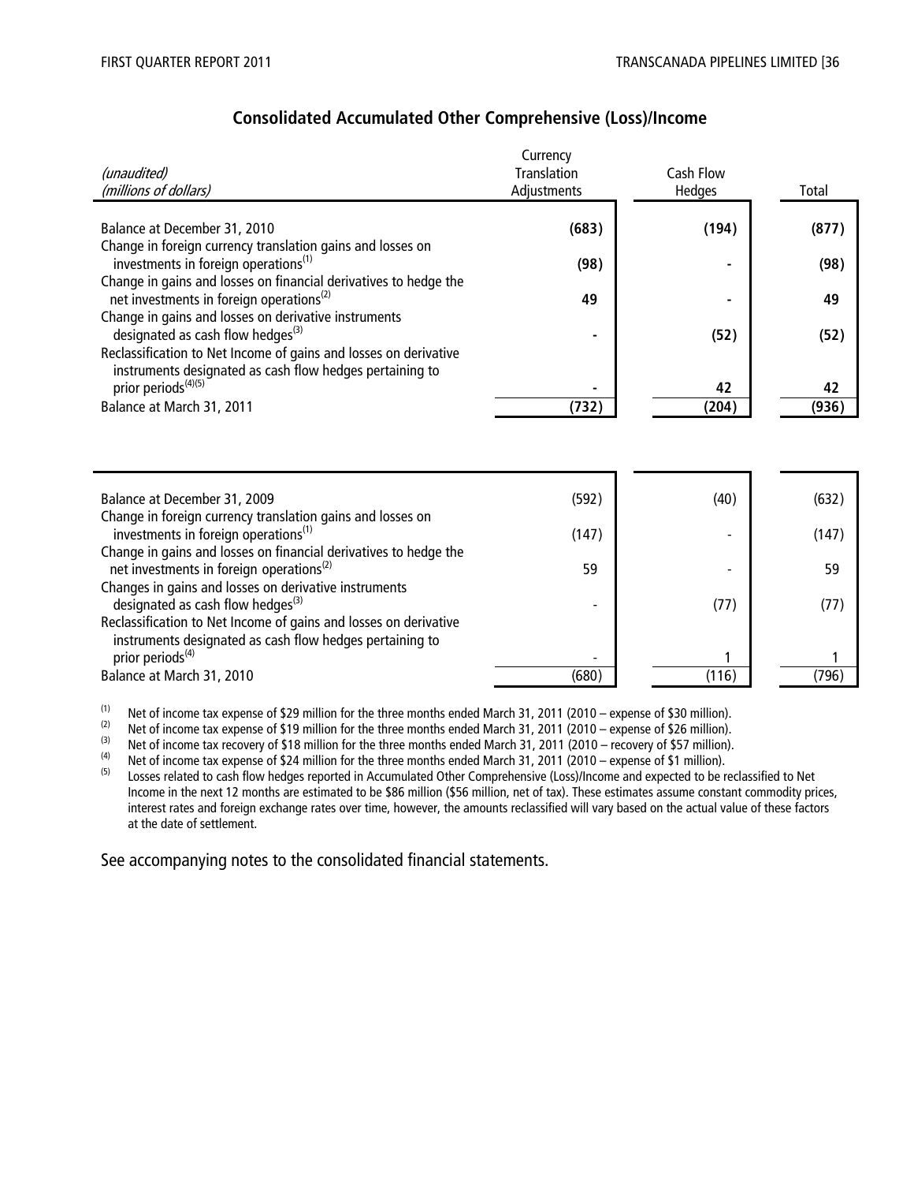## Consolidated Accumulated Other Comprehensive (Loss)/Income

| *(unaudited)* *(millions of dollars)* | Currency Translation Adjustments | Cash Flow Hedges | Total |
|---|---|---|---|
| **Balance at December 31, 2010** | **(683)** | **(194)** | **(877)** |
| Change in foreign currency translation gains and losses on investments in foreign operations[(1)] | **(98)** | **-** | **(98)** |
| Change in gains and losses on financial derivatives to hedge the net investments in foreign operations[(2)] | **49** | **-** | **49** |
| Change in gains and losses on derivative instruments designated as cash flow hedges[(3)] | **-** | **(52)** | **(52)** |
| Reclassification to Net Income of gains and losses on derivative instruments designated as cash flow hedges pertaining to prior periods[(4)(5)] | **-** | **42** | **42** |
| **Balance at March 31, 2011** | **(732)** | **(204)** | **(936)** |
| | | | |
| Balance at December 31, 2009 | (592) | (40) | (632) |
| Change in foreign currency translation gains and losses on investments in foreign operations[(1)] | (147) | - | (147) |
| Change in gains and losses on financial derivatives to hedge the net investments in foreign operations[(2)] | 59 | - | 59 |
| Changes in gains and losses on derivative instruments designated as cash flow hedges[(3)] | - | (77) | (77) |
| Reclassification to Net Income of gains and losses on derivative instruments designated as cash flow hedges pertaining to prior periods[(4)] | - | 1 | 1 |
| Balance at March 31, 2010 | (680) | (116) | (796) |

(1) Net of income tax expense of $29 million for the three months ended March 31, 2011 (2010 – expense of $30 million).

(2) Net of income tax expense of $19 million for the three months ended March 31, 2011 (2010 – expense of $26 million).

(3) Net of income tax recovery of $18 million for the three months ended March 31, 2011 (2010 – recovery of $57 million).

(4) Net of income tax expense of $24 million for the three months ended March 31, 2011 (2010 – expense of $1 million).

(5) Losses related to cash flow hedges reported in Accumulated Other Comprehensive (Loss)/Income and expected to be reclassified to Net Income in the next 12 months are estimated to be $86 million ($56 million, net of tax). These estimates assume constant commodity prices, interest rates and foreign exchange rates over time, however, the amounts reclassified will vary based on the actual value of these factors at the date of settlement.

See accompanying notes to the consolidated financial statements.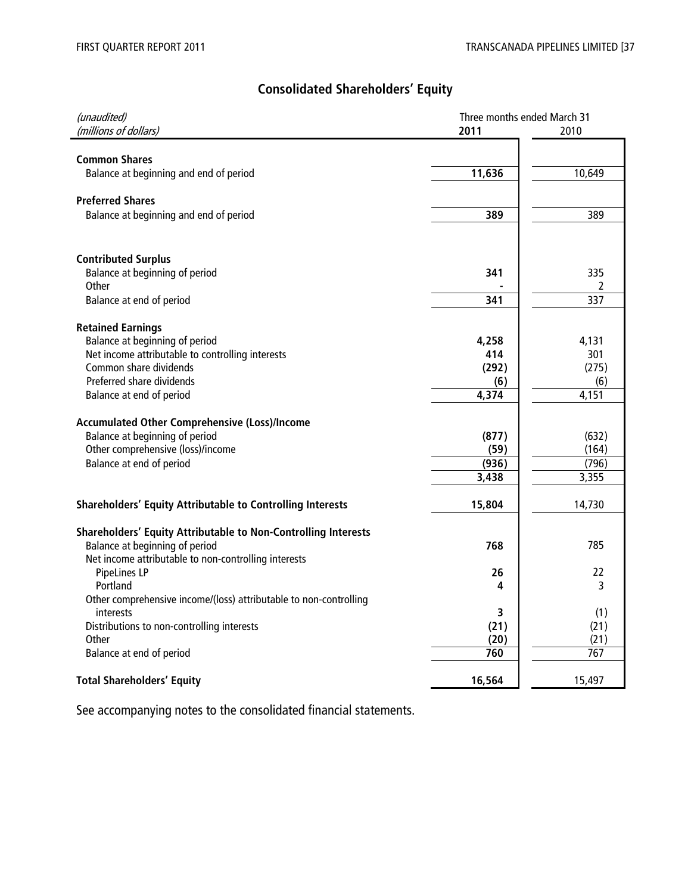## Consolidated Shareholders' Equity

| *(unaudited)*<br>*(millions of dollars)* | Three months ended March 31<br>**2011** | <br>2010 |
|---|---|---|
| **Common Shares** | | |
| Balance at beginning and end of period | **11,636** | 10,649 |
| **Preferred Shares** | | |
| Balance at beginning and end of period | **389** | 389 |
| **Contributed Surplus** | | |
| Balance at beginning of period | **341** | 335 |
| Other | **-** | 2 |
| Balance at end of period | **341** | 337 |
| **Retained Earnings** | | |
| Balance at beginning of period | **4,258** | 4,131 |
| Net income attributable to controlling interests | **414** | 301 |
| Common share dividends | **(292)** | (275) |
| Preferred share dividends | **(6)** | (6) |
| Balance at end of period | **4,374** | 4,151 |
| **Accumulated Other Comprehensive (Loss)/Income** | | |
| Balance at beginning of period | **(877)** | (632) |
| Other comprehensive (loss)/income | **(59)** | (164) |
| Balance at end of period | **(936)** | (796) |
| | **3,438** | 3,355 |
| **Shareholders' Equity Attributable to Controlling Interests** | **15,804** | 14,730 |
| **Shareholders' Equity Attributable to Non-Controlling Interests** | | |
| Balance at beginning of period | **768** | 785 |
| Net income attributable to non-controlling interests | | |
| PipeLines LP | **26** | 22 |
| Portland | **4** | 3 |
| Other comprehensive income/(loss) attributable to non-controlling interests | **3** | (1) |
| Distributions to non-controlling interests | **(21)** | (21) |
| Other | **(20)** | (21) |
| Balance at end of period | **760** | 767 |
| **Total Shareholders' Equity** | **16,564** | 15,497 |

See accompanying notes to the consolidated financial statements.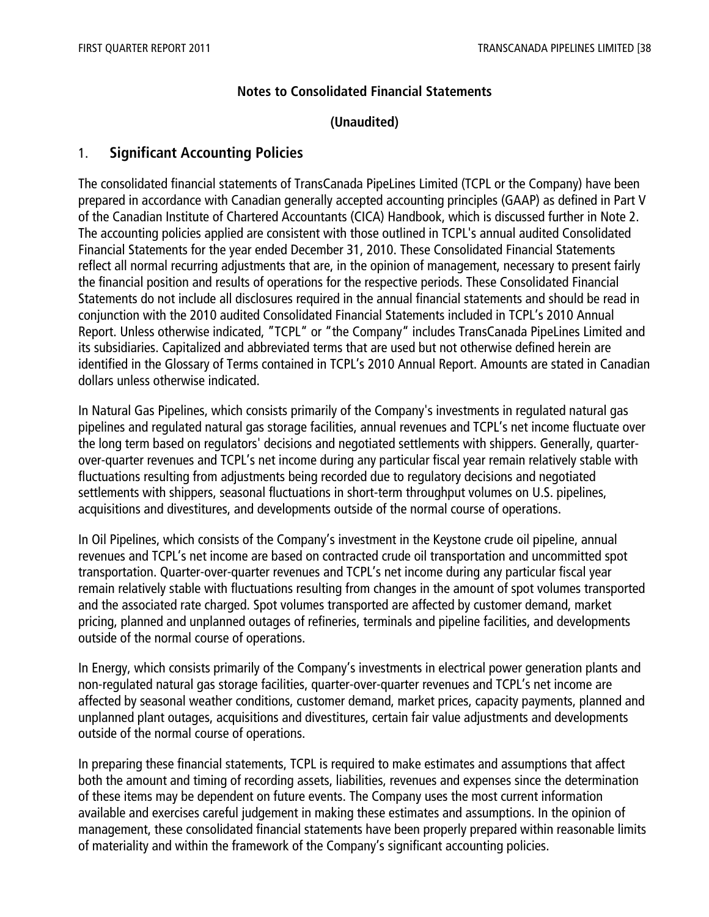## Notes to Consolidated Financial Statements

**(Unaudited)**

### 1. Significant Accounting Policies

The consolidated financial statements of TransCanada PipeLines Limited (TCPL or the Company) have been prepared in accordance with Canadian generally accepted accounting principles (GAAP) as defined in Part V of the Canadian Institute of Chartered Accountants (CICA) Handbook, which is discussed further in Note 2. The accounting policies applied are consistent with those outlined in TCPL's annual audited Consolidated Financial Statements for the year ended December 31, 2010. These Consolidated Financial Statements reflect all normal recurring adjustments that are, in the opinion of management, necessary to present fairly the financial position and results of operations for the respective periods. These Consolidated Financial Statements do not include all disclosures required in the annual financial statements and should be read in conjunction with the 2010 audited Consolidated Financial Statements included in TCPL's 2010 Annual Report. Unless otherwise indicated, "TCPL" or "the Company" includes TransCanada PipeLines Limited and its subsidiaries. Capitalized and abbreviated terms that are used but not otherwise defined herein are identified in the Glossary of Terms contained in TCPL's 2010 Annual Report. Amounts are stated in Canadian dollars unless otherwise indicated.

In Natural Gas Pipelines, which consists primarily of the Company's investments in regulated natural gas pipelines and regulated natural gas storage facilities, annual revenues and TCPL's net income fluctuate over the long term based on regulators' decisions and negotiated settlements with shippers. Generally, quarter-over-quarter revenues and TCPL's net income during any particular fiscal year remain relatively stable with fluctuations resulting from adjustments being recorded due to regulatory decisions and negotiated settlements with shippers, seasonal fluctuations in short-term throughput volumes on U.S. pipelines, acquisitions and divestitures, and developments outside of the normal course of operations.

In Oil Pipelines, which consists of the Company's investment in the Keystone crude oil pipeline, annual revenues and TCPL's net income are based on contracted crude oil transportation and uncommitted spot transportation. Quarter-over-quarter revenues and TCPL's net income during any particular fiscal year remain relatively stable with fluctuations resulting from changes in the amount of spot volumes transported and the associated rate charged. Spot volumes transported are affected by customer demand, market pricing, planned and unplanned outages of refineries, terminals and pipeline facilities, and developments outside of the normal course of operations.

In Energy, which consists primarily of the Company's investments in electrical power generation plants and non-regulated natural gas storage facilities, quarter-over-quarter revenues and TCPL's net income are affected by seasonal weather conditions, customer demand, market prices, capacity payments, planned and unplanned plant outages, acquisitions and divestitures, certain fair value adjustments and developments outside of the normal course of operations.

In preparing these financial statements, TCPL is required to make estimates and assumptions that affect both the amount and timing of recording assets, liabilities, revenues and expenses since the determination of these items may be dependent on future events. The Company uses the most current information available and exercises careful judgement in making these estimates and assumptions. In the opinion of management, these consolidated financial statements have been properly prepared within reasonable limits of materiality and within the framework of the Company's significant accounting policies.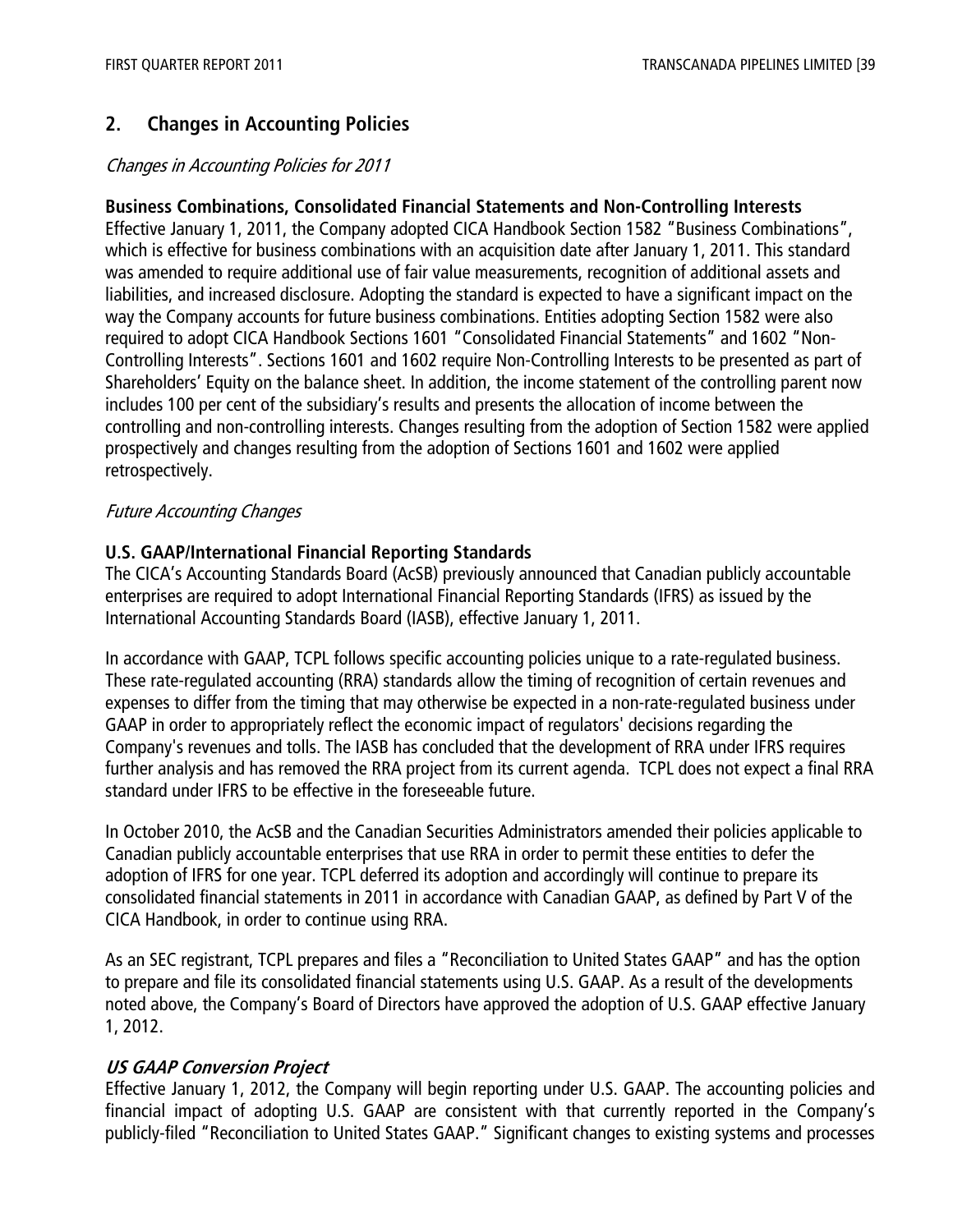## 2. Changes in Accounting Policies

*Changes in Accounting Policies for 2011*

**Business Combinations, Consolidated Financial Statements and Non-Controlling Interests**

Effective January 1, 2011, the Company adopted CICA Handbook Section 1582 "Business Combinations", which is effective for business combinations with an acquisition date after January 1, 2011. This standard was amended to require additional use of fair value measurements, recognition of additional assets and liabilities, and increased disclosure. Adopting the standard is expected to have a significant impact on the way the Company accounts for future business combinations. Entities adopting Section 1582 were also required to adopt CICA Handbook Sections 1601 "Consolidated Financial Statements" and 1602 "Non-Controlling Interests". Sections 1601 and 1602 require Non-Controlling Interests to be presented as part of Shareholders' Equity on the balance sheet. In addition, the income statement of the controlling parent now includes 100 per cent of the subsidiary's results and presents the allocation of income between the controlling and non-controlling interests. Changes resulting from the adoption of Section 1582 were applied prospectively and changes resulting from the adoption of Sections 1601 and 1602 were applied retrospectively.

*Future Accounting Changes*

**U.S. GAAP/International Financial Reporting Standards**

The CICA's Accounting Standards Board (AcSB) previously announced that Canadian publicly accountable enterprises are required to adopt International Financial Reporting Standards (IFRS) as issued by the International Accounting Standards Board (IASB), effective January 1, 2011.

In accordance with GAAP, TCPL follows specific accounting policies unique to a rate-regulated business. These rate-regulated accounting (RRA) standards allow the timing of recognition of certain revenues and expenses to differ from the timing that may otherwise be expected in a non-rate-regulated business under GAAP in order to appropriately reflect the economic impact of regulators' decisions regarding the Company's revenues and tolls. The IASB has concluded that the development of RRA under IFRS requires further analysis and has removed the RRA project from its current agenda. TCPL does not expect a final RRA standard under IFRS to be effective in the foreseeable future.

In October 2010, the AcSB and the Canadian Securities Administrators amended their policies applicable to Canadian publicly accountable enterprises that use RRA in order to permit these entities to defer the adoption of IFRS for one year. TCPL deferred its adoption and accordingly will continue to prepare its consolidated financial statements in 2011 in accordance with Canadian GAAP, as defined by Part V of the CICA Handbook, in order to continue using RRA.

As an SEC registrant, TCPL prepares and files a "Reconciliation to United States GAAP" and has the option to prepare and file its consolidated financial statements using U.S. GAAP. As a result of the developments noted above, the Company's Board of Directors have approved the adoption of U.S. GAAP effective January 1, 2012.

***US GAAP Conversion Project***

Effective January 1, 2012, the Company will begin reporting under U.S. GAAP. The accounting policies and financial impact of adopting U.S. GAAP are consistent with that currently reported in the Company's publicly-filed "Reconciliation to United States GAAP." Significant changes to existing systems and processes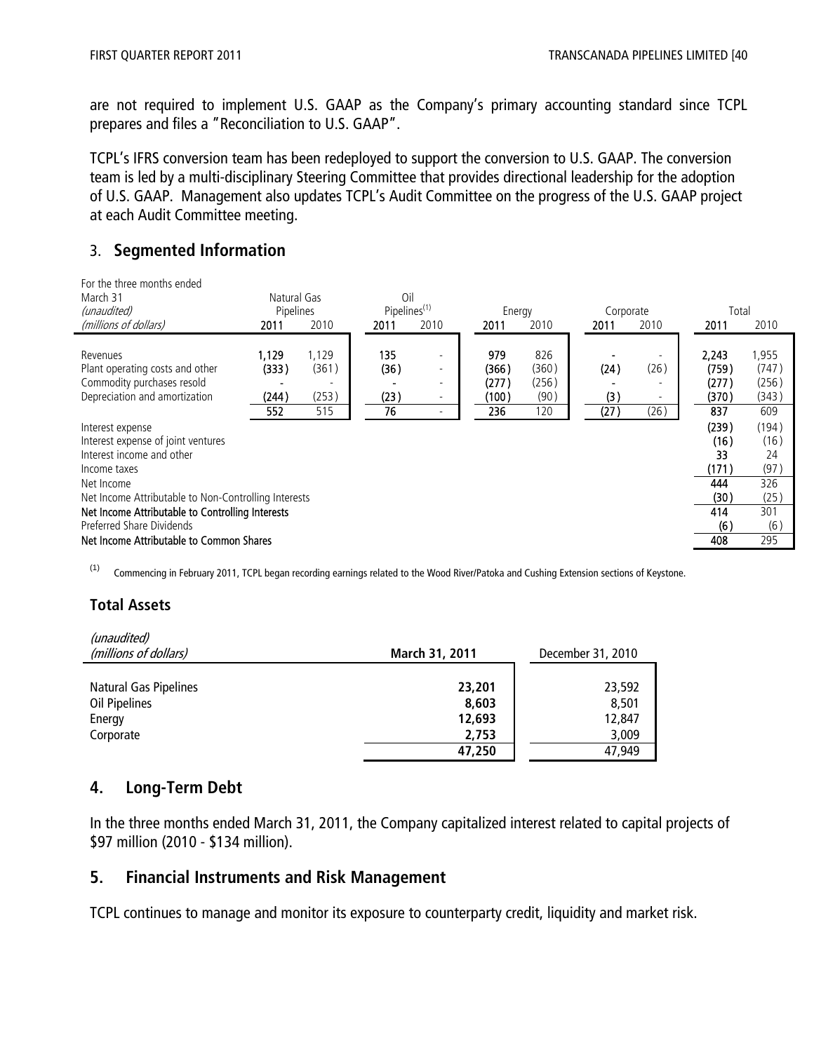are not required to implement U.S. GAAP as the Company's primary accounting standard since TCPL prepares and files a "Reconciliation to U.S. GAAP".

TCPL's IFRS conversion team has been redeployed to support the conversion to U.S. GAAP. The conversion team is led by a multi-disciplinary Steering Committee that provides directional leadership for the adoption of U.S. GAAP. Management also updates TCPL's Audit Committee on the progress of the U.S. GAAP project at each Audit Committee meeting.

## 3. **Segmented Information**

| For the three months ended March 31 *(unaudited)* *(millions of dollars)* | Natural Gas Pipelines | | Oil Pipelines[1] | | Energy | | Corporate | | Total | |
|---|---|---|---|---|---|---|---|---|---|---|
| | **2011** | 2010 | **2011** | 2010 | **2011** | 2010 | **2011** | 2010 | **2011** | 2010 |
| Revenues | **1,129** | 1,129 | **135** | - | **979** | 826 | **-** | - | **2,243** | 1,955 |
| Plant operating costs and other | **(333)** | (361) | **(36)** | - | **(366)** | (360) | **(24)** | (26) | **(759)** | (747) |
| Commodity purchases resold | **-** | - | **-** | - | **(277)** | (256) | **-** | - | **(277)** | (256) |
| Depreciation and amortization | **(244)** | (253) | **(23)** | - | **(100)** | (90) | **(3)** | - | **(370)** | (343) |
| | **552** | 515 | **76** | - | **236** | 120 | **(27)** | (26) | **837** | 609 |
| Interest expense | | | | | | | | | **(239)** | (194) |
| Interest expense of joint ventures | | | | | | | | | **(16)** | (16) |
| Interest income and other | | | | | | | | | **33** | 24 |
| Income taxes | | | | | | | | | **(171)** | (97) |
| Net Income | | | | | | | | | **444** | 326 |
| Net Income Attributable to Non-Controlling Interests | | | | | | | | | **(30)** | (25) |
| **Net Income Attributable to Controlling Interests** | | | | | | | | | **414** | 301 |
| Preferred Share Dividends | | | | | | | | | **(6)** | (6) |
| **Net Income Attributable to Common Shares** | | | | | | | | | **408** | 295 |

(1) Commencing in February 2011, TCPL began recording earnings related to the Wood River/Patoka and Cushing Extension sections of Keystone.

### **Total Assets**

| *(unaudited)* *(millions of dollars)* | **March 31, 2011** | December 31, 2010 |
|---|---|---|
| Natural Gas Pipelines | **23,201** | 23,592 |
| Oil Pipelines | **8,603** | 8,501 |
| Energy | **12,693** | 12,847 |
| Corporate | **2,753** | 3,009 |
| | **47,250** | 47,949 |

## **4. Long-Term Debt**

In the three months ended March 31, 2011, the Company capitalized interest related to capital projects of \$97 million (2010 - \$134 million).

## **5. Financial Instruments and Risk Management**

TCPL continues to manage and monitor its exposure to counterparty credit, liquidity and market risk.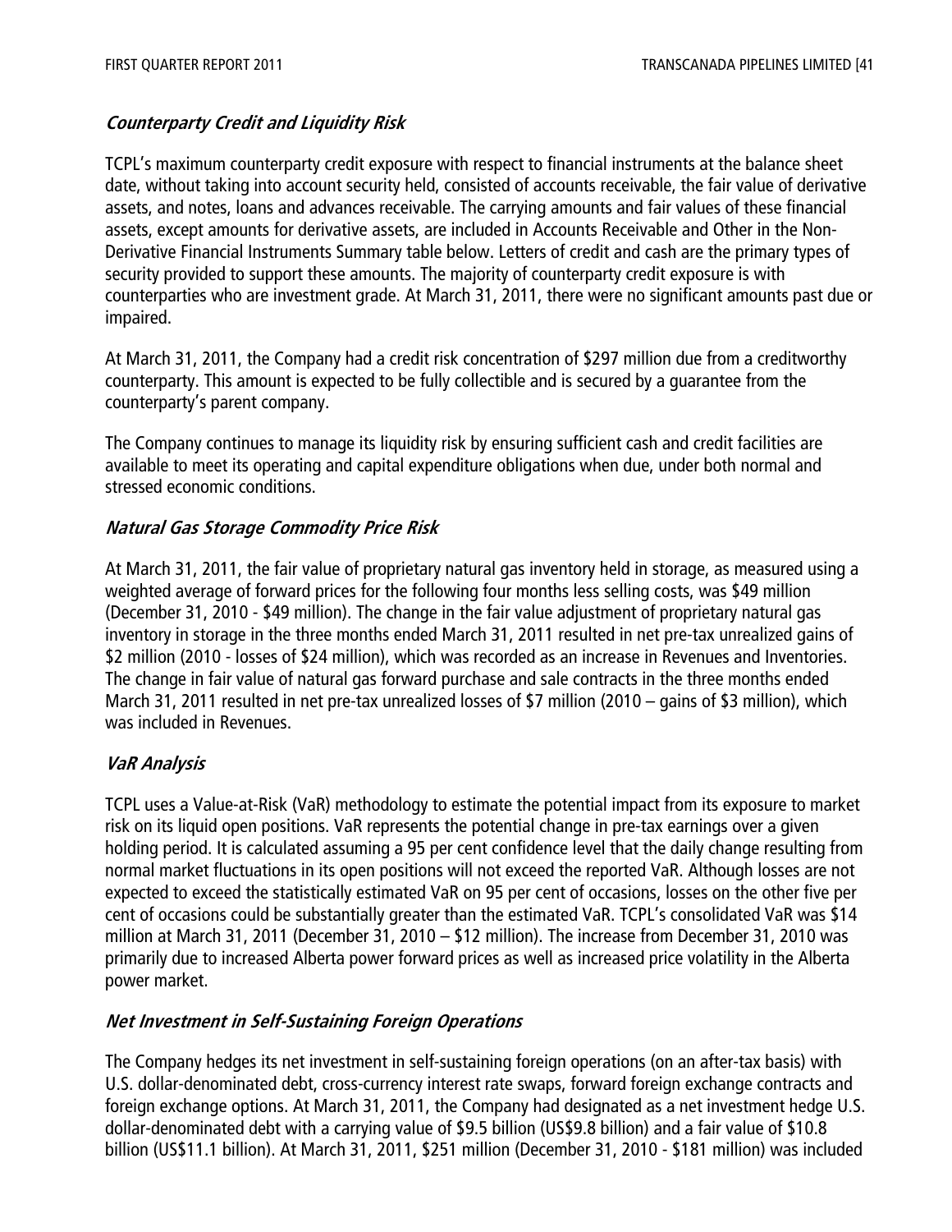### *Counterparty Credit and Liquidity Risk*

TCPL's maximum counterparty credit exposure with respect to financial instruments at the balance sheet date, without taking into account security held, consisted of accounts receivable, the fair value of derivative assets, and notes, loans and advances receivable. The carrying amounts and fair values of these financial assets, except amounts for derivative assets, are included in Accounts Receivable and Other in the Non-Derivative Financial Instruments Summary table below. Letters of credit and cash are the primary types of security provided to support these amounts. The majority of counterparty credit exposure is with counterparties who are investment grade. At March 31, 2011, there were no significant amounts past due or impaired.

At March 31, 2011, the Company had a credit risk concentration of $297 million due from a creditworthy counterparty. This amount is expected to be fully collectible and is secured by a guarantee from the counterparty's parent company.

The Company continues to manage its liquidity risk by ensuring sufficient cash and credit facilities are available to meet its operating and capital expenditure obligations when due, under both normal and stressed economic conditions.

### *Natural Gas Storage Commodity Price Risk*

At March 31, 2011, the fair value of proprietary natural gas inventory held in storage, as measured using a weighted average of forward prices for the following four months less selling costs, was $49 million (December 31, 2010 - $49 million). The change in the fair value adjustment of proprietary natural gas inventory in storage in the three months ended March 31, 2011 resulted in net pre-tax unrealized gains of $2 million (2010 - losses of $24 million), which was recorded as an increase in Revenues and Inventories. The change in fair value of natural gas forward purchase and sale contracts in the three months ended March 31, 2011 resulted in net pre-tax unrealized losses of $7 million (2010 – gains of $3 million), which was included in Revenues.

### *VaR Analysis*

TCPL uses a Value-at-Risk (VaR) methodology to estimate the potential impact from its exposure to market risk on its liquid open positions. VaR represents the potential change in pre-tax earnings over a given holding period. It is calculated assuming a 95 per cent confidence level that the daily change resulting from normal market fluctuations in its open positions will not exceed the reported VaR. Although losses are not expected to exceed the statistically estimated VaR on 95 per cent of occasions, losses on the other five per cent of occasions could be substantially greater than the estimated VaR. TCPL's consolidated VaR was $14 million at March 31, 2011 (December 31, 2010 – $12 million). The increase from December 31, 2010 was primarily due to increased Alberta power forward prices as well as increased price volatility in the Alberta power market.

### *Net Investment in Self-Sustaining Foreign Operations*

The Company hedges its net investment in self-sustaining foreign operations (on an after-tax basis) with U.S. dollar-denominated debt, cross-currency interest rate swaps, forward foreign exchange contracts and foreign exchange options. At March 31, 2011, the Company had designated as a net investment hedge U.S. dollar-denominated debt with a carrying value of $9.5 billion (US$9.8 billion) and a fair value of $10.8 billion (US$11.1 billion). At March 31, 2011, $251 million (December 31, 2010 - $181 million) was included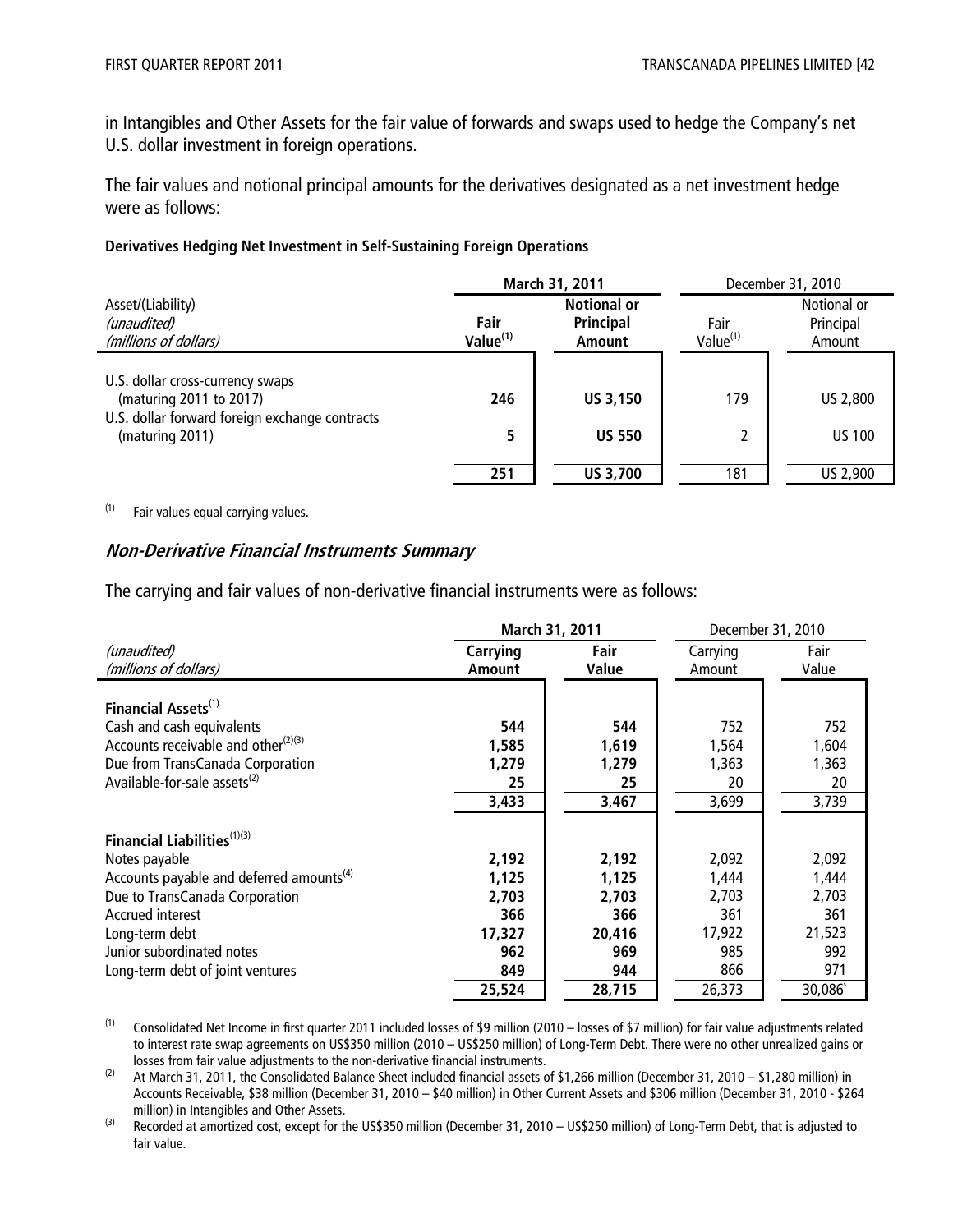in Intangibles and Other Assets for the fair value of forwards and swaps used to hedge the Company's net U.S. dollar investment in foreign operations.

The fair values and notional principal amounts for the derivatives designated as a net investment hedge were as follows:

**Derivatives Hedging Net Investment in Self-Sustaining Foreign Operations**

| Asset/(Liability) *(unaudited)* *(millions of dollars)* | **March 31, 2011** Fair Value[(1)] | **March 31, 2011** Notional or Principal Amount | December 31, 2010 Fair Value[(1)] | December 31, 2010 Notional or Principal Amount |
|---|---|---|---|---|
| U.S. dollar cross-currency swaps (maturing 2011 to 2017) | **246** | **US 3,150** | 179 | US 2,800 |
| U.S. dollar forward foreign exchange contracts (maturing 2011) | **5** | **US 550** | 2 | US 100 |
| | **251** | **US 3,700** | 181 | US 2,900 |

(1) Fair values equal carrying values.

## *Non-Derivative Financial Instruments Summary*

The carrying and fair values of non-derivative financial instruments were as follows:

| *(unaudited)* *(millions of dollars)* | **March 31, 2011** Carrying Amount | **March 31, 2011** Fair Value | December 31, 2010 Carrying Amount | December 31, 2010 Fair Value |
|---|---|---|---|---|
| **Financial Assets**[(1)] | | | | |
| Cash and cash equivalents | **544** | **544** | 752 | 752 |
| Accounts receivable and other[(2)(3)] | **1,585** | **1,619** | 1,564 | 1,604 |
| Due from TransCanada Corporation | **1,279** | **1,279** | 1,363 | 1,363 |
| Available-for-sale assets[(2)] | **25** | **25** | 20 | 20 |
| | **3,433** | **3,467** | 3,699 | 3,739 |
| **Financial Liabilities**[(1)(3)] | | | | |
| Notes payable | **2,192** | **2,192** | 2,092 | 2,092 |
| Accounts payable and deferred amounts[(4)] | **1,125** | **1,125** | 1,444 | 1,444 |
| Due to TransCanada Corporation | **2,703** | **2,703** | 2,703 | 2,703 |
| Accrued interest | **366** | **366** | 361 | 361 |
| Long-term debt | **17,327** | **20,416** | 17,922 | 21,523 |
| Junior subordinated notes | **962** | **969** | 985 | 992 |
| Long-term debt of joint ventures | **849** | **944** | 866 | 971 |
| | **25,524** | **28,715** | 26,373 | 30,086` |

(1) Consolidated Net Income in first quarter 2011 included losses of $9 million (2010 – losses of $7 million) for fair value adjustments related to interest rate swap agreements on US$350 million (2010 – US$250 million) of Long-Term Debt. There were no other unrealized gains or losses from fair value adjustments to the non-derivative financial instruments.

(2) At March 31, 2011, the Consolidated Balance Sheet included financial assets of $1,266 million (December 31, 2010 – $1,280 million) in Accounts Receivable, $38 million (December 31, 2010 – $40 million) in Other Current Assets and $306 million (December 31, 2010 - $264 million) in Intangibles and Other Assets.

(3) Recorded at amortized cost, except for the US$350 million (December 31, 2010 – US$250 million) of Long-Term Debt, that is adjusted to fair value.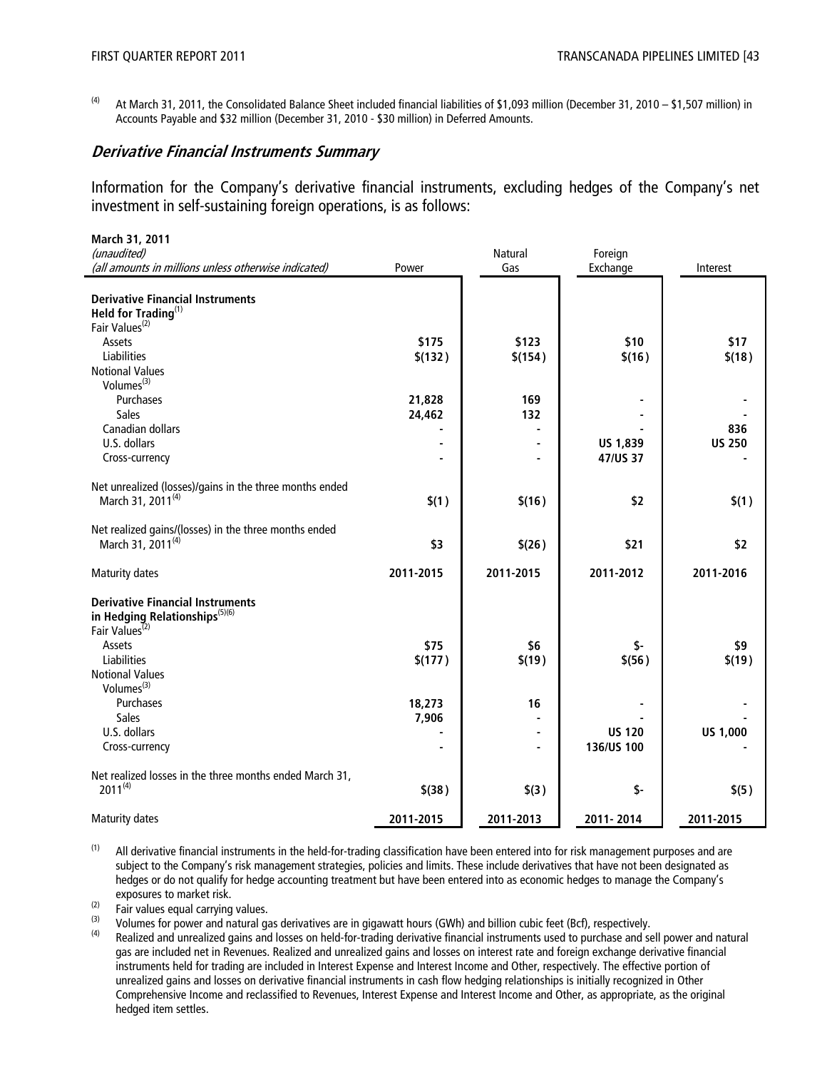(4) At March 31, 2011, the Consolidated Balance Sheet included financial liabilities of $1,093 million (December 31, 2010 – $1,507 million) in Accounts Payable and $32 million (December 31, 2010 - $30 million) in Deferred Amounts.

## *Derivative Financial Instruments Summary*

Information for the Company's derivative financial instruments, excluding hedges of the Company's net investment in self-sustaining foreign operations, is as follows:

| **March 31, 2011**<br>*(unaudited)*<br>*(all amounts in millions unless otherwise indicated)* | Power | Natural Gas | Foreign Exchange | Interest |
|---|---|---|---|---|
| **Derivative Financial Instruments Held for Trading**[(1)] | | | | |
| Fair Values[(2)] | | | | |
| Assets | **$175** | **$123** | **$10** | **$17** |
| Liabilities | **$(132)** | **$(154)** | **$(16)** | **$(18)** |
| Notional Values | | | | |
| Volumes[(3)] | | | | |
| Purchases | **21,828** | **169** | **-** | **-** |
| Sales | **24,462** | **132** | **-** | **-** |
| Canadian dollars | **-** | **-** | **-** | **836** |
| U.S. dollars | **-** | **-** | **US 1,839** | **US 250** |
| Cross-currency | **-** | **-** | **47/US 37** | **-** |
| Net unrealized (losses)/gains in the three months ended March 31, 2011[(4)] | **$(1)** | **$(16)** | **$2** | **$(1)** |
| Net realized gains/(losses) in the three months ended March 31, 2011[(4)] | **$3** | **$(26)** | **$21** | **$2** |
| Maturity dates | **2011-2015** | **2011-2015** | **2011-2012** | **2011-2016** |
| **Derivative Financial Instruments in Hedging Relationships**[(5)(6)] | | | | |
| Fair Values[(2)] | | | | |
| Assets | **$75** | **$6** | **$-** | **$9** |
| Liabilities | **$(177)** | **$(19)** | **$(56)** | **$(19)** |
| Notional Values | | | | |
| Volumes[(3)] | | | | |
| Purchases | **18,273** | **16** | **-** | **-** |
| Sales | **7,906** | **-** | **-** | **-** |
| U.S. dollars | **-** | **-** | **US 120** | **US 1,000** |
| Cross-currency | **-** | **-** | **136/US 100** | **-** |
| Net realized losses in the three months ended March 31, 2011[(4)] | **$(38)** | **$(3)** | **$-** | **$(5)** |
| Maturity dates | **2011-2015** | **2011-2013** | **2011- 2014** | **2011-2015** |

(1) All derivative financial instruments in the held-for-trading classification have been entered into for risk management purposes and are subject to the Company's risk management strategies, policies and limits. These include derivatives that have not been designated as hedges or do not qualify for hedge accounting treatment but have been entered into as economic hedges to manage the Company's exposures to market risk.

(2) Fair values equal carrying values.

(3) Volumes for power and natural gas derivatives are in gigawatt hours (GWh) and billion cubic feet (Bcf), respectively.

(4) Realized and unrealized gains and losses on held-for-trading derivative financial instruments used to purchase and sell power and natural gas are included net in Revenues. Realized and unrealized gains and losses on interest rate and foreign exchange derivative financial instruments held for trading are included in Interest Expense and Interest Income and Other, respectively. The effective portion of unrealized gains and losses on derivative financial instruments in cash flow hedging relationships is initially recognized in Other Comprehensive Income and reclassified to Revenues, Interest Expense and Interest Income and Other, as appropriate, as the original hedged item settles.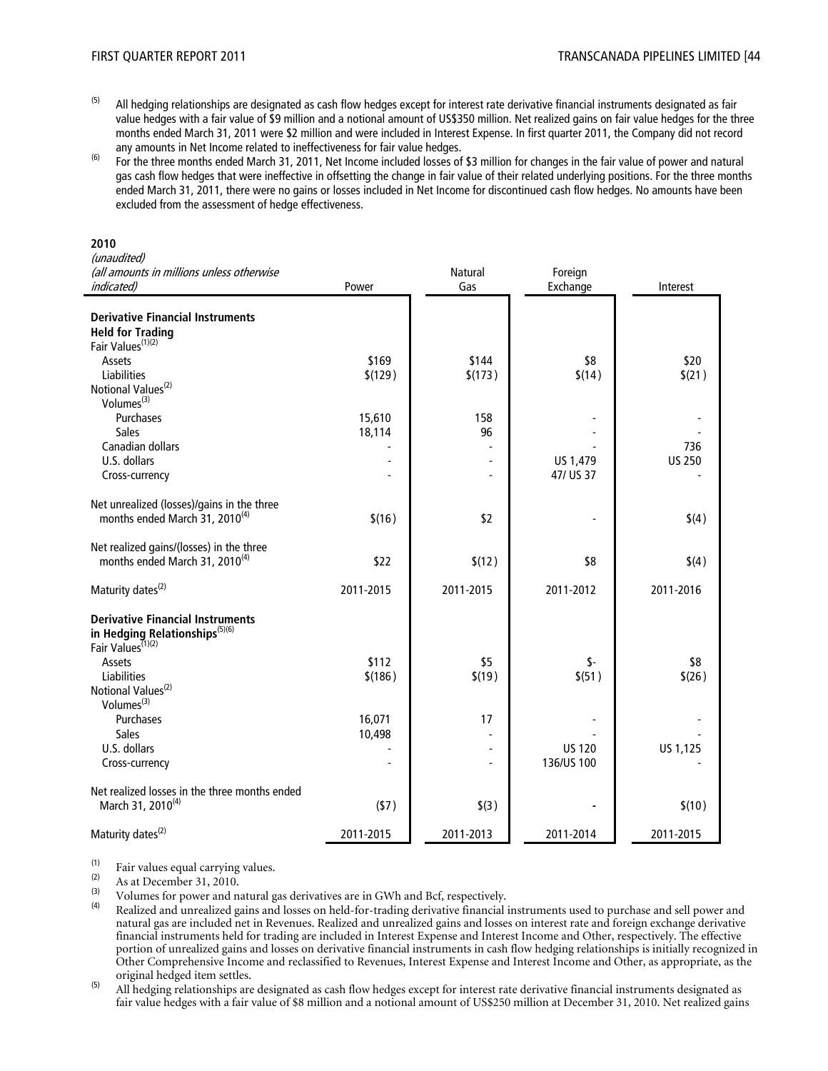(5) All hedging relationships are designated as cash flow hedges except for interest rate derivative financial instruments designated as fair value hedges with a fair value of $9 million and a notional amount of US$350 million. Net realized gains on fair value hedges for the three months ended March 31, 2011 were $2 million and were included in Interest Expense. In first quarter 2011, the Company did not record any amounts in Net Income related to ineffectiveness for fair value hedges.

(6) For the three months ended March 31, 2011, Net Income included losses of $3 million for changes in the fair value of power and natural gas cash flow hedges that were ineffective in offsetting the change in fair value of their related underlying positions. For the three months ended March 31, 2011, there were no gains or losses included in Net Income for discontinued cash flow hedges. No amounts have been excluded from the assessment of hedge effectiveness.

**2010**

| *(unaudited)* *(all amounts in millions unless otherwise indicated)* | Power | Natural Gas | Foreign Exchange | Interest |
|---|---|---|---|---|
| **Derivative Financial Instruments Held for Trading** | | | | |
| Fair Values(1)(2) | | | | |
| Assets | $169 | $144 | $8 | $20 |
| Liabilities | $(129) | $(173) | $(14) | $(21) |
| Notional Values(2) | | | | |
| Volumes(3) | | | | |
| Purchases | 15,610 | 158 | - | - |
| Sales | 18,114 | 96 | - | - |
| Canadian dollars | - | - | - | 736 |
| U.S. dollars | - | - | US 1,479 | US 250 |
| Cross-currency | - | - | 47/ US 37 | - |
| Net unrealized (losses)/gains in the three months ended March 31, 2010(4) | $(16) | $2 | - | $(4) |
| Net realized gains/(losses) in the three months ended March 31, 2010(4) | $22 | $(12) | $8 | $(4) |
| Maturity dates(2) | 2011-2015 | 2011-2015 | 2011-2012 | 2011-2016 |
| **Derivative Financial Instruments in Hedging Relationships(5)(6)** | | | | |
| Fair Values(1)(2) | | | | |
| Assets | $112 | $5 | $- | $8 |
| Liabilities | $(186) | $(19) | $(51) | $(26) |
| Notional Values(2) | | | | |
| Volumes(3) | | | | |
| Purchases | 16,071 | 17 | - | - |
| Sales | 10,498 | - | - | - |
| U.S. dollars | - | - | US 120 | US 1,125 |
| Cross-currency | - | - | 136/US 100 | - |
| Net realized losses in the three months ended March 31, 2010(4) | ($7) | $(3) | - | $(10) |
| Maturity dates(2) | 2011-2015 | 2011-2013 | 2011-2014 | 2011-2015 |

(1) Fair values equal carrying values.

(2) As at December 31, 2010.

(3) Volumes for power and natural gas derivatives are in GWh and Bcf, respectively.

(4) Realized and unrealized gains and losses on held-for-trading derivative financial instruments used to purchase and sell power and natural gas are included net in Revenues. Realized and unrealized gains and losses on interest rate and foreign exchange derivative financial instruments held for trading are included in Interest Expense and Interest Income and Other, respectively. The effective portion of unrealized gains and losses on derivative financial instruments in cash flow hedging relationships is initially recognized in Other Comprehensive Income and reclassified to Revenues, Interest Expense and Interest Income and Other, as appropriate, as the original hedged item settles.

(5) All hedging relationships are designated as cash flow hedges except for interest rate derivative financial instruments designated as fair value hedges with a fair value of $8 million and a notional amount of US$250 million at December 31, 2010. Net realized gains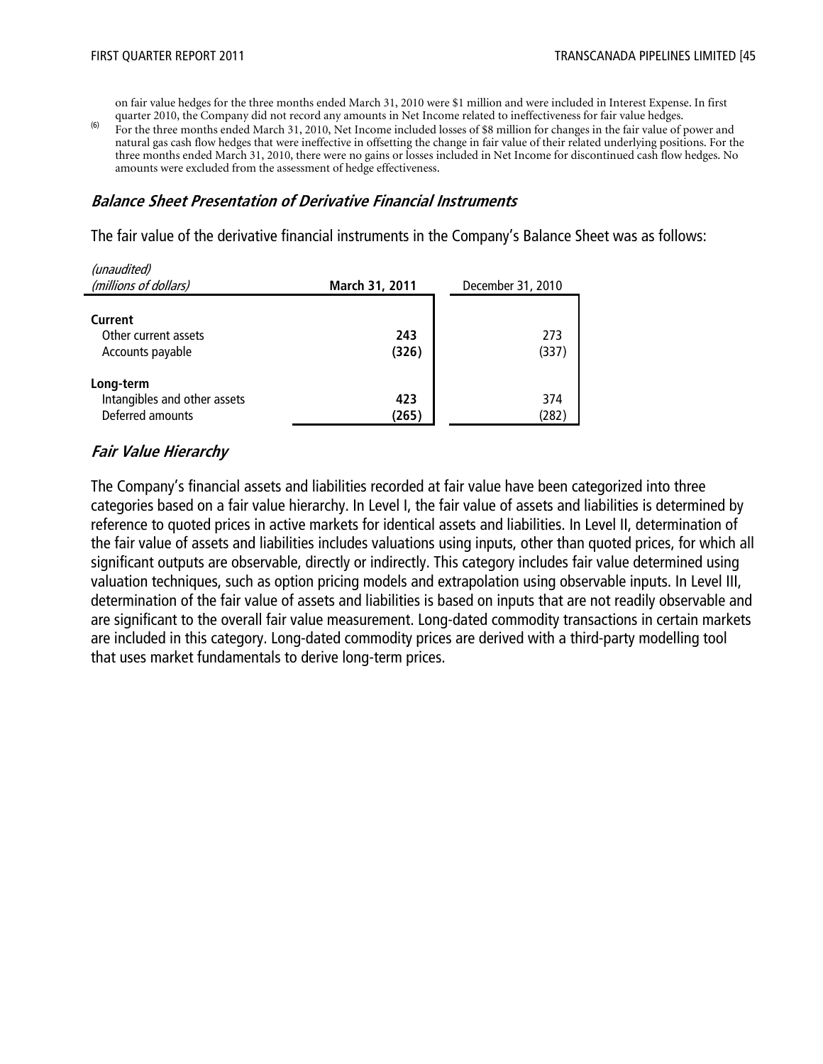on fair value hedges for the three months ended March 31, 2010 were $1 million and were included in Interest Expense. In first quarter 2010, the Company did not record any amounts in Net Income related to ineffectiveness for fair value hedges.

(6) For the three months ended March 31, 2010, Net Income included losses of $8 million for changes in the fair value of power and natural gas cash flow hedges that were ineffective in offsetting the change in fair value of their related underlying positions. For the three months ended March 31, 2010, there were no gains or losses included in Net Income for discontinued cash flow hedges. No amounts were excluded from the assessment of hedge effectiveness.

## *Balance Sheet Presentation of Derivative Financial Instruments*

The fair value of the derivative financial instruments in the Company's Balance Sheet was as follows:

| *(unaudited)* *(millions of dollars)* | **March 31, 2011** | December 31, 2010 |
|---|---|---|
| **Current** | | |
| Other current assets | **243** | 273 |
| Accounts payable | **(326)** | (337) |
| **Long-term** | | |
| Intangibles and other assets | **423** | 374 |
| Deferred amounts | **(265)** | (282) |

## *Fair Value Hierarchy*

The Company's financial assets and liabilities recorded at fair value have been categorized into three categories based on a fair value hierarchy. In Level I, the fair value of assets and liabilities is determined by reference to quoted prices in active markets for identical assets and liabilities. In Level II, determination of the fair value of assets and liabilities includes valuations using inputs, other than quoted prices, for which all significant outputs are observable, directly or indirectly. This category includes fair value determined using valuation techniques, such as option pricing models and extrapolation using observable inputs. In Level III, determination of the fair value of assets and liabilities is based on inputs that are not readily observable and are significant to the overall fair value measurement. Long-dated commodity transactions in certain markets are included in this category. Long-dated commodity prices are derived with a third-party modelling tool that uses market fundamentals to derive long-term prices.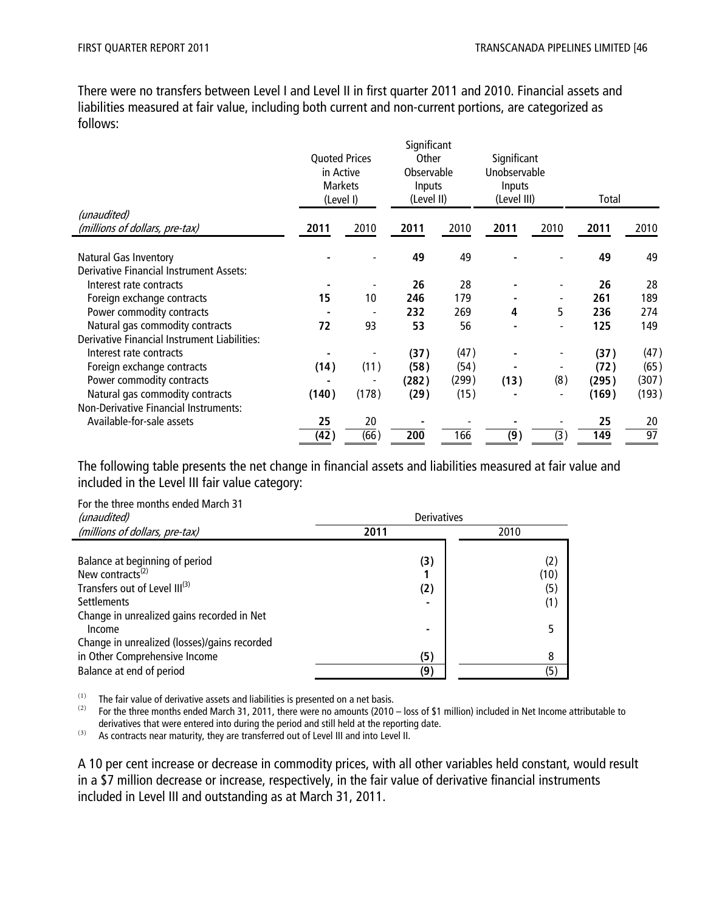There were no transfers between Level I and Level II in first quarter 2011 and 2010. Financial assets and liabilities measured at fair value, including both current and non-current portions, are categorized as follows:

| *(unaudited)* *(millions of dollars, pre-tax)* | Quoted Prices in Active Markets (Level I) | | Significant Other Observable Inputs (Level II) | | Significant Unobservable Inputs (Level III) | | Total | |
|---|---|---|---|---|---|---|---|---|
| | **2011** | 2010 | **2011** | 2010 | **2011** | 2010 | **2011** | 2010 |
| Natural Gas Inventory | **-** | - | **49** | 49 | **-** | - | **49** | 49 |
| Derivative Financial Instrument Assets: | | | | | | | | |
| Interest rate contracts | **-** | - | **26** | 28 | **-** | - | **26** | 28 |
| Foreign exchange contracts | **15** | 10 | **246** | 179 | **-** | - | **261** | 189 |
| Power commodity contracts | **-** | - | **232** | 269 | **4** | 5 | **236** | 274 |
| Natural gas commodity contracts | **72** | 93 | **53** | 56 | **-** | - | **125** | 149 |
| Derivative Financial Instrument Liabilities: | | | | | | | | |
| Interest rate contracts | **-** | - | **(37)** | (47) | **-** | - | **(37)** | (47) |
| Foreign exchange contracts | **(14)** | (11) | **(58)** | (54) | **-** | - | **(72)** | (65) |
| Power commodity contracts | **-** | - | **(282)** | (299) | **(13)** | (8) | **(295)** | (307) |
| Natural gas commodity contracts | **(140)** | (178) | **(29)** | (15) | **-** | - | **(169)** | (193) |
| Non-Derivative Financial Instruments: | | | | | | | | |
| Available-for-sale assets | **25** | 20 | **-** | - | **-** | - | **25** | 20 |
| | **(42)** | (66) | **200** | 166 | **(9)** | (3) | **149** | 97 |

The following table presents the net change in financial assets and liabilities measured at fair value and included in the Level III fair value category:

| For the three months ended March 31 *(unaudited)* *(millions of dollars, pre-tax)* | Derivatives | |
|---|---|---|
| | **2011** | 2010 |
| Balance at beginning of period | **(3)** | (2) |
| New contracts[2] | **1** | (10) |
| Transfers out of Level III[3] | **(2)** | (5) |
| Settlements | **-** | (1) |
| Change in unrealized gains recorded in Net Income | **-** | 5 |
| Change in unrealized (losses)/gains recorded in Other Comprehensive Income | **(5)** | 8 |
| Balance at end of period | **(9)** | (5) |

(1) The fair value of derivative assets and liabilities is presented on a net basis.

(2) For the three months ended March 31, 2011, there were no amounts (2010 – loss of $1 million) included in Net Income attributable to derivatives that were entered into during the period and still held at the reporting date.

(3) As contracts near maturity, they are transferred out of Level III and into Level II.

A 10 per cent increase or decrease in commodity prices, with all other variables held constant, would result in a $7 million decrease or increase, respectively, in the fair value of derivative financial instruments included in Level III and outstanding as at March 31, 2011.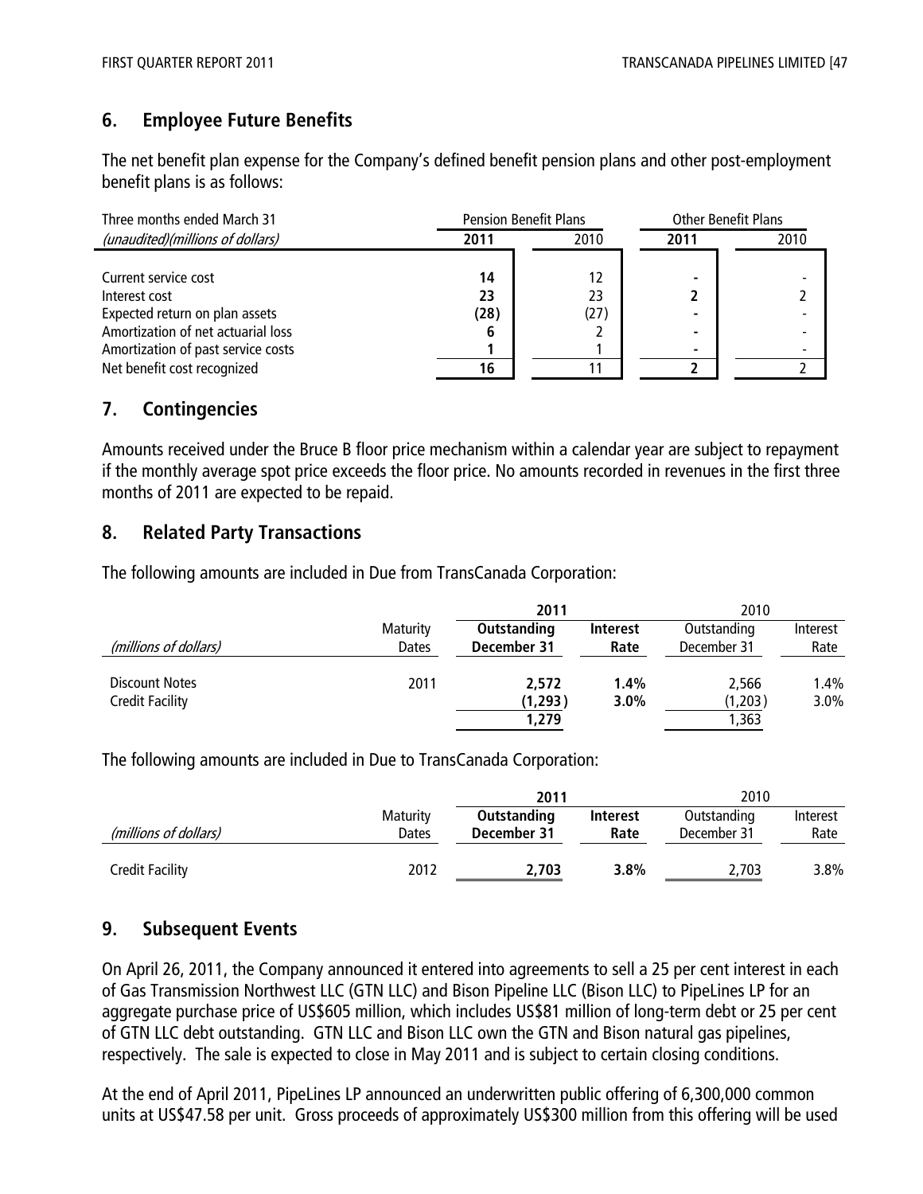## 6. Employee Future Benefits

The net benefit plan expense for the Company's defined benefit pension plans and other post-employment benefit plans is as follows:

| Three months ended March 31 | Pension Benefit Plans | | Other Benefit Plans | |
|---|---|---|---|---|
| *(unaudited)(millions of dollars)* | **2011** | 2010 | **2011** | 2010 |
| Current service cost | **14** | 12 | **-** | - |
| Interest cost | **23** | 23 | **2** | 2 |
| Expected return on plan assets | **(28)** | (27) | **-** | - |
| Amortization of net actuarial loss | **6** | 2 | **-** | - |
| Amortization of past service costs | **1** | 1 | **-** | - |
| Net benefit cost recognized | **16** | 11 | **2** | 2 |

## 7. Contingencies

Amounts received under the Bruce B floor price mechanism within a calendar year are subject to repayment if the monthly average spot price exceeds the floor price. No amounts recorded in revenues in the first three months of 2011 are expected to be repaid.

## 8. Related Party Transactions

The following amounts are included in Due from TransCanada Corporation:

| | | 2011 | | 2010 | |
|---|---|---|---|---|---|
| *(millions of dollars)* | Maturity Dates | **Outstanding December 31** | **Interest Rate** | Outstanding December 31 | Interest Rate |
| Discount Notes | 2011 | **2,572** | **1.4%** | 2,566 | 1.4% |
| Credit Facility | | **(1,293)** | **3.0%** | (1,203) | 3.0% |
| | | **1,279** | | 1,363 | |

The following amounts are included in Due to TransCanada Corporation:

| | | 2011 | | 2010 | |
|---|---|---|---|---|---|
| *(millions of dollars)* | Maturity Dates | **Outstanding December 31** | **Interest Rate** | Outstanding December 31 | Interest Rate |
| Credit Facility | 2012 | **2,703** | **3.8%** | 2,703 | 3.8% |

## 9. Subsequent Events

On April 26, 2011, the Company announced it entered into agreements to sell a 25 per cent interest in each of Gas Transmission Northwest LLC (GTN LLC) and Bison Pipeline LLC (Bison LLC) to PipeLines LP for an aggregate purchase price of US$605 million, which includes US$81 million of long-term debt or 25 per cent of GTN LLC debt outstanding. GTN LLC and Bison LLC own the GTN and Bison natural gas pipelines, respectively. The sale is expected to close in May 2011 and is subject to certain closing conditions.

At the end of April 2011, PipeLines LP announced an underwritten public offering of 6,300,000 common units at US$47.58 per unit. Gross proceeds of approximately US$300 million from this offering will be used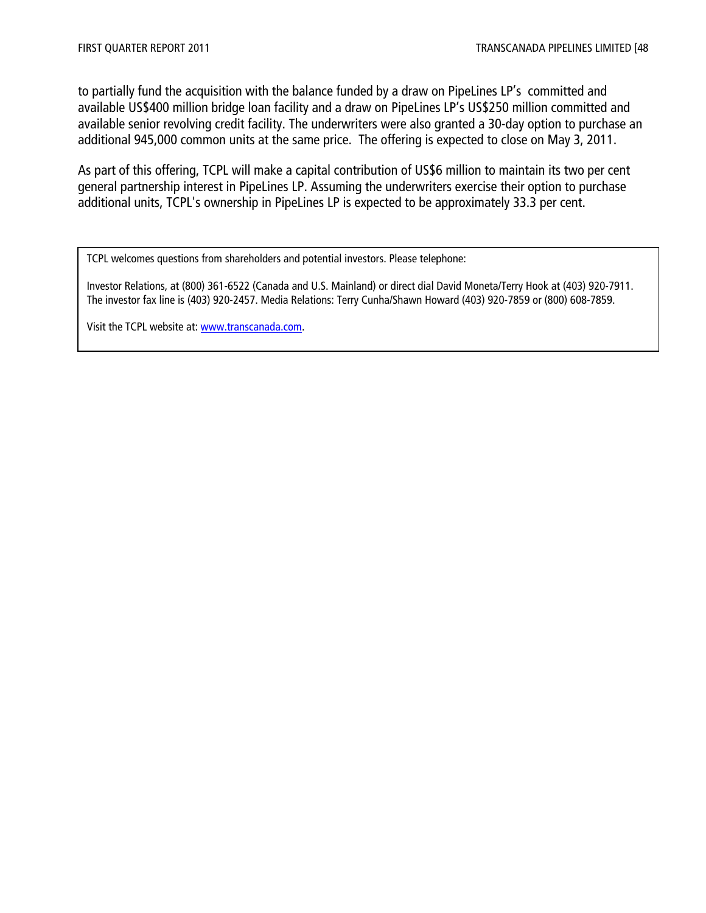to partially fund the acquisition with the balance funded by a draw on PipeLines LP's committed and available US$400 million bridge loan facility and a draw on PipeLines LP's US$250 million committed and available senior revolving credit facility. The underwriters were also granted a 30-day option to purchase an additional 945,000 common units at the same price. The offering is expected to close on May 3, 2011.

As part of this offering, TCPL will make a capital contribution of US$6 million to maintain its two per cent general partnership interest in PipeLines LP. Assuming the underwriters exercise their option to purchase additional units, TCPL's ownership in PipeLines LP is expected to be approximately 33.3 per cent.

TCPL welcomes questions from shareholders and potential investors. Please telephone:

Investor Relations, at (800) 361-6522 (Canada and U.S. Mainland) or direct dial David Moneta/Terry Hook at (403) 920-7911. The investor fax line is (403) 920-2457. Media Relations: Terry Cunha/Shawn Howard (403) 920-7859 or (800) 608-7859.

Visit the TCPL website at: www.transcanada.com.